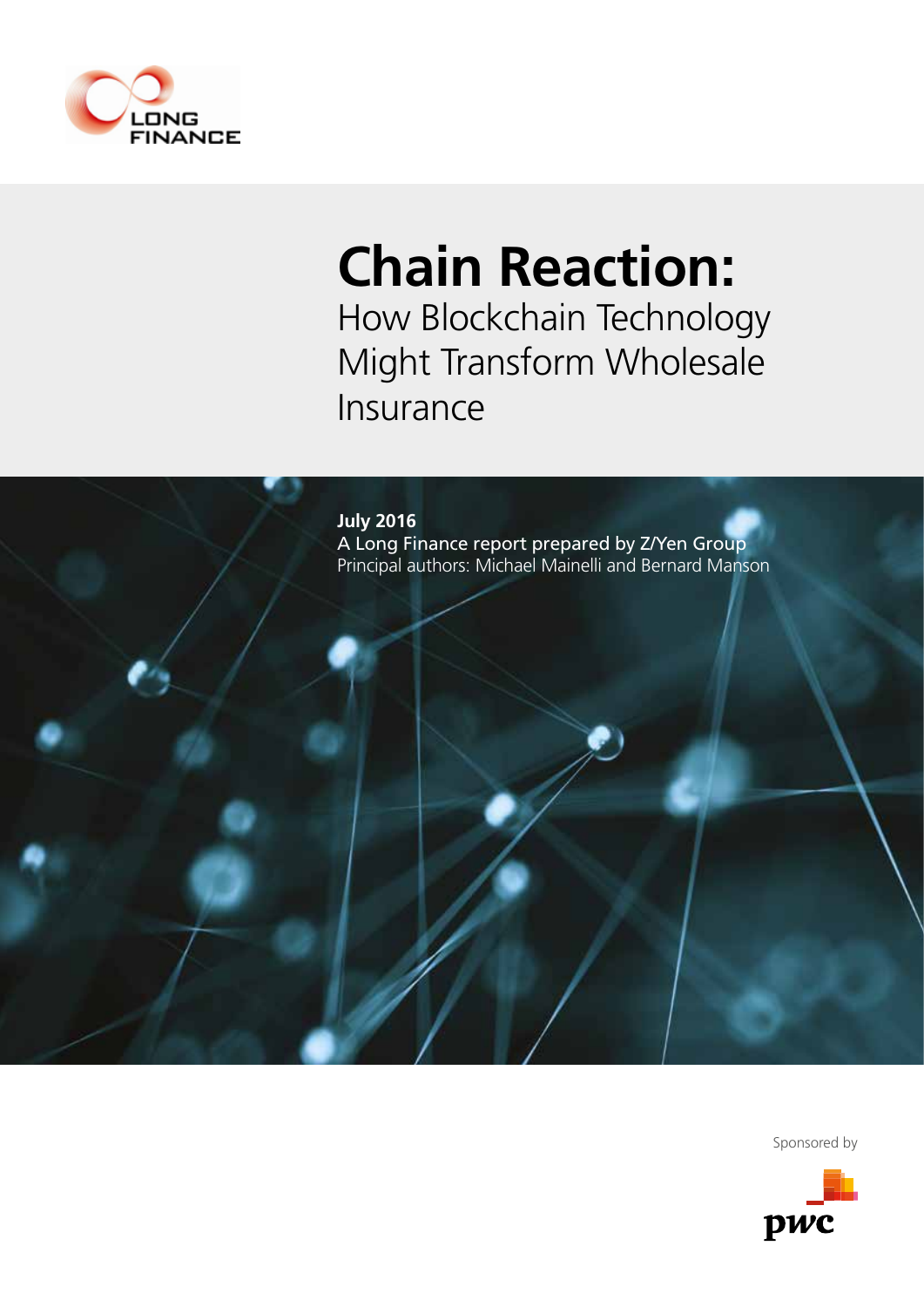LONG FINANCE

# Chain Reaction:

## How Blockchain Technology Might Transform Wholesale Insurance

**July 2016**

A Long Finance report prepared by Z/Yen Group

Principal authors: Michael Mainelli and Bernard Manson

Sponsored by

pwc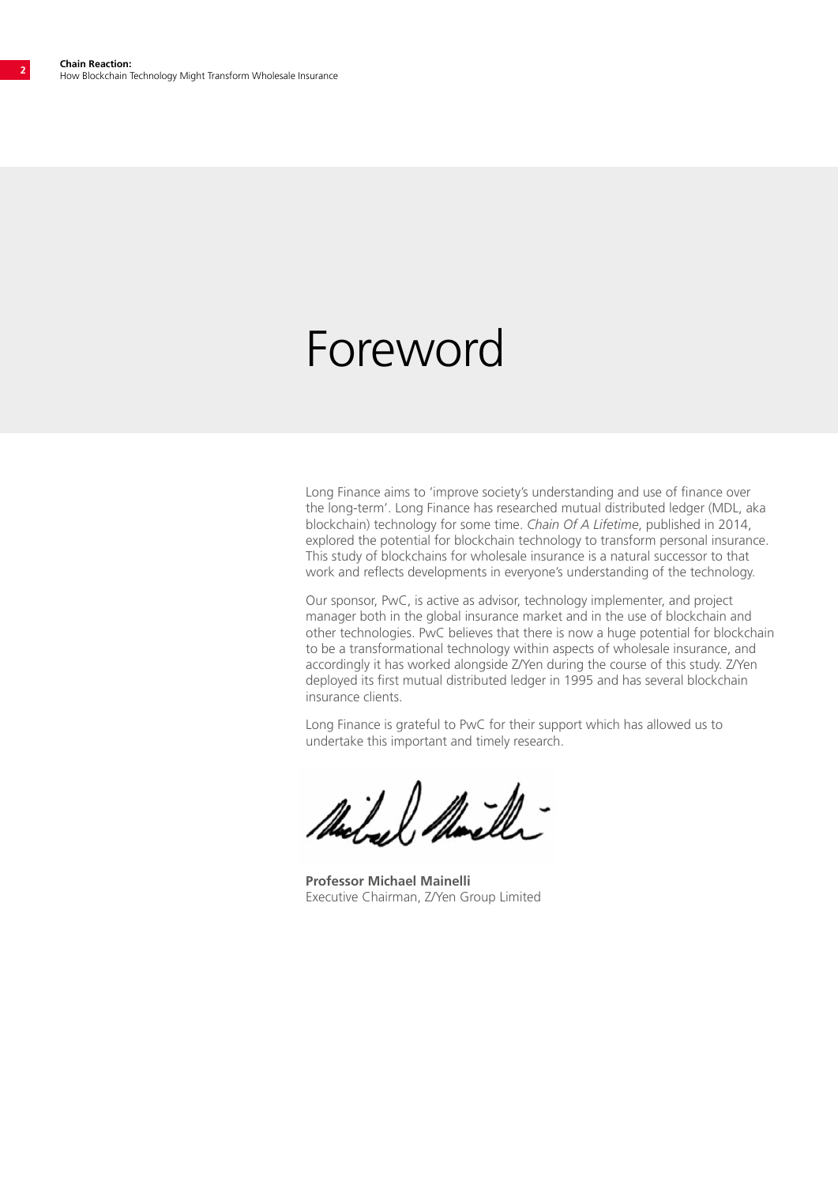# Foreword

Long Finance aims to 'improve society's understanding and use of finance over the long-term'. Long Finance has researched mutual distributed ledger (MDL, aka blockchain) technology for some time. *Chain Of A Lifetime*, published in 2014, explored the potential for blockchain technology to transform personal insurance. This study of blockchains for wholesale insurance is a natural successor to that work and reflects developments in everyone's understanding of the technology.

Our sponsor, PwC, is active as advisor, technology implementer, and project manager both in the global insurance market and in the use of blockchain and other technologies. PwC believes that there is now a huge potential for blockchain to be a transformational technology within aspects of wholesale insurance, and accordingly it has worked alongside Z/Yen during the course of this study. Z/Yen deployed its first mutual distributed ledger in 1995 and has several blockchain insurance clients.

Long Finance is grateful to PwC for their support which has allowed us to undertake this important and timely research.

**Professor Michael Mainelli**
Executive Chairman, Z/Yen Group Limited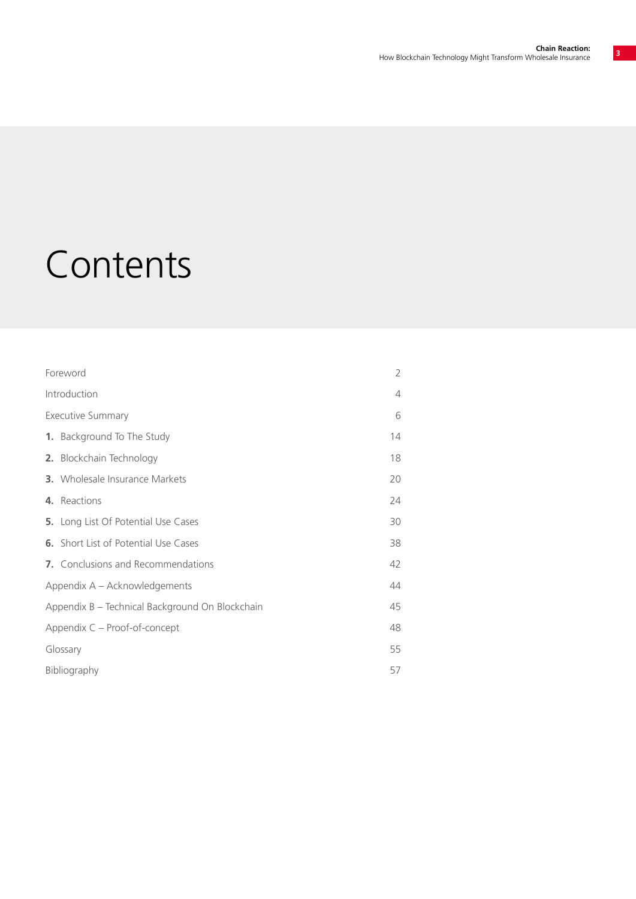# Contents

| | |
|---|---|
| Foreword | 2 |
| Introduction | 4 |
| Executive Summary | 6 |
| **1.** Background To The Study | 14 |
| **2.** Blockchain Technology | 18 |
| **3.** Wholesale Insurance Markets | 20 |
| **4.** Reactions | 24 |
| **5.** Long List Of Potential Use Cases | 30 |
| **6.** Short List of Potential Use Cases | 38 |
| **7.** Conclusions and Recommendations | 42 |
| Appendix A – Acknowledgements | 44 |
| Appendix B – Technical Background On Blockchain | 45 |
| Appendix C – Proof-of-concept | 48 |
| Glossary | 55 |
| Bibliography | 57 |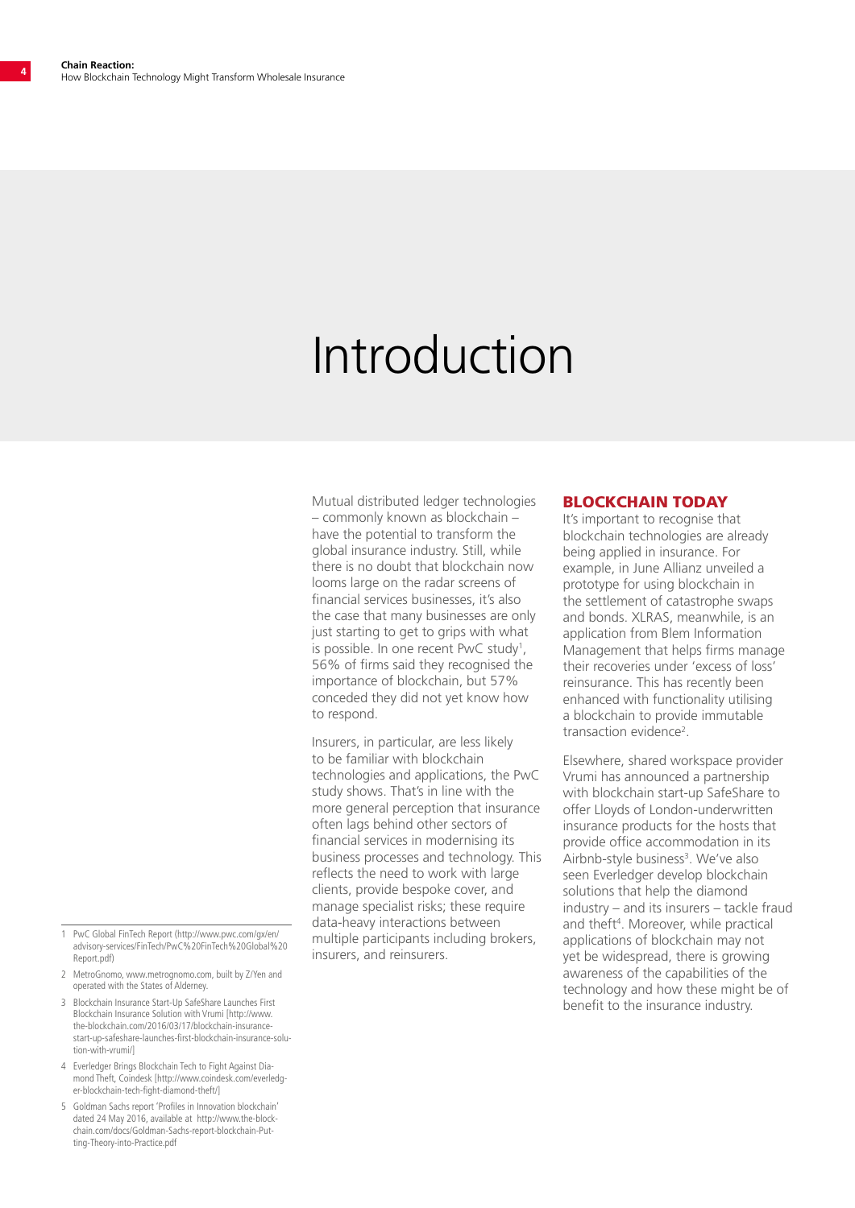# Introduction

Mutual distributed ledger technologies – commonly known as blockchain – have the potential to transform the global insurance industry. Still, while there is no doubt that blockchain now looms large on the radar screens of financial services businesses, it's also the case that many businesses are only just starting to get to grips with what is possible. In one recent PwC study[1], 56% of firms said they recognised the importance of blockchain, but 57% conceded they did not yet know how to respond.

Insurers, in particular, are less likely to be familiar with blockchain technologies and applications, the PwC study shows. That's in line with the more general perception that insurance often lags behind other sectors of financial services in modernising its business processes and technology. This reflects the need to work with large clients, provide bespoke cover, and manage specialist risks; these require data-heavy interactions between multiple participants including brokers, insurers, and reinsurers.

## BLOCKCHAIN TODAY

It's important to recognise that blockchain technologies are already being applied in insurance. For example, in June Allianz unveiled a prototype for using blockchain in the settlement of catastrophe swaps and bonds. XLRAS, meanwhile, is an application from Blem Information Management that helps firms manage their recoveries under 'excess of loss' reinsurance. This has recently been enhanced with functionality utilising a blockchain to provide immutable transaction evidence[2].

Elsewhere, shared workspace provider Vrumi has announced a partnership with blockchain start-up SafeShare to offer Lloyds of London-underwritten insurance products for the hosts that provide office accommodation in its Airbnb-style business[3]. We've also seen Everledger develop blockchain solutions that help the diamond industry – and its insurers – tackle fraud and theft[4]. Moreover, while practical applications of blockchain may not yet be widespread, there is growing awareness of the capabilities of the technology and how these might be of benefit to the insurance industry.

---

1 PwC Global FinTech Report (http://www.pwc.com/gx/en/advisory-services/FinTech/PwC%20FinTech%20Global%20Report.pdf)

2 MetroGnomo, www.metrognomo.com, built by Z/Yen and operated with the States of Alderney.

3 Blockchain Insurance Start-Up SafeShare Launches First Blockchain Insurance Solution with Vrumi [http://www.the-blockchain.com/2016/03/17/blockchain-insurance-start-up-safeshare-launches-first-blockchain-insurance-solution-with-vrumi/]

4 Everledger Brings Blockchain Tech to Fight Against Diamond Theft, Coindesk [http://www.coindesk.com/everledger-blockchain-tech-fight-diamond-theft/]

5 Goldman Sachs report 'Profiles in Innovation blockchain' dated 24 May 2016, available at http://www.the-blockchain.com/docs/Goldman-Sachs-report-blockchain-Putting-Theory-into-Practice.pdf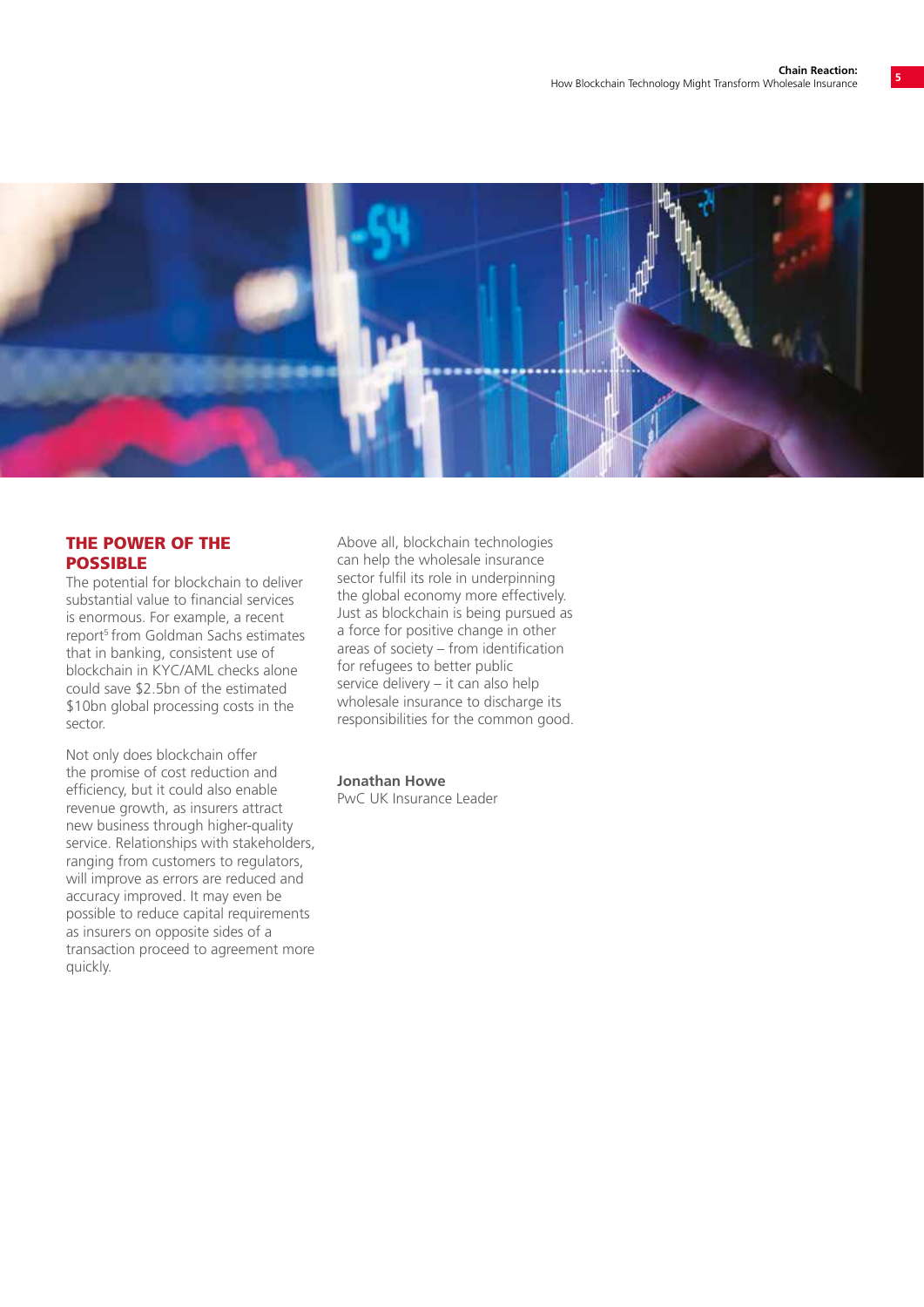## THE POWER OF THE POSSIBLE

The potential for blockchain to deliver substantial value to financial services is enormous. For example, a recent report[5] from Goldman Sachs estimates that in banking, consistent use of blockchain in KYC/AML checks alone could save $2.5bn of the estimated $10bn global processing costs in the sector.

Not only does blockchain offer the promise of cost reduction and efficiency, but it could also enable revenue growth, as insurers attract new business through higher-quality service. Relationships with stakeholders, ranging from customers to regulators, will improve as errors are reduced and accuracy improved. It may even be possible to reduce capital requirements as insurers on opposite sides of a transaction proceed to agreement more quickly.

Above all, blockchain technologies can help the wholesale insurance sector fulfil its role in underpinning the global economy more effectively. Just as blockchain is being pursued as a force for positive change in other areas of society – from identification for refugees to better public service delivery – it can also help wholesale insurance to discharge its responsibilities for the common good.

**Jonathan Howe**
PwC UK Insurance Leader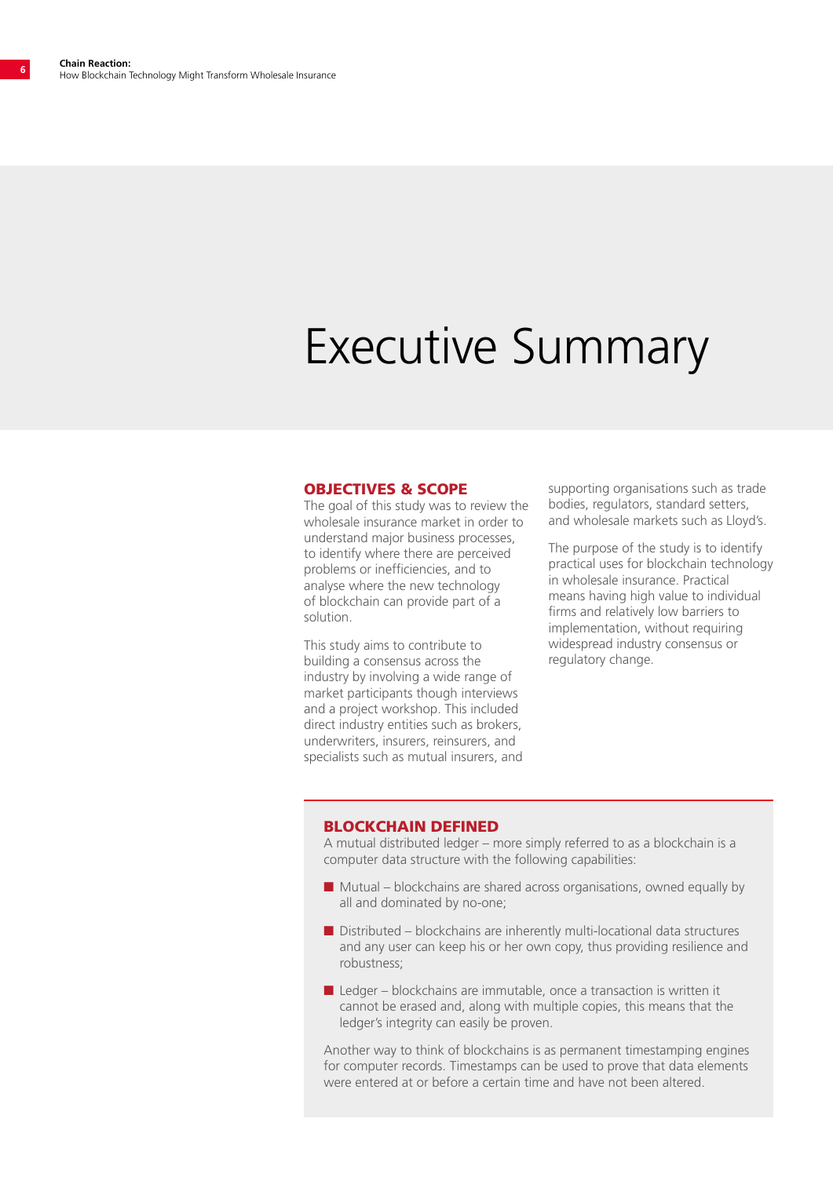# Executive Summary

## OBJECTIVES & SCOPE

The goal of this study was to review the wholesale insurance market in order to understand major business processes, to identify where there are perceived problems or inefficiencies, and to analyse where the new technology of blockchain can provide part of a solution.

This study aims to contribute to building a consensus across the industry by involving a wide range of market participants though interviews and a project workshop. This included direct industry entities such as brokers, underwriters, insurers, reinsurers, and specialists such as mutual insurers, and supporting organisations such as trade bodies, regulators, standard setters, and wholesale markets such as Lloyd's.

The purpose of the study is to identify practical uses for blockchain technology in wholesale insurance. Practical means having high value to individual firms and relatively low barriers to implementation, without requiring widespread industry consensus or regulatory change.

## BLOCKCHAIN DEFINED

A mutual distributed ledger – more simply referred to as a blockchain is a computer data structure with the following capabilities:

- Mutual – blockchains are shared across organisations, owned equally by all and dominated by no-one;
- Distributed – blockchains are inherently multi-locational data structures and any user can keep his or her own copy, thus providing resilience and robustness;
- Ledger – blockchains are immutable, once a transaction is written it cannot be erased and, along with multiple copies, this means that the ledger's integrity can easily be proven.

Another way to think of blockchains is as permanent timestamping engines for computer records. Timestamps can be used to prove that data elements were entered at or before a certain time and have not been altered.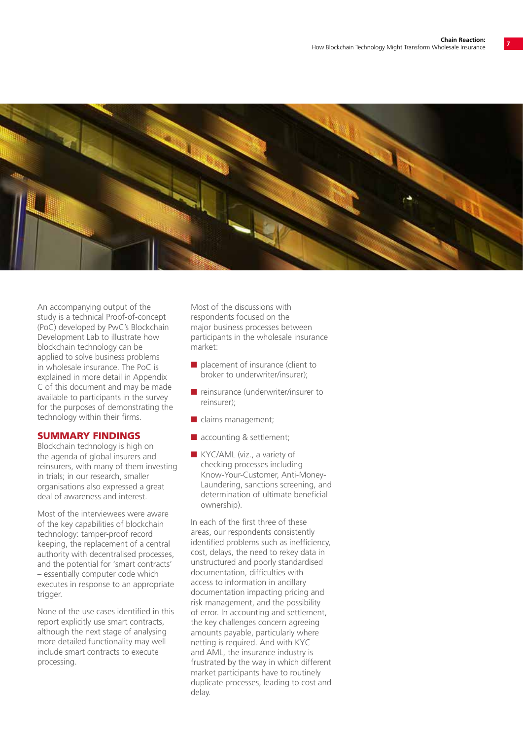An accompanying output of the study is a technical Proof-of-concept (PoC) developed by PwC's Blockchain Development Lab to illustrate how blockchain technology can be applied to solve business problems in wholesale insurance. The PoC is explained in more detail in Appendix C of this document and may be made available to participants in the survey for the purposes of demonstrating the technology within their firms.

## SUMMARY FINDINGS

Blockchain technology is high on the agenda of global insurers and reinsurers, with many of them investing in trials; in our research, smaller organisations also expressed a great deal of awareness and interest.

Most of the interviewees were aware of the key capabilities of blockchain technology: tamper-proof record keeping, the replacement of a central authority with decentralised processes, and the potential for 'smart contracts' – essentially computer code which executes in response to an appropriate trigger.

None of the use cases identified in this report explicitly use smart contracts, although the next stage of analysing more detailed functionality may well include smart contracts to execute processing.

Most of the discussions with respondents focused on the major business processes between participants in the wholesale insurance market:

- placement of insurance (client to broker to underwriter/insurer);
- reinsurance (underwriter/insurer to reinsurer);
- claims management;
- accounting & settlement;
- KYC/AML (viz., a variety of checking processes including Know-Your-Customer, Anti-Money-Laundering, sanctions screening, and determination of ultimate beneficial ownership).

In each of the first three of these areas, our respondents consistently identified problems such as inefficiency, cost, delays, the need to rekey data in unstructured and poorly standardised documentation, difficulties with access to information in ancillary documentation impacting pricing and risk management, and the possibility of error. In accounting and settlement, the key challenges concern agreeing amounts payable, particularly where netting is required. And with KYC and AML, the insurance industry is frustrated by the way in which different market participants have to routinely duplicate processes, leading to cost and delay.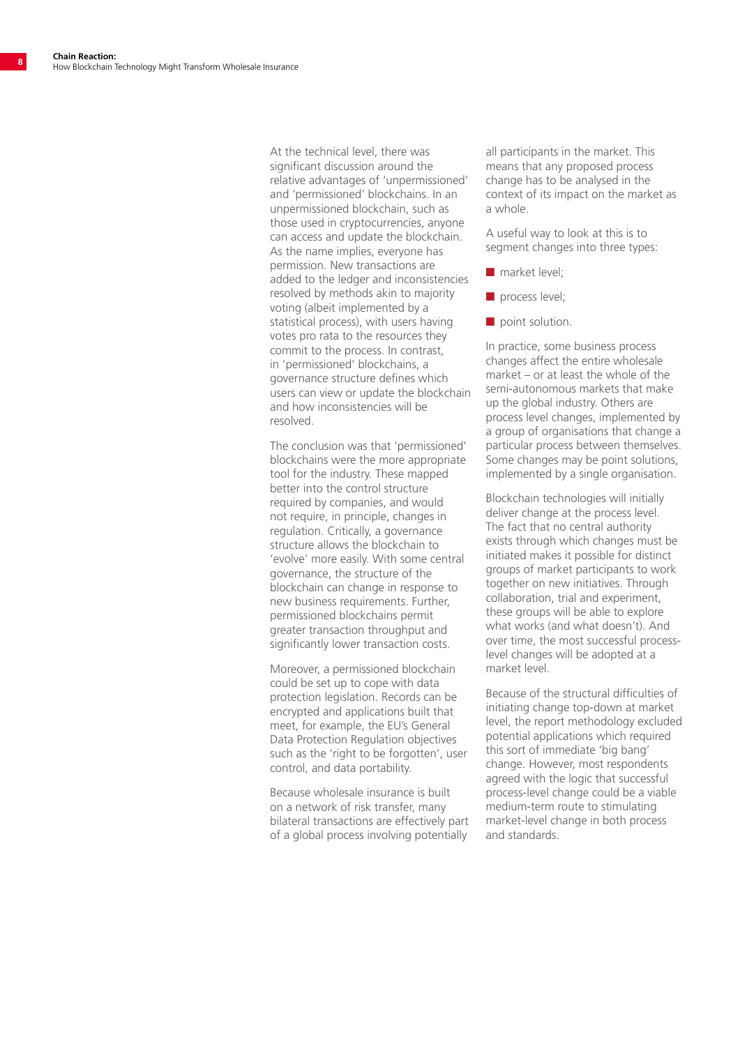At the technical level, there was significant discussion around the relative advantages of 'unpermissioned' and 'permissioned' blockchains. In an unpermissioned blockchain, such as those used in cryptocurrencies, anyone can access and update the blockchain. As the name implies, everyone has permission. New transactions are added to the ledger and inconsistencies resolved by methods akin to majority voting (albeit implemented by a statistical process), with users having votes pro rata to the resources they commit to the process. In contrast, in 'permissioned' blockchains, a governance structure defines which users can view or update the blockchain and how inconsistencies will be resolved.

The conclusion was that 'permissioned' blockchains were the more appropriate tool for the industry. These mapped better into the control structure required by companies, and would not require, in principle, changes in regulation. Critically, a governance structure allows the blockchain to 'evolve' more easily. With some central governance, the structure of the blockchain can change in response to new business requirements. Further, permissioned blockchains permit greater transaction throughput and significantly lower transaction costs.

Moreover, a permissioned blockchain could be set up to cope with data protection legislation. Records can be encrypted and applications built that meet, for example, the EU's General Data Protection Regulation objectives such as the 'right to be forgotten', user control, and data portability.

Because wholesale insurance is built on a network of risk transfer, many bilateral transactions are effectively part of a global process involving potentially all participants in the market. This means that any proposed process change has to be analysed in the context of its impact on the market as a whole.

A useful way to look at this is to segment changes into three types:

- market level;
- process level;
- point solution.

In practice, some business process changes affect the entire wholesale market – or at least the whole of the semi-autonomous markets that make up the global industry. Others are process level changes, implemented by a group of organisations that change a particular process between themselves. Some changes may be point solutions, implemented by a single organisation.

Blockchain technologies will initially deliver change at the process level. The fact that no central authority exists through which changes must be initiated makes it possible for distinct groups of market participants to work together on new initiatives. Through collaboration, trial and experiment, these groups will be able to explore what works (and what doesn't). And over time, the most successful process-level changes will be adopted at a market level.

Because of the structural difficulties of initiating change top-down at market level, the report methodology excluded potential applications which required this sort of immediate 'big bang' change. However, most respondents agreed with the logic that successful process-level change could be a viable medium-term route to stimulating market-level change in both process and standards.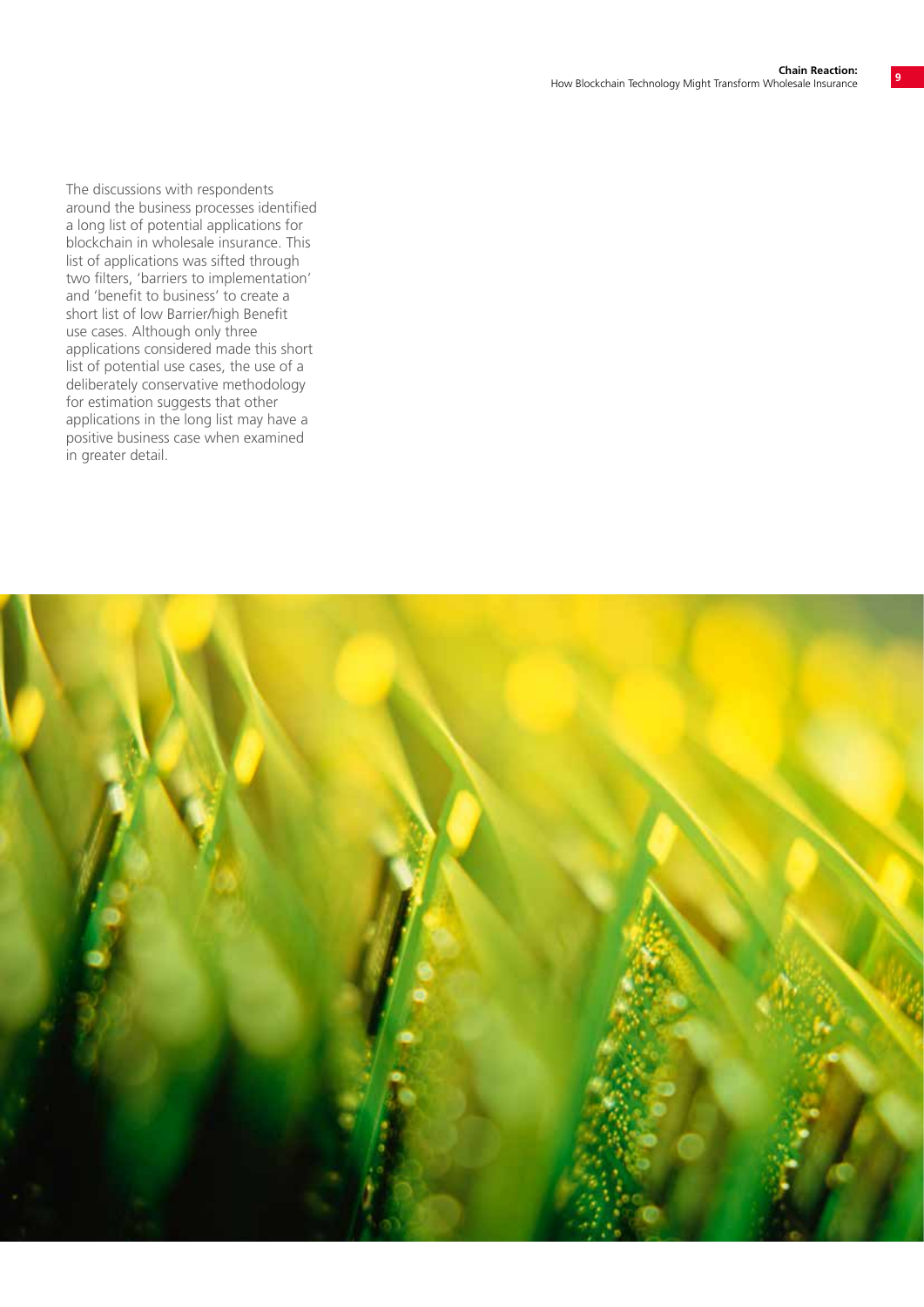The discussions with respondents around the business processes identified a long list of potential applications for blockchain in wholesale insurance. This list of applications was sifted through two filters, 'barriers to implementation' and 'benefit to business' to create a short list of low Barrier/high Benefit use cases. Although only three applications considered made this short list of potential use cases, the use of a deliberately conservative methodology for estimation suggests that other applications in the long list may have a positive business case when examined in greater detail.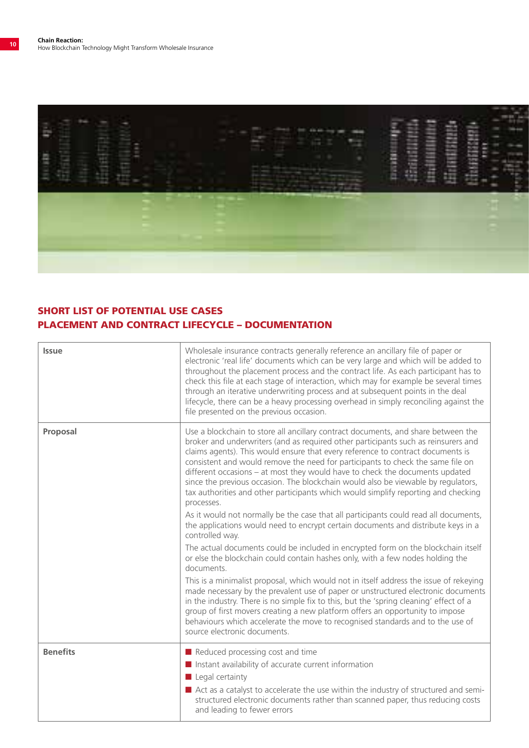## SHORT LIST OF POTENTIAL USE CASES
## PLACEMENT AND CONTRACT LIFECYCLE – DOCUMENTATION

| | |
|---|---|
| **Issue** | Wholesale insurance contracts generally reference an ancillary file of paper or electronic 'real life' documents which can be very large and which will be added to throughout the placement process and the contract life. As each participant has to check this file at each stage of interaction, which may for example be several times through an iterative underwriting process and at subsequent points in the deal lifecycle, there can be a heavy processing overhead in simply reconciling against the file presented on the previous occasion. |
| **Proposal** | Use a blockchain to store all ancillary contract documents, and share between the broker and underwriters (and as required other participants such as reinsurers and claims agents). This would ensure that every reference to contract documents is consistent and would remove the need for participants to check the same file on different occasions – at most they would have to check the documents updated since the previous occasion. The blockchain would also be viewable by regulators, tax authorities and other participants which would simplify reporting and checking processes.<br><br>As it would not normally be the case that all participants could read all documents, the applications would need to encrypt certain documents and distribute keys in a controlled way.<br><br>The actual documents could be included in encrypted form on the blockchain itself or else the blockchain could contain hashes only, with a few nodes holding the documents.<br><br>This is a minimalist proposal, which would not in itself address the issue of rekeying made necessary by the prevalent use of paper or unstructured electronic documents in the industry. There is no simple fix to this, but the 'spring cleaning' effect of a group of first movers creating a new platform offers an opportunity to impose behaviours which accelerate the move to recognised standards and to the use of source electronic documents. |
| **Benefits** | ■ Reduced processing cost and time<br>■ Instant availability of accurate current information<br>■ Legal certainty<br>■ Act as a catalyst to accelerate the use within the industry of structured and semi-structured electronic documents rather than scanned paper, thus reducing costs and leading to fewer errors |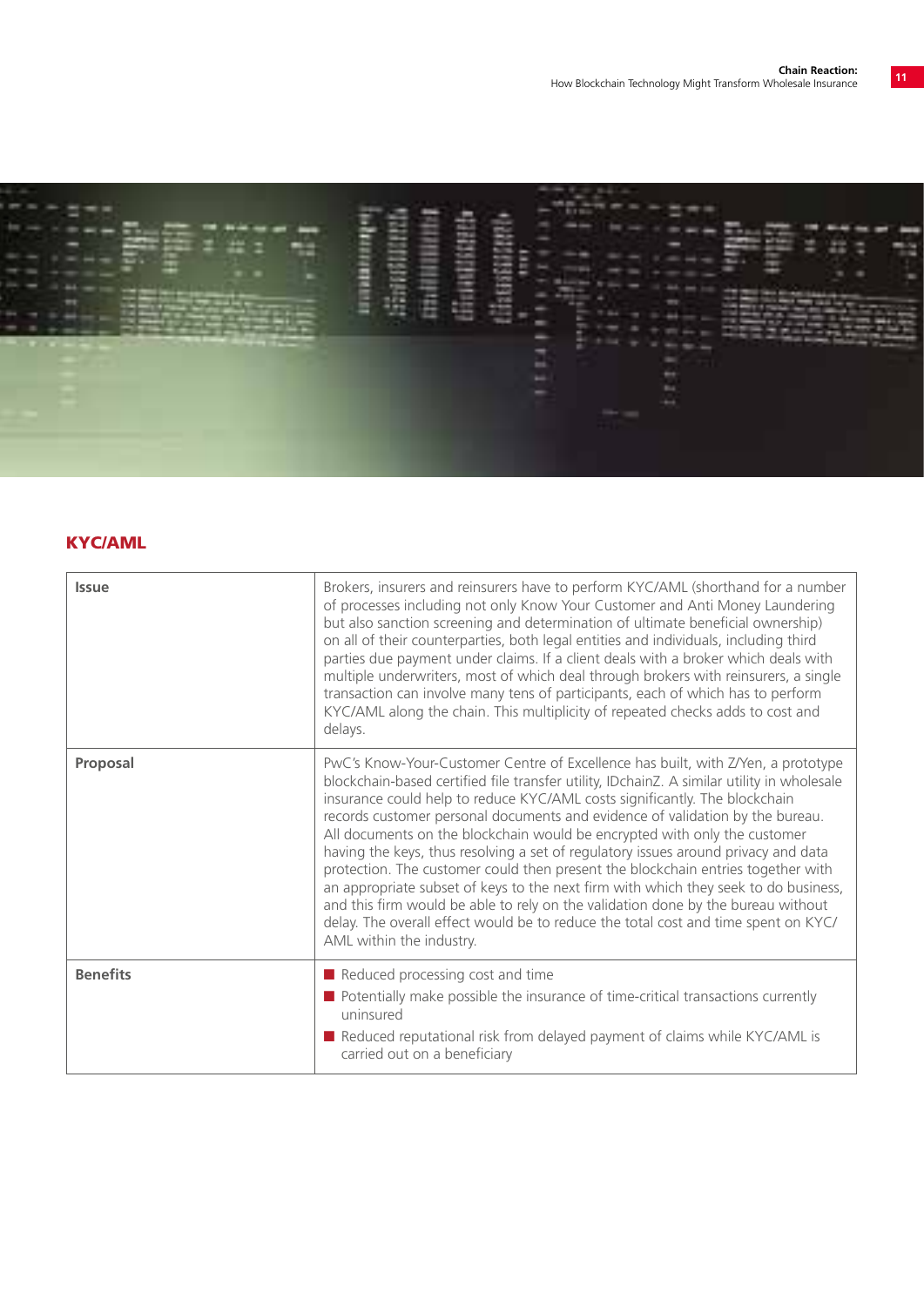## KYC/AML

| | |
|---|---|
| **Issue** | Brokers, insurers and reinsurers have to perform KYC/AML (shorthand for a number of processes including not only Know Your Customer and Anti Money Laundering but also sanction screening and determination of ultimate beneficial ownership) on all of their counterparties, both legal entities and individuals, including third parties due payment under claims. If a client deals with a broker which deals with multiple underwriters, most of which deal through brokers with reinsurers, a single transaction can involve many tens of participants, each of which has to perform KYC/AML along the chain. This multiplicity of repeated checks adds to cost and delays. |
| **Proposal** | PwC's Know-Your-Customer Centre of Excellence has built, with Z/Yen, a prototype blockchain-based certified file transfer utility, IDchainZ. A similar utility in wholesale insurance could help to reduce KYC/AML costs significantly. The blockchain records customer personal documents and evidence of validation by the bureau. All documents on the blockchain would be encrypted with only the customer having the keys, thus resolving a set of regulatory issues around privacy and data protection. The customer could then present the blockchain entries together with an appropriate subset of keys to the next firm with which they seek to do business, and this firm would be able to rely on the validation done by the bureau without delay. The overall effect would be to reduce the total cost and time spent on KYC/AML within the industry. |
| **Benefits** | ■ Reduced processing cost and time<br>■ Potentially make possible the insurance of time-critical transactions currently uninsured<br>■ Reduced reputational risk from delayed payment of claims while KYC/AML is carried out on a beneficiary |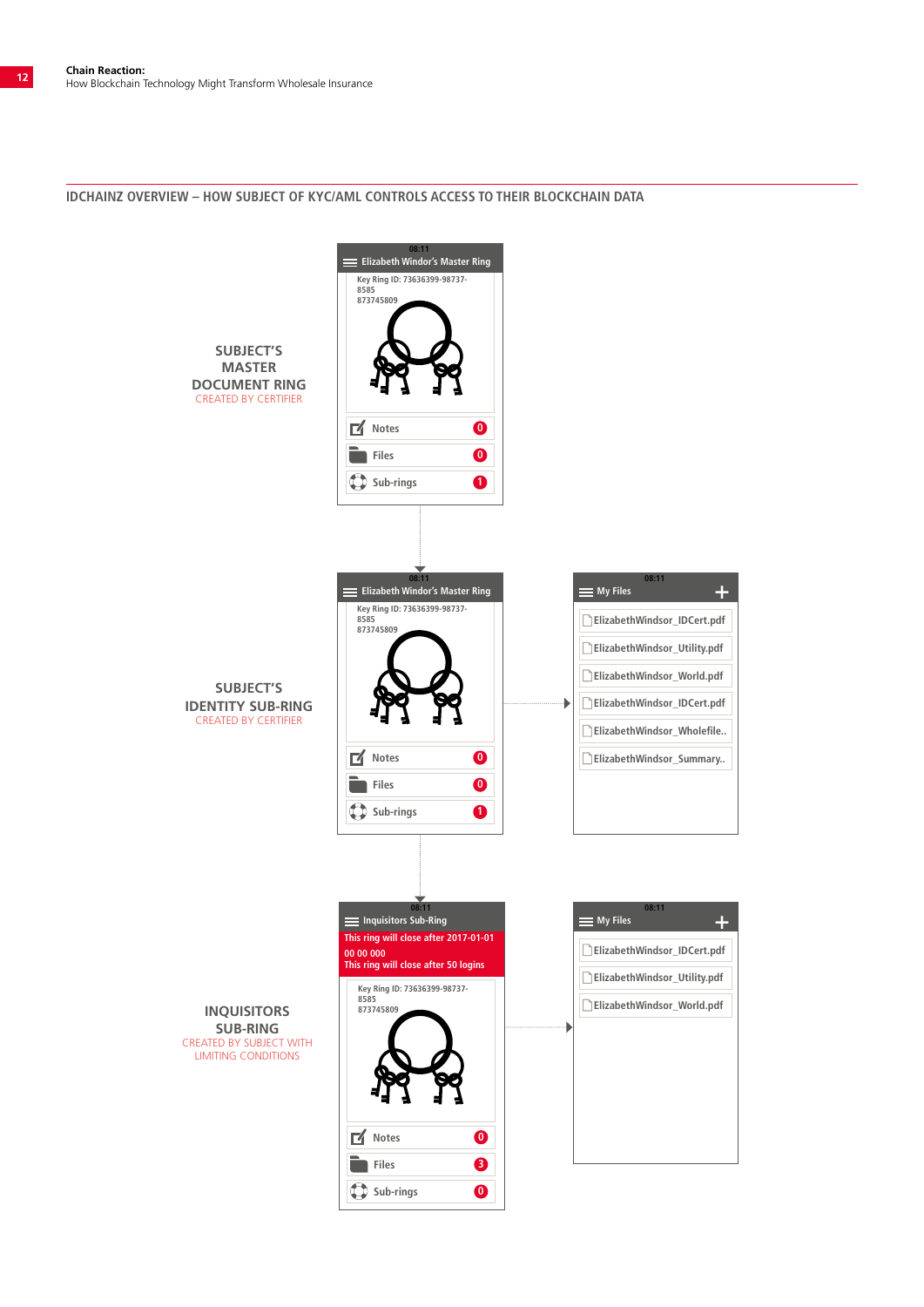## IDCHAINZ OVERVIEW – HOW SUBJECT OF KYC/AML CONTROLS ACCESS TO THEIR BLOCKCHAIN DATA

**SUBJECT'S MASTER DOCUMENT RING**
CREATED BY CERTIFIER

08:11
Elizabeth Windor's Master Ring
Key Ring ID: 73636399-98737-8585 873745809
Notes 0
Files 0
Sub-rings 1

**SUBJECT'S IDENTITY SUB-RING**
CREATED BY CERTIFIER

08:11
Elizabeth Windor's Master Ring
Key Ring ID: 73636399-98737-8585 873745809
Notes 0
Files 0
Sub-rings 1

08:11
My Files
ElizabethWindsor_IDCert.pdf
ElizabethWindsor_Utility.pdf
ElizabethWindsor_World.pdf
ElizabethWindsor_IDCert.pdf
ElizabethWindsor_Wholefile..
ElizabethWindsor_Summary..

**INQUISITORS SUB-RING**
CREATED BY SUBJECT WITH LIMITING CONDITIONS

08:11
Inquisitors Sub-Ring
This ring will close after 2017-01-01 00 00 000
This ring will close after 50 logins
Key Ring ID: 73636399-98737-8585 873745809
Notes 0
Files 3
Sub-rings 0

08:11
My Files
ElizabethWindsor_IDCert.pdf
ElizabethWindsor_Utility.pdf
ElizabethWindsor_World.pdf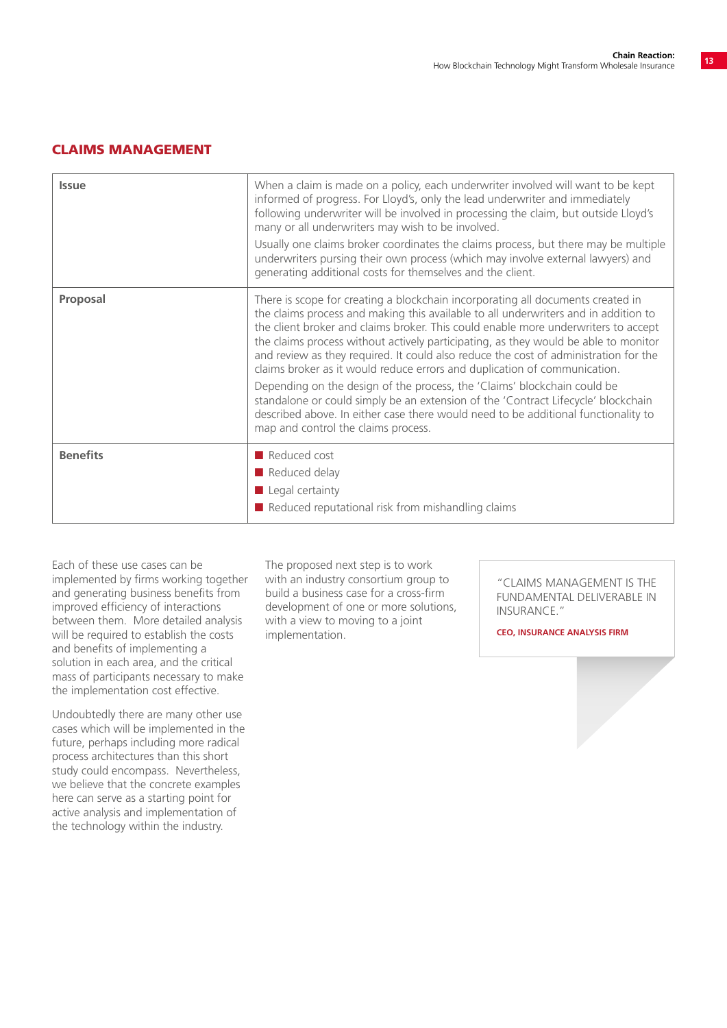## CLAIMS MANAGEMENT

| | |
|---|---|
| **Issue** | When a claim is made on a policy, each underwriter involved will want to be kept informed of progress. For Lloyd's, only the lead underwriter and immediately following underwriter will be involved in processing the claim, but outside Lloyd's many or all underwriters may wish to be involved.<br><br>Usually one claims broker coordinates the claims process, but there may be multiple underwriters pursing their own process (which may involve external lawyers) and generating additional costs for themselves and the client. |
| **Proposal** | There is scope for creating a blockchain incorporating all documents created in the claims process and making this available to all underwriters and in addition to the client broker and claims broker. This could enable more underwriters to accept the claims process without actively participating, as they would be able to monitor and review as they required. It could also reduce the cost of administration for the claims broker as it would reduce errors and duplication of communication.<br><br>Depending on the design of the process, the 'Claims' blockchain could be standalone or could simply be an extension of the 'Contract Lifecycle' blockchain described above. In either case there would need to be additional functionality to map and control the claims process. |
| **Benefits** | ■ Reduced cost<br>■ Reduced delay<br>■ Legal certainty<br>■ Reduced reputational risk from mishandling claims |

Each of these use cases can be implemented by firms working together and generating business benefits from improved efficiency of interactions between them. More detailed analysis will be required to establish the costs and benefits of implementing a solution in each area, and the critical mass of participants necessary to make the implementation cost effective.

Undoubtedly there are many other use cases which will be implemented in the future, perhaps including more radical process architectures than this short study could encompass. Nevertheless, we believe that the concrete examples here can serve as a starting point for active analysis and implementation of the technology within the industry.

The proposed next step is to work with an industry consortium group to build a business case for a cross-firm development of one or more solutions, with a view to moving to a joint implementation.

> "CLAIMS MANAGEMENT IS THE FUNDAMENTAL DELIVERABLE IN INSURANCE."
>
> **CEO, INSURANCE ANALYSIS FIRM**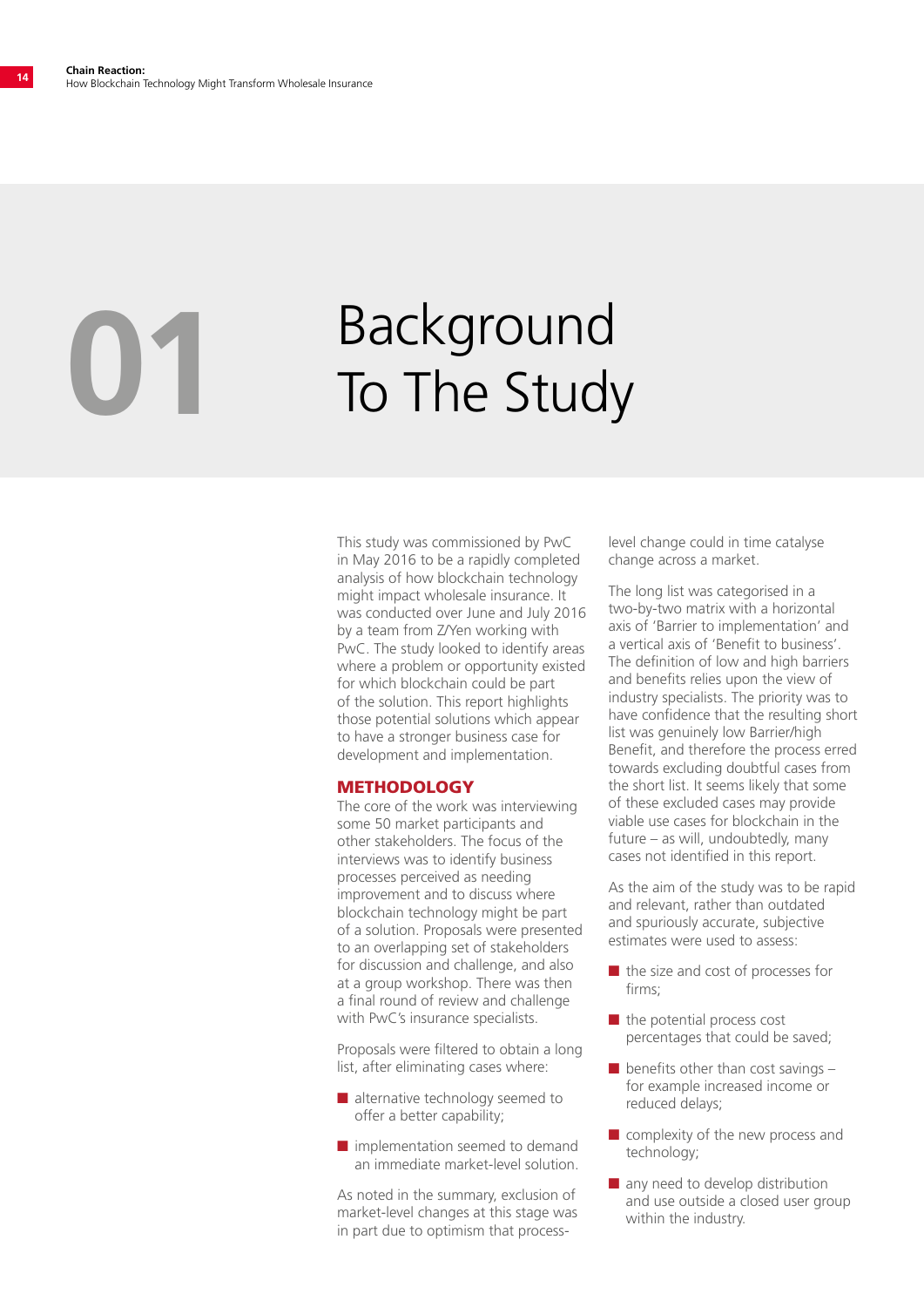# 01 Background To The Study

This study was commissioned by PwC in May 2016 to be a rapidly completed analysis of how blockchain technology might impact wholesale insurance. It was conducted over June and July 2016 by a team from Z/Yen working with PwC. The study looked to identify areas where a problem or opportunity existed for which blockchain could be part of the solution. This report highlights those potential solutions which appear to have a stronger business case for development and implementation.

## METHODOLOGY

The core of the work was interviewing some 50 market participants and other stakeholders. The focus of the interviews was to identify business processes perceived as needing improvement and to discuss where blockchain technology might be part of a solution. Proposals were presented to an overlapping set of stakeholders for discussion and challenge, and also at a group workshop. There was then a final round of review and challenge with PwC's insurance specialists.

Proposals were filtered to obtain a long list, after eliminating cases where:

- alternative technology seemed to offer a better capability;
- implementation seemed to demand an immediate market-level solution.

As noted in the summary, exclusion of market-level changes at this stage was in part due to optimism that process-level change could in time catalyse change across a market.

The long list was categorised in a two-by-two matrix with a horizontal axis of 'Barrier to implementation' and a vertical axis of 'Benefit to business'. The definition of low and high barriers and benefits relies upon the view of industry specialists. The priority was to have confidence that the resulting short list was genuinely low Barrier/high Benefit, and therefore the process erred towards excluding doubtful cases from the short list. It seems likely that some of these excluded cases may provide viable use cases for blockchain in the future – as will, undoubtedly, many cases not identified in this report.

As the aim of the study was to be rapid and relevant, rather than outdated and spuriously accurate, subjective estimates were used to assess:

- the size and cost of processes for firms;
- the potential process cost percentages that could be saved;
- benefits other than cost savings – for example increased income or reduced delays;
- complexity of the new process and technology;
- any need to develop distribution and use outside a closed user group within the industry.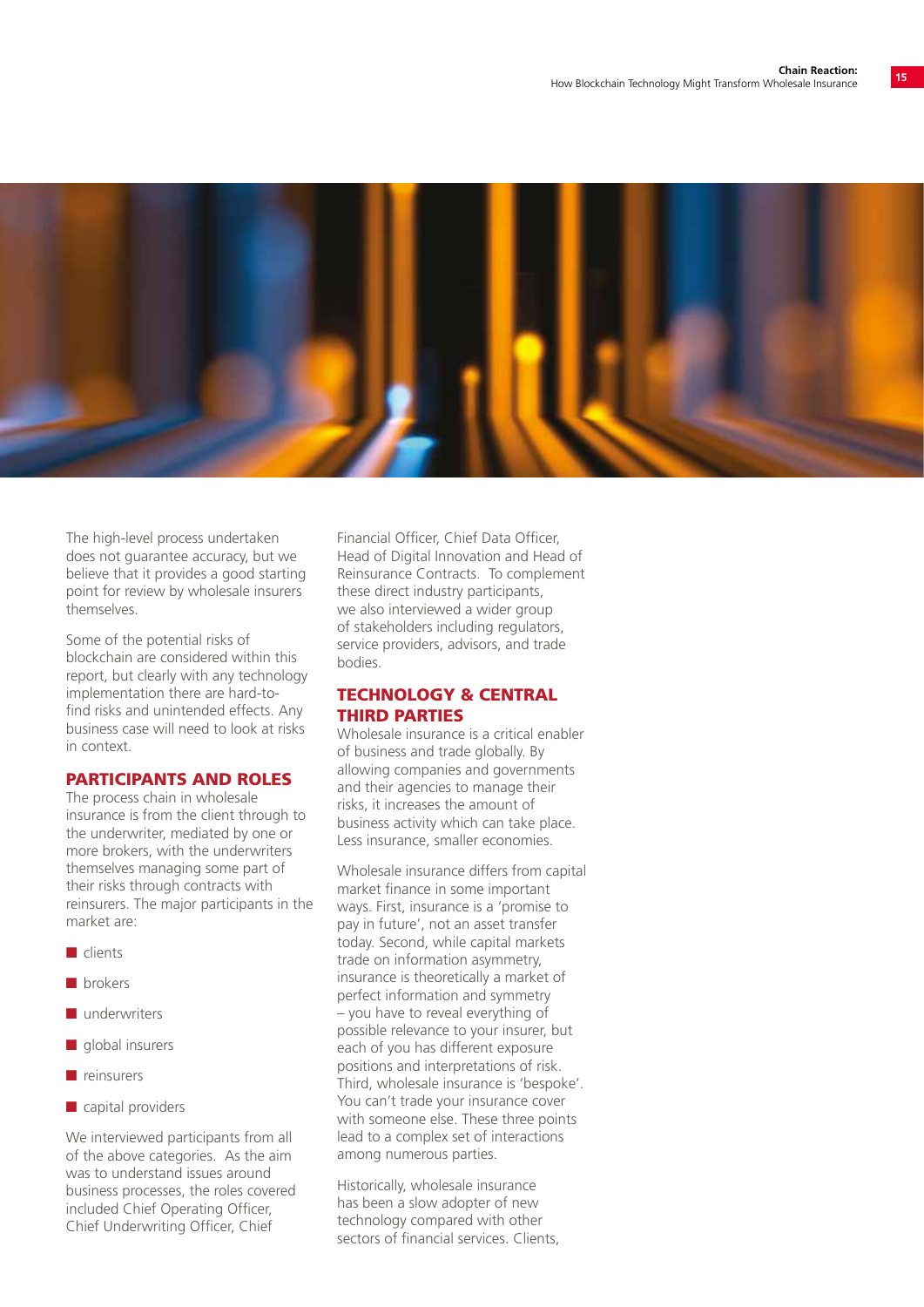The high-level process undertaken does not guarantee accuracy, but we believe that it provides a good starting point for review by wholesale insurers themselves.

Some of the potential risks of blockchain are considered within this report, but clearly with any technology implementation there are hard-to-find risks and unintended effects. Any business case will need to look at risks in context.

## PARTICIPANTS AND ROLES

The process chain in wholesale insurance is from the client through to the underwriter, mediated by one or more brokers, with the underwriters themselves managing some part of their risks through contracts with reinsurers. The major participants in the market are:

- clients
- brokers
- underwriters
- global insurers
- reinsurers
- capital providers

We interviewed participants from all of the above categories. As the aim was to understand issues around business processes, the roles covered included Chief Operating Officer, Chief Underwriting Officer, Chief Financial Officer, Chief Data Officer, Head of Digital Innovation and Head of Reinsurance Contracts. To complement these direct industry participants, we also interviewed a wider group of stakeholders including regulators, service providers, advisors, and trade bodies.

## TECHNOLOGY & CENTRAL THIRD PARTIES

Wholesale insurance is a critical enabler of business and trade globally. By allowing companies and governments and their agencies to manage their risks, it increases the amount of business activity which can take place. Less insurance, smaller economies.

Wholesale insurance differs from capital market finance in some important ways. First, insurance is a 'promise to pay in future', not an asset transfer today. Second, while capital markets trade on information asymmetry, insurance is theoretically a market of perfect information and symmetry – you have to reveal everything of possible relevance to your insurer, but each of you has different exposure positions and interpretations of risk. Third, wholesale insurance is 'bespoke'. You can't trade your insurance cover with someone else. These three points lead to a complex set of interactions among numerous parties.

Historically, wholesale insurance has been a slow adopter of new technology compared with other sectors of financial services. Clients,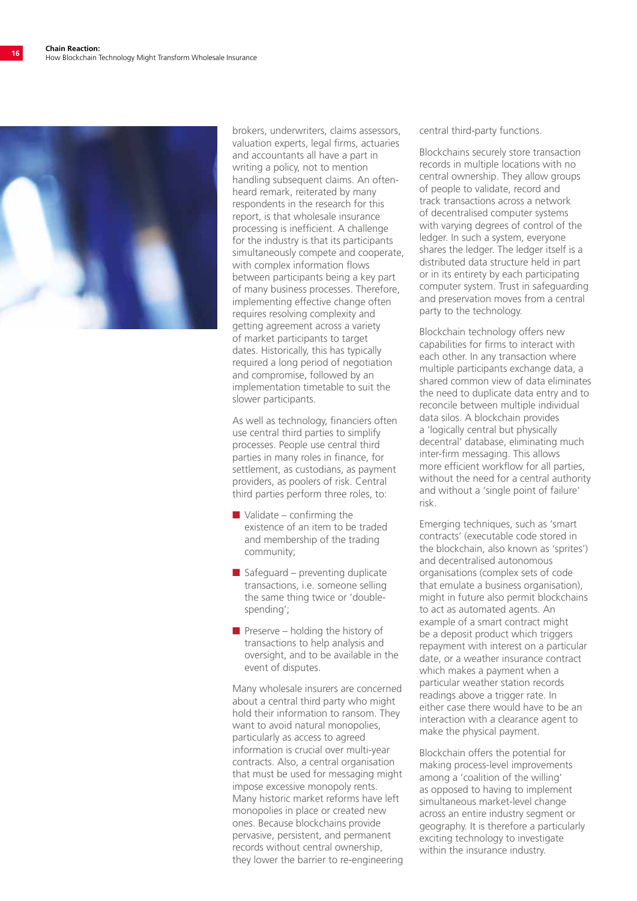brokers, underwriters, claims assessors, valuation experts, legal firms, actuaries and accountants all have a part in writing a policy, not to mention handling subsequent claims. An often-heard remark, reiterated by many respondents in the research for this report, is that wholesale insurance processing is inefficient. A challenge for the industry is that its participants simultaneously compete and cooperate, with complex information flows between participants being a key part of many business processes. Therefore, implementing effective change often requires resolving complexity and getting agreement across a variety of market participants to target dates. Historically, this has typically required a long period of negotiation and compromise, followed by an implementation timetable to suit the slower participants.

As well as technology, financiers often use central third parties to simplify processes. People use central third parties in many roles in finance, for settlement, as custodians, as payment providers, as poolers of risk. Central third parties perform three roles, to:

- Validate – confirming the existence of an item to be traded and membership of the trading community;
- Safeguard – preventing duplicate transactions, i.e. someone selling the same thing twice or 'double-spending';
- Preserve – holding the history of transactions to help analysis and oversight, and to be available in the event of disputes.

Many wholesale insurers are concerned about a central third party who might hold their information to ransom. They want to avoid natural monopolies, particularly as access to agreed information is crucial over multi-year contracts. Also, a central organisation that must be used for messaging might impose excessive monopoly rents. Many historic market reforms have left monopolies in place or created new ones. Because blockchains provide pervasive, persistent, and permanent records without central ownership, they lower the barrier to re-engineering central third-party functions.

Blockchains securely store transaction records in multiple locations with no central ownership. They allow groups of people to validate, record and track transactions across a network of decentralised computer systems with varying degrees of control of the ledger. In such a system, everyone shares the ledger. The ledger itself is a distributed data structure held in part or in its entirety by each participating computer system. Trust in safeguarding and preservation moves from a central party to the technology.

Blockchain technology offers new capabilities for firms to interact with each other. In any transaction where multiple participants exchange data, a shared common view of data eliminates the need to duplicate data entry and to reconcile between multiple individual data silos. A blockchain provides a 'logically central but physically decentral' database, eliminating much inter-firm messaging. This allows more efficient workflow for all parties, without the need for a central authority and without a 'single point of failure' risk.

Emerging techniques, such as 'smart contracts' (executable code stored in the blockchain, also known as 'sprites') and decentralised autonomous organisations (complex sets of code that emulate a business organisation), might in future also permit blockchains to act as automated agents. An example of a smart contract might be a deposit product which triggers repayment with interest on a particular date, or a weather insurance contract which makes a payment when a particular weather station records readings above a trigger rate. In either case there would have to be an interaction with a clearance agent to make the physical payment.

Blockchain offers the potential for making process-level improvements among a 'coalition of the willing' as opposed to having to implement simultaneous market-level change across an entire industry segment or geography. It is therefore a particularly exciting technology to investigate within the insurance industry.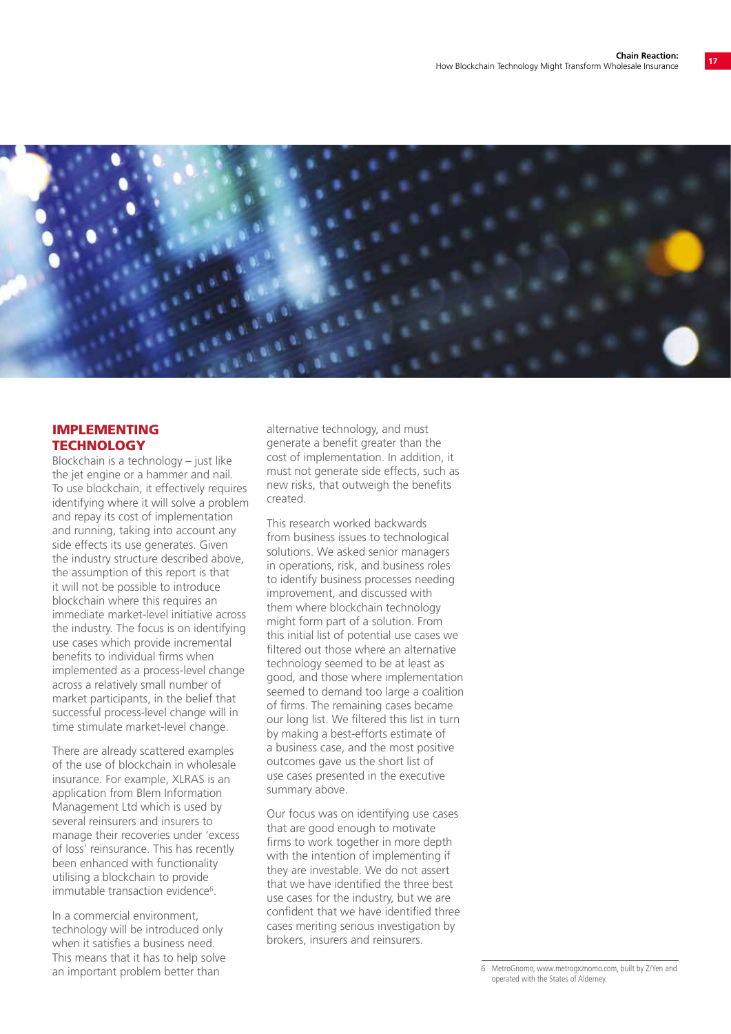## IMPLEMENTING TECHNOLOGY

Blockchain is a technology – just like the jet engine or a hammer and nail. To use blockchain, it effectively requires identifying where it will solve a problem and repay its cost of implementation and running, taking into account any side effects its use generates. Given the industry structure described above, the assumption of this report is that it will not be possible to introduce blockchain where this requires an immediate market-level initiative across the industry. The focus is on identifying use cases which provide incremental benefits to individual firms when implemented as a process-level change across a relatively small number of market participants, in the belief that successful process-level change will in time stimulate market-level change.

There are already scattered examples of the use of blockchain in wholesale insurance. For example, XLRAS is an application from Blem Information Management Ltd which is used by several reinsurers and insurers to manage their recoveries under 'excess of loss' reinsurance. This has recently been enhanced with functionality utilising a blockchain to provide immutable transaction evidence[6].

In a commercial environment, technology will be introduced only when it satisfies a business need. This means that it has to help solve an important problem better than alternative technology, and must generate a benefit greater than the cost of implementation. In addition, it must not generate side effects, such as new risks, that outweigh the benefits created.

This research worked backwards from business issues to technological solutions. We asked senior managers in operations, risk, and business roles to identify business processes needing improvement, and discussed with them where blockchain technology might form part of a solution. From this initial list of potential use cases we filtered out those where an alternative technology seemed to be at least as good, and those where implementation seemed to demand too large a coalition of firms. The remaining cases became our long list. We filtered this list in turn by making a best-efforts estimate of a business case, and the most positive outcomes gave us the short list of use cases presented in the executive summary above.

Our focus was on identifying use cases that are good enough to motivate firms to work together in more depth with the intention of implementing if they are investable. We do not assert that we have identified the three best use cases for the industry, but we are confident that we have identified three cases meriting serious investigation by brokers, insurers and reinsurers.

6 MetroGnomo, www.metrogxnomo.com, built by Z/Yen and operated with the States of Alderney.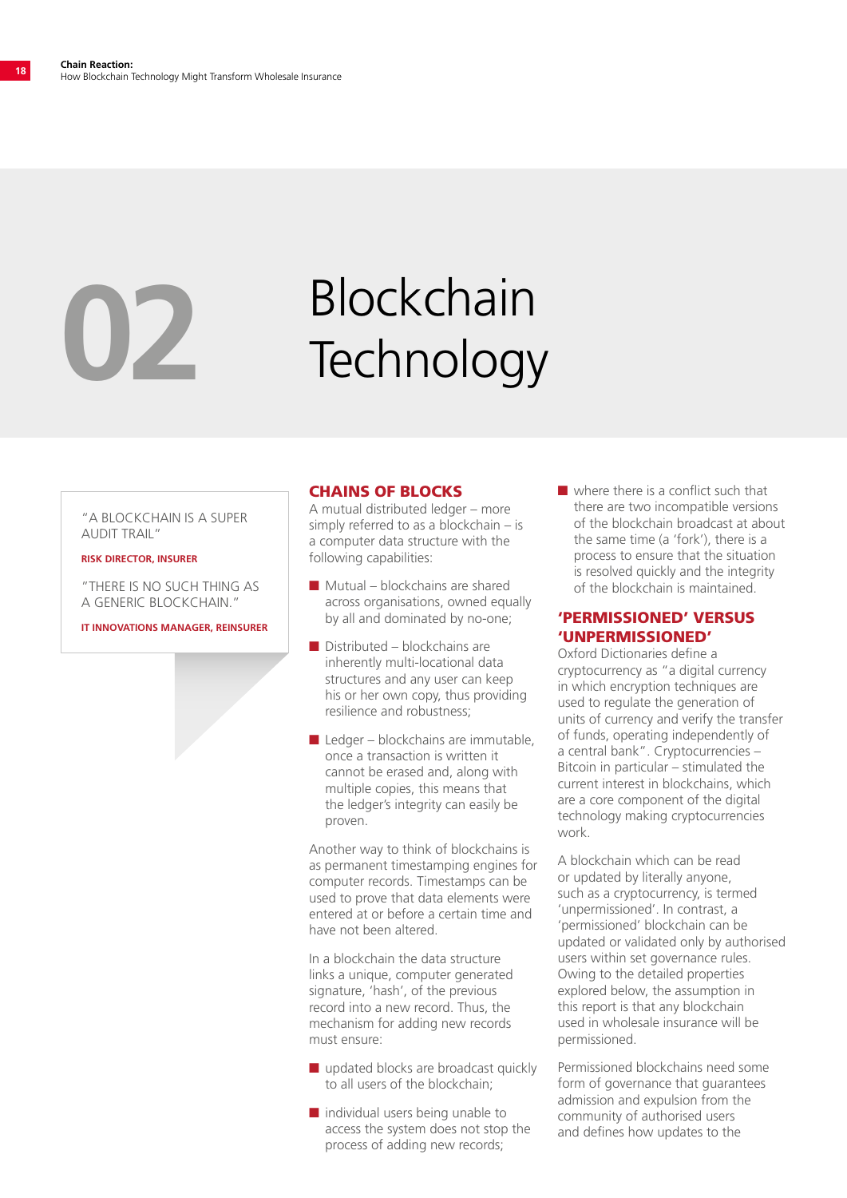# 02 Blockchain Technology

> "A BLOCKCHAIN IS A SUPER AUDIT TRAIL"
>
> **RISK DIRECTOR, INSURER**
>
> "THERE IS NO SUCH THING AS A GENERIC BLOCKCHAIN."
>
> **IT INNOVATIONS MANAGER, REINSURER**

## CHAINS OF BLOCKS

A mutual distributed ledger – more simply referred to as a blockchain – is a computer data structure with the following capabilities:

- Mutual – blockchains are shared across organisations, owned equally by all and dominated by no-one;
- Distributed – blockchains are inherently multi-locational data structures and any user can keep his or her own copy, thus providing resilience and robustness;
- Ledger – blockchains are immutable, once a transaction is written it cannot be erased and, along with multiple copies, this means that the ledger's integrity can easily be proven.

Another way to think of blockchains is as permanent timestamping engines for computer records. Timestamps can be used to prove that data elements were entered at or before a certain time and have not been altered.

In a blockchain the data structure links a unique, computer generated signature, 'hash', of the previous record into a new record. Thus, the mechanism for adding new records must ensure:

- updated blocks are broadcast quickly to all users of the blockchain;
- individual users being unable to access the system does not stop the process of adding new records;
- where there is a conflict such that there are two incompatible versions of the blockchain broadcast at about the same time (a 'fork'), there is a process to ensure that the situation is resolved quickly and the integrity of the blockchain is maintained.

## 'PERMISSIONED' VERSUS 'UNPERMISSIONED'

Oxford Dictionaries define a cryptocurrency as "a digital currency in which encryption techniques are used to regulate the generation of units of currency and verify the transfer of funds, operating independently of a central bank". Cryptocurrencies – Bitcoin in particular – stimulated the current interest in blockchains, which are a core component of the digital technology making cryptocurrencies work.

A blockchain which can be read or updated by literally anyone, such as a cryptocurrency, is termed 'unpermissioned'. In contrast, a 'permissioned' blockchain can be updated or validated only by authorised users within set governance rules. Owing to the detailed properties explored below, the assumption in this report is that any blockchain used in wholesale insurance will be permissioned.

Permissioned blockchains need some form of governance that guarantees admission and expulsion from the community of authorised users and defines how updates to the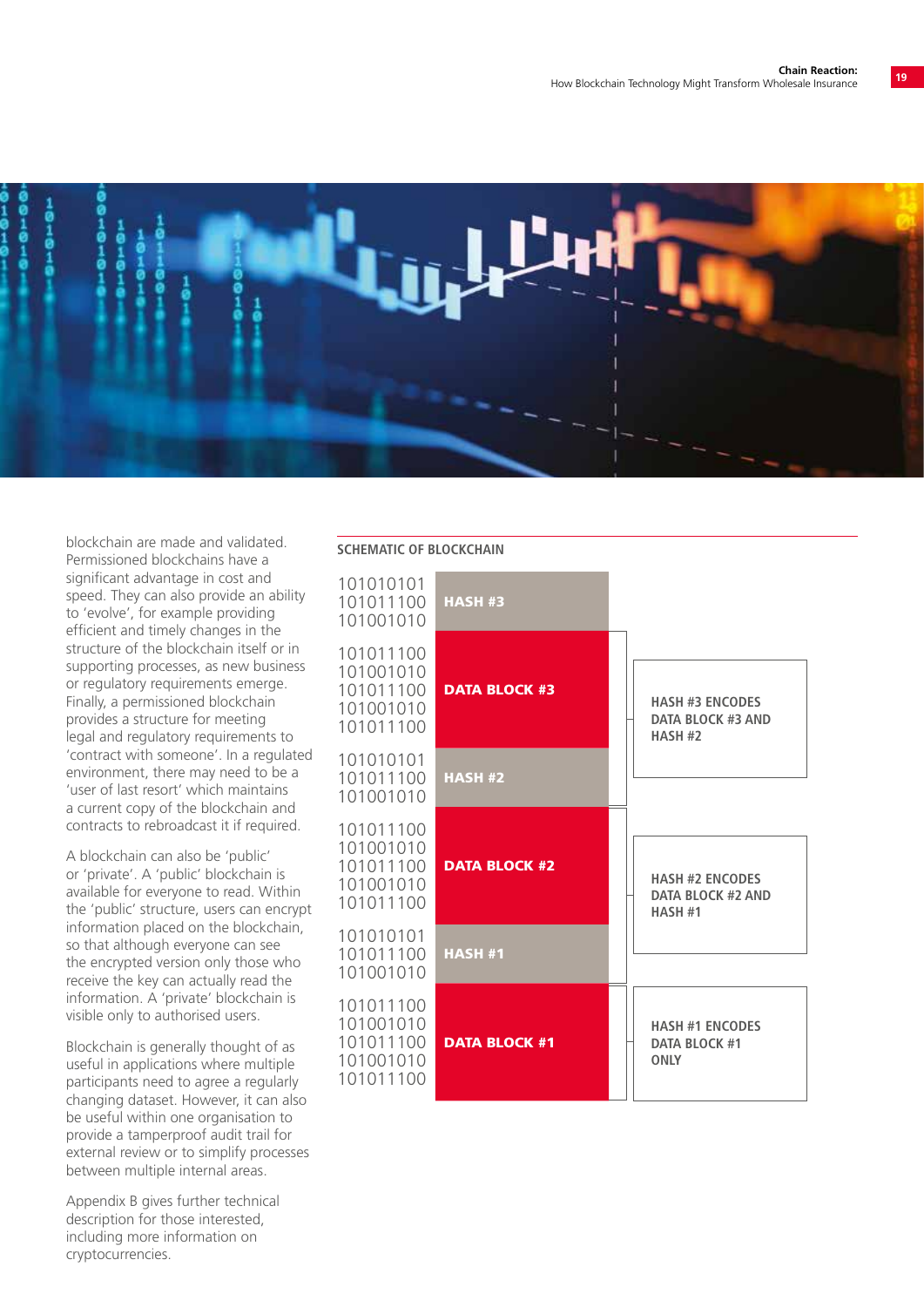blockchain are made and validated. Permissioned blockchains have a significant advantage in cost and speed. They can also provide an ability to 'evolve', for example providing efficient and timely changes in the structure of the blockchain itself or in supporting processes, as new business or regulatory requirements emerge. Finally, a permissioned blockchain provides a structure for meeting legal and regulatory requirements to 'contract with someone'. In a regulated environment, there may need to be a 'user of last resort' which maintains a current copy of the blockchain and contracts to rebroadcast it if required.

A blockchain can also be 'public' or 'private'. A 'public' blockchain is available for everyone to read. Within the 'public' structure, users can encrypt information placed on the blockchain, so that although everyone can see the encrypted version only those who receive the key can actually read the information. A 'private' blockchain is visible only to authorised users.

Blockchain is generally thought of as useful in applications where multiple participants need to agree a regularly changing dataset. However, it can also be useful within one organisation to provide a tamperproof audit trail for external review or to simplify processes between multiple internal areas.

Appendix B gives further technical description for those interested, including more information on cryptocurrencies.

**SCHEMATIC OF BLOCKCHAIN**

| Binary | Block | Description |
|---|---|---|
| 101010101<br>101011100<br>101001010 | HASH #3 | |
| 101011100<br>101001010<br>101011100<br>101001010<br>101011100 | DATA BLOCK #3 | HASH #3 ENCODES DATA BLOCK #3 AND HASH #2 |
| 101010101<br>101011100<br>101001010 | HASH #2 | |
| 101011100<br>101001010<br>101011100<br>101001010<br>101011100 | DATA BLOCK #2 | HASH #2 ENCODES DATA BLOCK #2 AND HASH #1 |
| 101010101<br>101011100<br>101001010 | HASH #1 | |
| 101011100<br>101001010<br>101011100<br>101001010<br>101011100 | DATA BLOCK #1 | HASH #1 ENCODES DATA BLOCK #1 ONLY |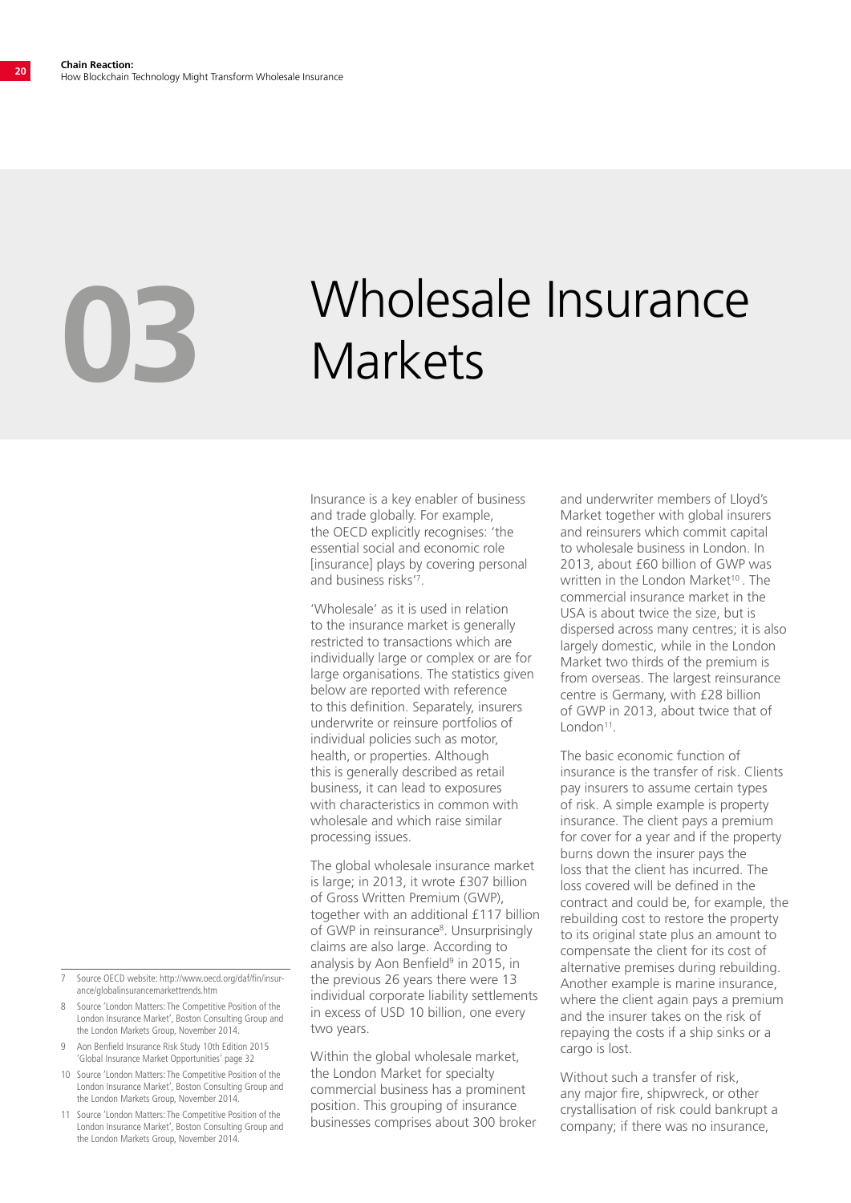# 03 Wholesale Insurance Markets

Insurance is a key enabler of business and trade globally. For example, the OECD explicitly recognises: 'the essential social and economic role [insurance] plays by covering personal and business risks'[7].

'Wholesale' as it is used in relation to the insurance market is generally restricted to transactions which are individually large or complex or are for large organisations. The statistics given below are reported with reference to this definition. Separately, insurers underwrite or reinsure portfolios of individual policies such as motor, health, or properties. Although this is generally described as retail business, it can lead to exposures with characteristics in common with wholesale and which raise similar processing issues.

The global wholesale insurance market is large; in 2013, it wrote £307 billion of Gross Written Premium (GWP), together with an additional £117 billion of GWP in reinsurance[8]. Unsurprisingly claims are also large. According to analysis by Aon Benfield[9] in 2015, in the previous 26 years there were 13 individual corporate liability settlements in excess of USD 10 billion, one every two years.

Within the global wholesale market, the London Market for specialty commercial business has a prominent position. This grouping of insurance businesses comprises about 300 broker and underwriter members of Lloyd's Market together with global insurers and reinsurers which commit capital to wholesale business in London. In 2013, about £60 billion of GWP was written in the London Market[10]. The commercial insurance market in the USA is about twice the size, but is dispersed across many centres; it is also largely domestic, while in the London Market two thirds of the premium is from overseas. The largest reinsurance centre is Germany, with £28 billion of GWP in 2013, about twice that of London[11].

The basic economic function of insurance is the transfer of risk. Clients pay insurers to assume certain types of risk. A simple example is property insurance. The client pays a premium for cover for a year and if the property burns down the insurer pays the loss that the client has incurred. The loss covered will be defined in the contract and could be, for example, the rebuilding cost to restore the property to its original state plus an amount to compensate the client for its cost of alternative premises during rebuilding. Another example is marine insurance, where the client again pays a premium and the insurer takes on the risk of repaying the costs if a ship sinks or a cargo is lost.

Without such a transfer of risk, any major fire, shipwreck, or other crystallisation of risk could bankrupt a company; if there was no insurance,

---

7 Source OECD website: http://www.oecd.org/daf/fin/insurance/globalinsurancemarkettrends.htm

8 Source 'London Matters: The Competitive Position of the London Insurance Market', Boston Consulting Group and the London Markets Group, November 2014.

9 Aon Benfield Insurance Risk Study 10th Edition 2015 'Global Insurance Market Opportunities' page 32

10 Source 'London Matters: The Competitive Position of the London Insurance Market', Boston Consulting Group and the London Markets Group, November 2014.

11 Source 'London Matters: The Competitive Position of the London Insurance Market', Boston Consulting Group and the London Markets Group, November 2014.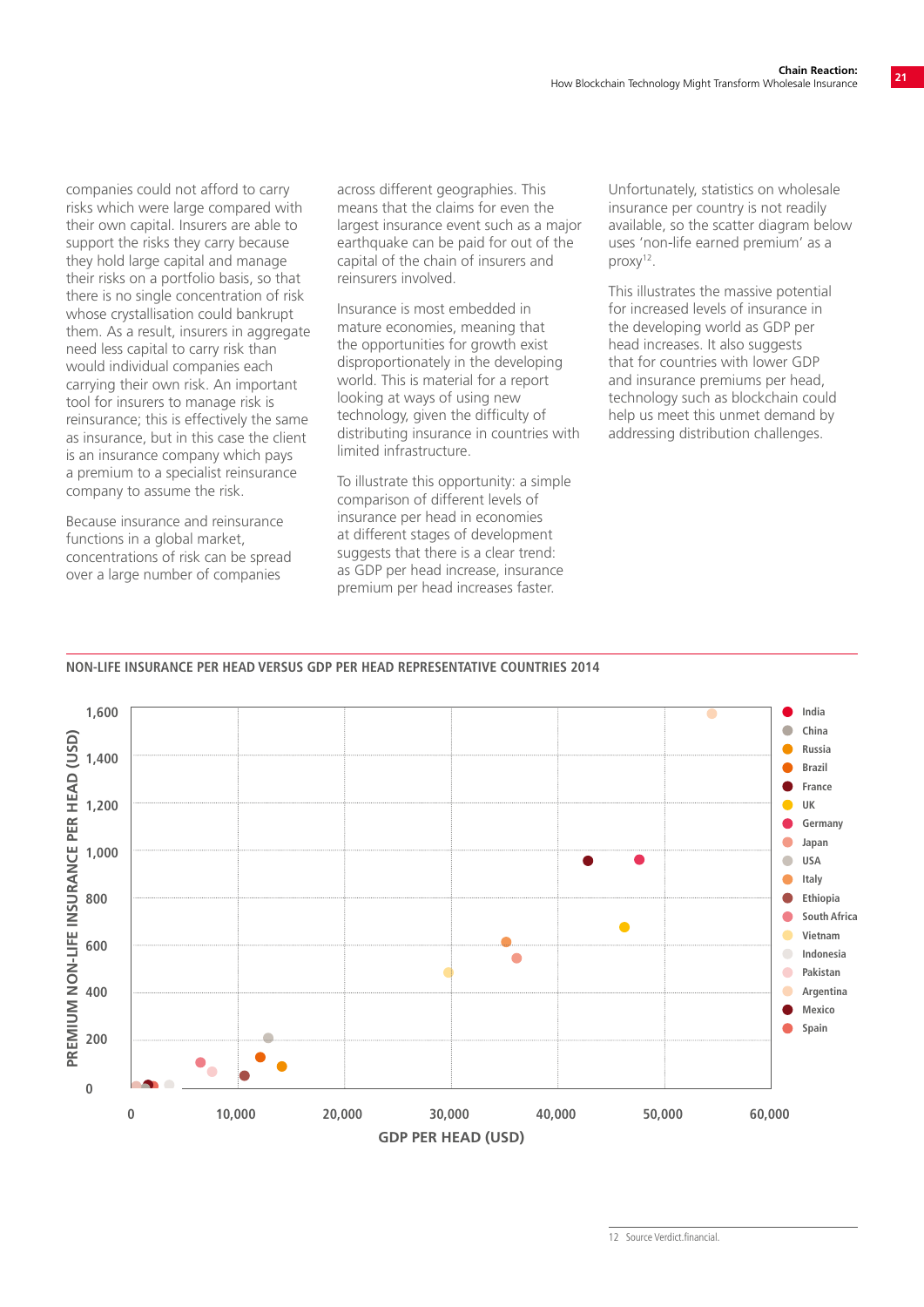companies could not afford to carry risks which were large compared with their own capital. Insurers are able to support the risks they carry because they hold large capital and manage their risks on a portfolio basis, so that there is no single concentration of risk whose crystallisation could bankrupt them. As a result, insurers in aggregate need less capital to carry risk than would individual companies each carrying their own risk. An important tool for insurers to manage risk is reinsurance; this is effectively the same as insurance, but in this case the client is an insurance company which pays a premium to a specialist reinsurance company to assume the risk.

Because insurance and reinsurance functions in a global market, concentrations of risk can be spread over a large number of companies across different geographies. This means that the claims for even the largest insurance event such as a major earthquake can be paid for out of the capital of the chain of insurers and reinsurers involved.

Insurance is most embedded in mature economies, meaning that the opportunities for growth exist disproportionately in the developing world. This is material for a report looking at ways of using new technology, given the difficulty of distributing insurance in countries with limited infrastructure.

To illustrate this opportunity: a simple comparison of different levels of insurance per head in economies at different stages of development suggests that there is a clear trend: as GDP per head increase, insurance premium per head increases faster.

Unfortunately, statistics on wholesale insurance per country is not readily available, so the scatter diagram below uses 'non-life earned premium' as a proxy[12].

This illustrates the massive potential for increased levels of insurance in the developing world as GDP per head increases. It also suggests that for countries with lower GDP and insurance premiums per head, technology such as blockchain could help us meet this unmet demand by addressing distribution challenges.

**NON-LIFE INSURANCE PER HEAD VERSUS GDP PER HEAD REPRESENTATIVE COUNTRIES 2014**

[Scatter chart: x-axis "GDP PER HEAD (USD)" from 0 to 60,000; y-axis "PREMIUM NON-LIFE INSURANCE PER HEAD (USD)" from 0 to 1,600. Legend: India, China, Russia, Brazil, France, UK, Germany, Japan, USA, Italy, Ethiopia, South Africa, Vietnam, Indonesia, Pakistan, Argentina, Mexico, Spain]

12 Source Verdict.financial.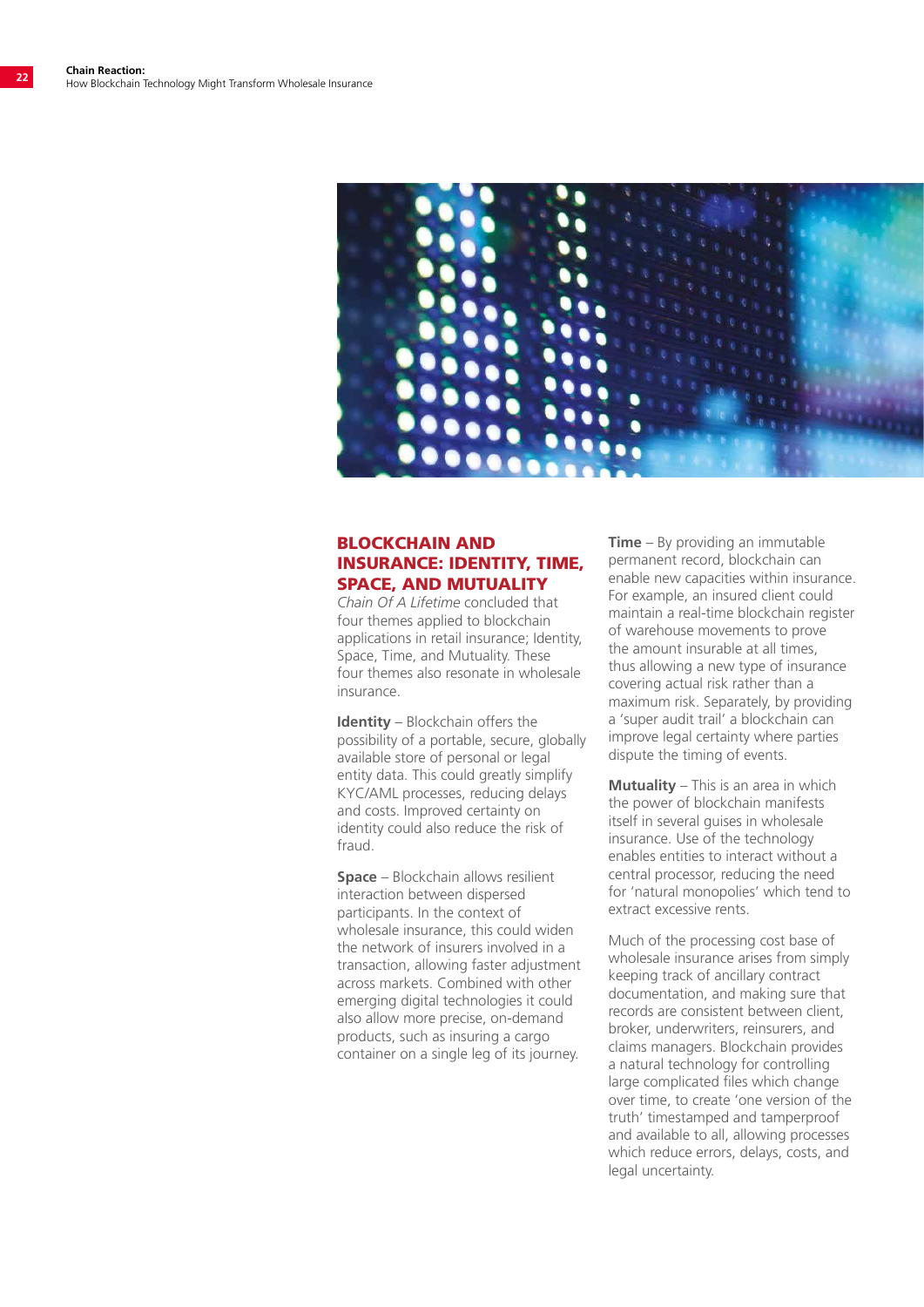## BLOCKCHAIN AND INSURANCE: IDENTITY, TIME, SPACE, AND MUTUALITY

*Chain Of A Lifetime* concluded that four themes applied to blockchain applications in retail insurance; Identity, Space, Time, and Mutuality. These four themes also resonate in wholesale insurance.

**Identity** – Blockchain offers the possibility of a portable, secure, globally available store of personal or legal entity data. This could greatly simplify KYC/AML processes, reducing delays and costs. Improved certainty on identity could also reduce the risk of fraud.

**Space** – Blockchain allows resilient interaction between dispersed participants. In the context of wholesale insurance, this could widen the network of insurers involved in a transaction, allowing faster adjustment across markets. Combined with other emerging digital technologies it could also allow more precise, on-demand products, such as insuring a cargo container on a single leg of its journey.

**Time** – By providing an immutable permanent record, blockchain can enable new capacities within insurance. For example, an insured client could maintain a real-time blockchain register of warehouse movements to prove the amount insurable at all times, thus allowing a new type of insurance covering actual risk rather than a maximum risk. Separately, by providing a 'super audit trail' a blockchain can improve legal certainty where parties dispute the timing of events.

**Mutuality** – This is an area in which the power of blockchain manifests itself in several guises in wholesale insurance. Use of the technology enables entities to interact without a central processor, reducing the need for 'natural monopolies' which tend to extract excessive rents.

Much of the processing cost base of wholesale insurance arises from simply keeping track of ancillary contract documentation, and making sure that records are consistent between client, broker, underwriters, reinsurers, and claims managers. Blockchain provides a natural technology for controlling large complicated files which change over time, to create 'one version of the truth' timestamped and tamperproof and available to all, allowing processes which reduce errors, delays, costs, and legal uncertainty.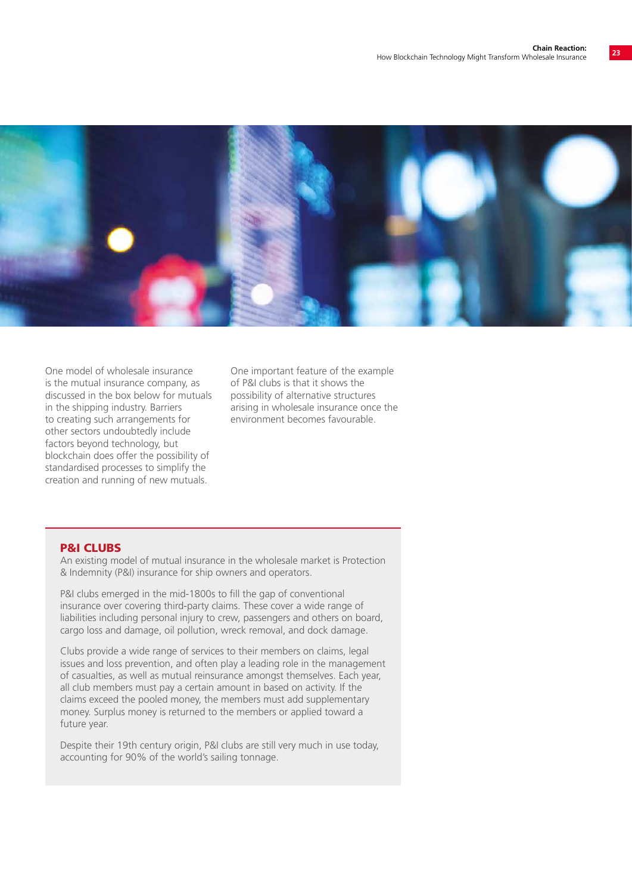One model of wholesale insurance is the mutual insurance company, as discussed in the box below for mutuals in the shipping industry. Barriers to creating such arrangements for other sectors undoubtedly include factors beyond technology, but blockchain does offer the possibility of standardised processes to simplify the creation and running of new mutuals.

One important feature of the example of P&I clubs is that it shows the possibility of alternative structures arising in wholesale insurance once the environment becomes favourable.

### P&I CLUBS

An existing model of mutual insurance in the wholesale market is Protection & Indemnity (P&I) insurance for ship owners and operators.

P&I clubs emerged in the mid-1800s to fill the gap of conventional insurance over covering third-party claims. These cover a wide range of liabilities including personal injury to crew, passengers and others on board, cargo loss and damage, oil pollution, wreck removal, and dock damage.

Clubs provide a wide range of services to their members on claims, legal issues and loss prevention, and often play a leading role in the management of casualties, as well as mutual reinsurance amongst themselves. Each year, all club members must pay a certain amount in based on activity. If the claims exceed the pooled money, the members must add supplementary money. Surplus money is returned to the members or applied toward a future year.

Despite their 19th century origin, P&I clubs are still very much in use today, accounting for 90% of the world's sailing tonnage.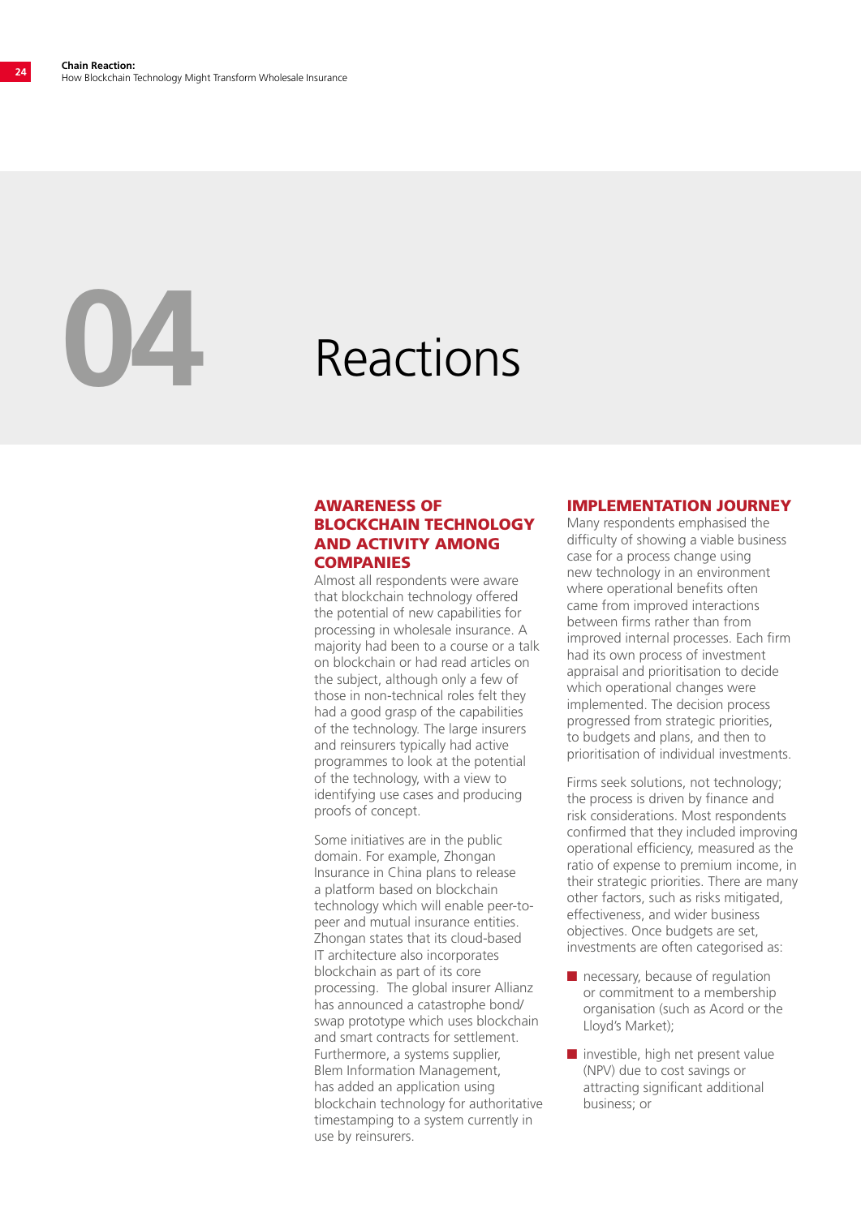# 04 Reactions

## AWARENESS OF BLOCKCHAIN TECHNOLOGY AND ACTIVITY AMONG COMPANIES

Almost all respondents were aware that blockchain technology offered the potential of new capabilities for processing in wholesale insurance. A majority had been to a course or a talk on blockchain or had read articles on the subject, although only a few of those in non-technical roles felt they had a good grasp of the capabilities of the technology. The large insurers and reinsurers typically had active programmes to look at the potential of the technology, with a view to identifying use cases and producing proofs of concept.

Some initiatives are in the public domain. For example, Zhongan Insurance in China plans to release a platform based on blockchain technology which will enable peer-to-peer and mutual insurance entities. Zhongan states that its cloud-based IT architecture also incorporates blockchain as part of its core processing. The global insurer Allianz has announced a catastrophe bond/swap prototype which uses blockchain and smart contracts for settlement. Furthermore, a systems supplier, Blem Information Management, has added an application using blockchain technology for authoritative timestamping to a system currently in use by reinsurers.

## IMPLEMENTATION JOURNEY

Many respondents emphasised the difficulty of showing a viable business case for a process change using new technology in an environment where operational benefits often came from improved interactions between firms rather than from improved internal processes. Each firm had its own process of investment appraisal and prioritisation to decide which operational changes were implemented. The decision process progressed from strategic priorities, to budgets and plans, and then to prioritisation of individual investments.

Firms seek solutions, not technology; the process is driven by finance and risk considerations. Most respondents confirmed that they included improving operational efficiency, measured as the ratio of expense to premium income, in their strategic priorities. There are many other factors, such as risks mitigated, effectiveness, and wider business objectives. Once budgets are set, investments are often categorised as:

- necessary, because of regulation or commitment to a membership organisation (such as Acord or the Lloyd's Market);
- investible, high net present value (NPV) due to cost savings or attracting significant additional business; or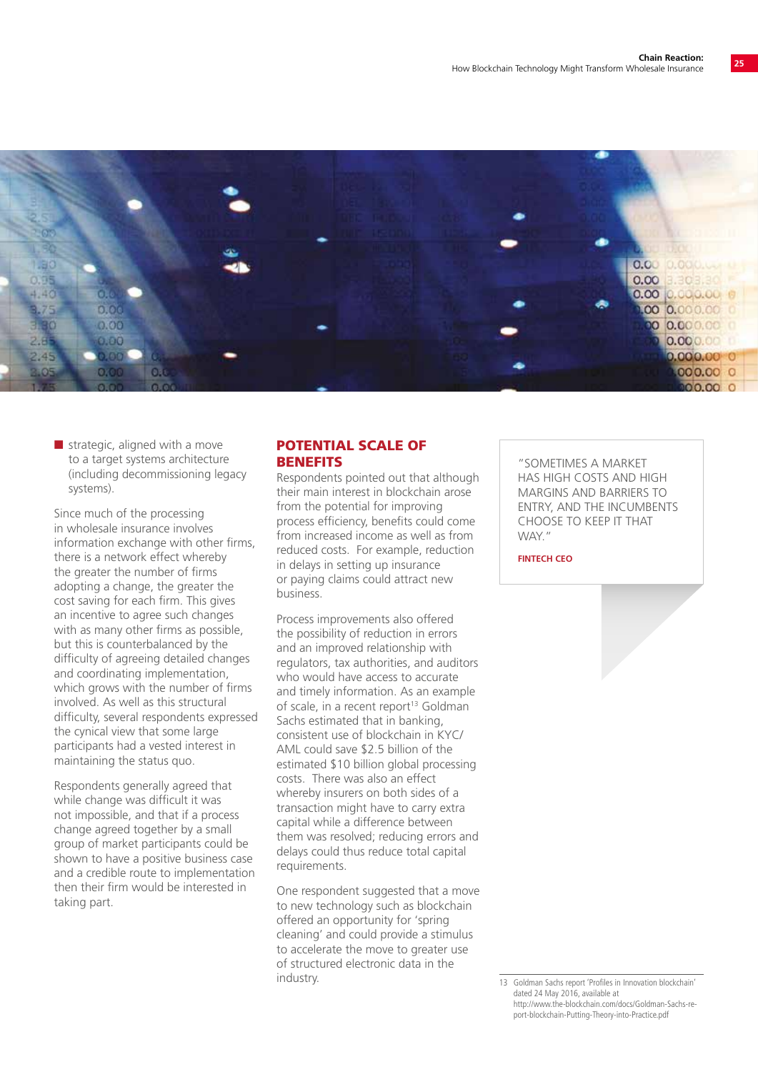- strategic, aligned with a move to a target systems architecture (including decommissioning legacy systems).

Since much of the processing in wholesale insurance involves information exchange with other firms, there is a network effect whereby the greater the number of firms adopting a change, the greater the cost saving for each firm. This gives an incentive to agree such changes with as many other firms as possible, but this is counterbalanced by the difficulty of agreeing detailed changes and coordinating implementation, which grows with the number of firms involved. As well as this structural difficulty, several respondents expressed the cynical view that some large participants had a vested interest in maintaining the status quo.

Respondents generally agreed that while change was difficult it was not impossible, and that if a process change agreed together by a small group of market participants could be shown to have a positive business case and a credible route to implementation then their firm would be interested in taking part.

## POTENTIAL SCALE OF BENEFITS

Respondents pointed out that although their main interest in blockchain arose from the potential for improving process efficiency, benefits could come from increased income as well as from reduced costs. For example, reduction in delays in setting up insurance or paying claims could attract new business.

Process improvements also offered the possibility of reduction in errors and an improved relationship with regulators, tax authorities, and auditors who would have access to accurate and timely information. As an example of scale, in a recent report[13] Goldman Sachs estimated that in banking, consistent use of blockchain in KYC/AML could save $2.5 billion of the estimated $10 billion global processing costs. There was also an effect whereby insurers on both sides of a transaction might have to carry extra capital while a difference between them was resolved; reducing errors and delays could thus reduce total capital requirements.

One respondent suggested that a move to new technology such as blockchain offered an opportunity for 'spring cleaning' and could provide a stimulus to accelerate the move to greater use of structured electronic data in the industry.

> "SOMETIMES A MARKET HAS HIGH COSTS AND HIGH MARGINS AND BARRIERS TO ENTRY, AND THE INCUMBENTS CHOOSE TO KEEP IT THAT WAY."
>
> **FINTECH CEO**

13 Goldman Sachs report 'Profiles in Innovation blockchain' dated 24 May 2016, available at http://www.the-blockchain.com/docs/Goldman-Sachs-report-blockchain-Putting-Theory-into-Practice.pdf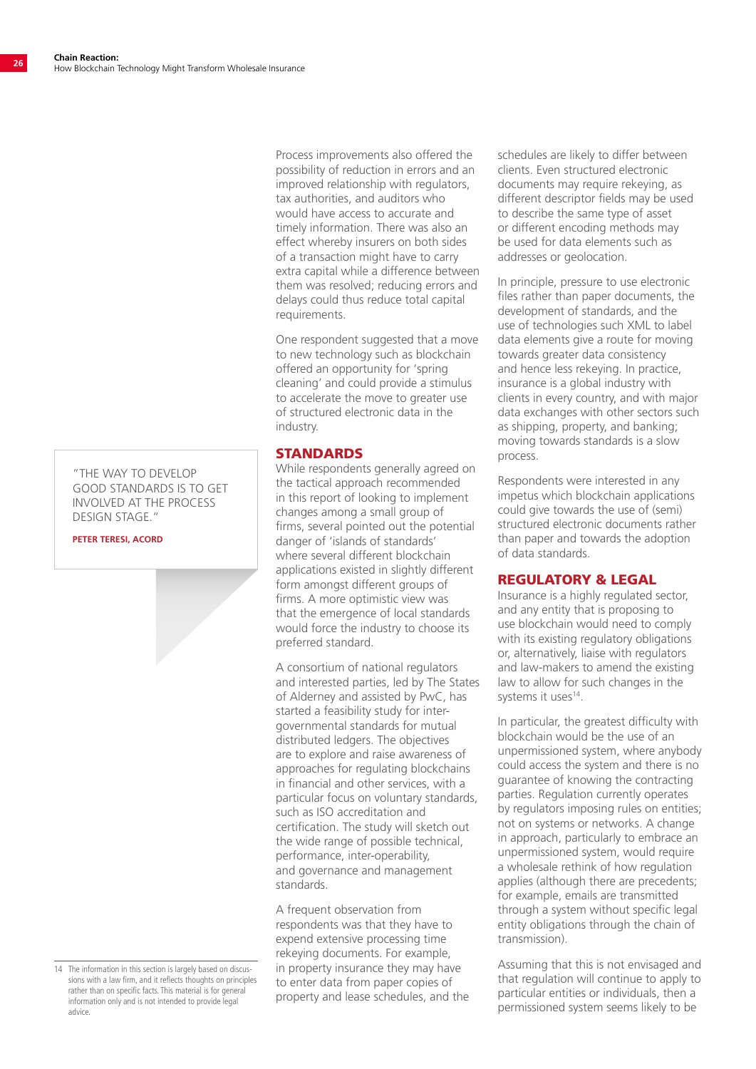Process improvements also offered the possibility of reduction in errors and an improved relationship with regulators, tax authorities, and auditors who would have access to accurate and timely information. There was also an effect whereby insurers on both sides of a transaction might have to carry extra capital while a difference between them was resolved; reducing errors and delays could thus reduce total capital requirements.

One respondent suggested that a move to new technology such as blockchain offered an opportunity for 'spring cleaning' and could provide a stimulus to accelerate the move to greater use of structured electronic data in the industry.

> "THE WAY TO DEVELOP GOOD STANDARDS IS TO GET INVOLVED AT THE PROCESS DESIGN STAGE."
>
> **PETER TERESI, ACORD**

## STANDARDS

While respondents generally agreed on the tactical approach recommended in this report of looking to implement changes among a small group of firms, several pointed out the potential danger of 'islands of standards' where several different blockchain applications existed in slightly different form amongst different groups of firms. A more optimistic view was that the emergence of local standards would force the industry to choose its preferred standard.

A consortium of national regulators and interested parties, led by The States of Alderney and assisted by PwC, has started a feasibility study for inter-governmental standards for mutual distributed ledgers. The objectives are to explore and raise awareness of approaches for regulating blockchains in financial and other services, with a particular focus on voluntary standards, such as ISO accreditation and certification. The study will sketch out the wide range of possible technical, performance, inter-operability, and governance and management standards.

A frequent observation from respondents was that they have to expend extensive processing time rekeying documents. For example, in property insurance they may have to enter data from paper copies of property and lease schedules, and the schedules are likely to differ between clients. Even structured electronic documents may require rekeying, as different descriptor fields may be used to describe the same type of asset or different encoding methods may be used for data elements such as addresses or geolocation.

In principle, pressure to use electronic files rather than paper documents, the development of standards, and the use of technologies such XML to label data elements give a route for moving towards greater data consistency and hence less rekeying. In practice, insurance is a global industry with clients in every country, and with major data exchanges with other sectors such as shipping, property, and banking; moving towards standards is a slow process.

Respondents were interested in any impetus which blockchain applications could give towards the use of (semi) structured electronic documents rather than paper and towards the adoption of data standards.

## REGULATORY & LEGAL

Insurance is a highly regulated sector, and any entity that is proposing to use blockchain would need to comply with its existing regulatory obligations or, alternatively, liaise with regulators and law-makers to amend the existing law to allow for such changes in the systems it uses[14].

In particular, the greatest difficulty with blockchain would be the use of an unpermissioned system, where anybody could access the system and there is no guarantee of knowing the contracting parties. Regulation currently operates by regulators imposing rules on entities; not on systems or networks. A change in approach, particularly to embrace an unpermissioned system, would require a wholesale rethink of how regulation applies (although there are precedents; for example, emails are transmitted through a system without specific legal entity obligations through the chain of transmission).

Assuming that this is not envisaged and that regulation will continue to apply to particular entities or individuals, then a permissioned system seems likely to be

---

14 The information in this section is largely based on discussions with a law firm, and it reflects thoughts on principles rather than on specific facts. This material is for general information only and is not intended to provide legal advice.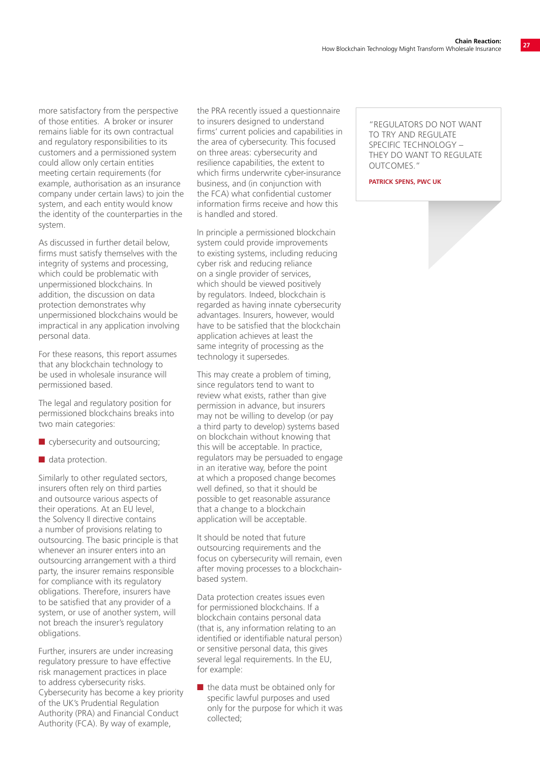more satisfactory from the perspective of those entities. A broker or insurer remains liable for its own contractual and regulatory responsibilities to its customers and a permissioned system could allow only certain entities meeting certain requirements (for example, authorisation as an insurance company under certain laws) to join the system, and each entity would know the identity of the counterparties in the system.

As discussed in further detail below, firms must satisfy themselves with the integrity of systems and processing, which could be problematic with unpermissioned blockchains. In addition, the discussion on data protection demonstrates why unpermissioned blockchains would be impractical in any application involving personal data.

For these reasons, this report assumes that any blockchain technology to be used in wholesale insurance will permissioned based.

The legal and regulatory position for permissioned blockchains breaks into two main categories:

- cybersecurity and outsourcing;
- data protection.

Similarly to other regulated sectors, insurers often rely on third parties and outsource various aspects of their operations. At an EU level, the Solvency II directive contains a number of provisions relating to outsourcing. The basic principle is that whenever an insurer enters into an outsourcing arrangement with a third party, the insurer remains responsible for compliance with its regulatory obligations. Therefore, insurers have to be satisfied that any provider of a system, or use of another system, will not breach the insurer's regulatory obligations.

Further, insurers are under increasing regulatory pressure to have effective risk management practices in place to address cybersecurity risks. Cybersecurity has become a key priority of the UK's Prudential Regulation Authority (PRA) and Financial Conduct Authority (FCA). By way of example, the PRA recently issued a questionnaire to insurers designed to understand firms' current policies and capabilities in the area of cybersecurity. This focused on three areas: cybersecurity and resilience capabilities, the extent to which firms underwrite cyber-insurance business, and (in conjunction with the FCA) what confidential customer information firms receive and how this is handled and stored.

In principle a permissioned blockchain system could provide improvements to existing systems, including reducing cyber risk and reducing reliance on a single provider of services, which should be viewed positively by regulators. Indeed, blockchain is regarded as having innate cybersecurity advantages. Insurers, however, would have to be satisfied that the blockchain application achieves at least the same integrity of processing as the technology it supersedes.

This may create a problem of timing, since regulators tend to want to review what exists, rather than give permission in advance, but insurers may not be willing to develop (or pay a third party to develop) systems based on blockchain without knowing that this will be acceptable. In practice, regulators may be persuaded to engage in an iterative way, before the point at which a proposed change becomes well defined, so that it should be possible to get reasonable assurance that a change to a blockchain application will be acceptable.

It should be noted that future outsourcing requirements and the focus on cybersecurity will remain, even after moving processes to a blockchain-based system.

Data protection creates issues even for permissioned blockchains. If a blockchain contains personal data (that is, any information relating to an identified or identifiable natural person) or sensitive personal data, this gives several legal requirements. In the EU, for example:

- the data must be obtained only for specific lawful purposes and used only for the purpose for which it was collected;

> "REGULATORS DO NOT WANT TO TRY AND REGULATE SPECIFIC TECHNOLOGY – THEY DO WANT TO REGULATE OUTCOMES."
>
> **PATRICK SPENS, PWC UK**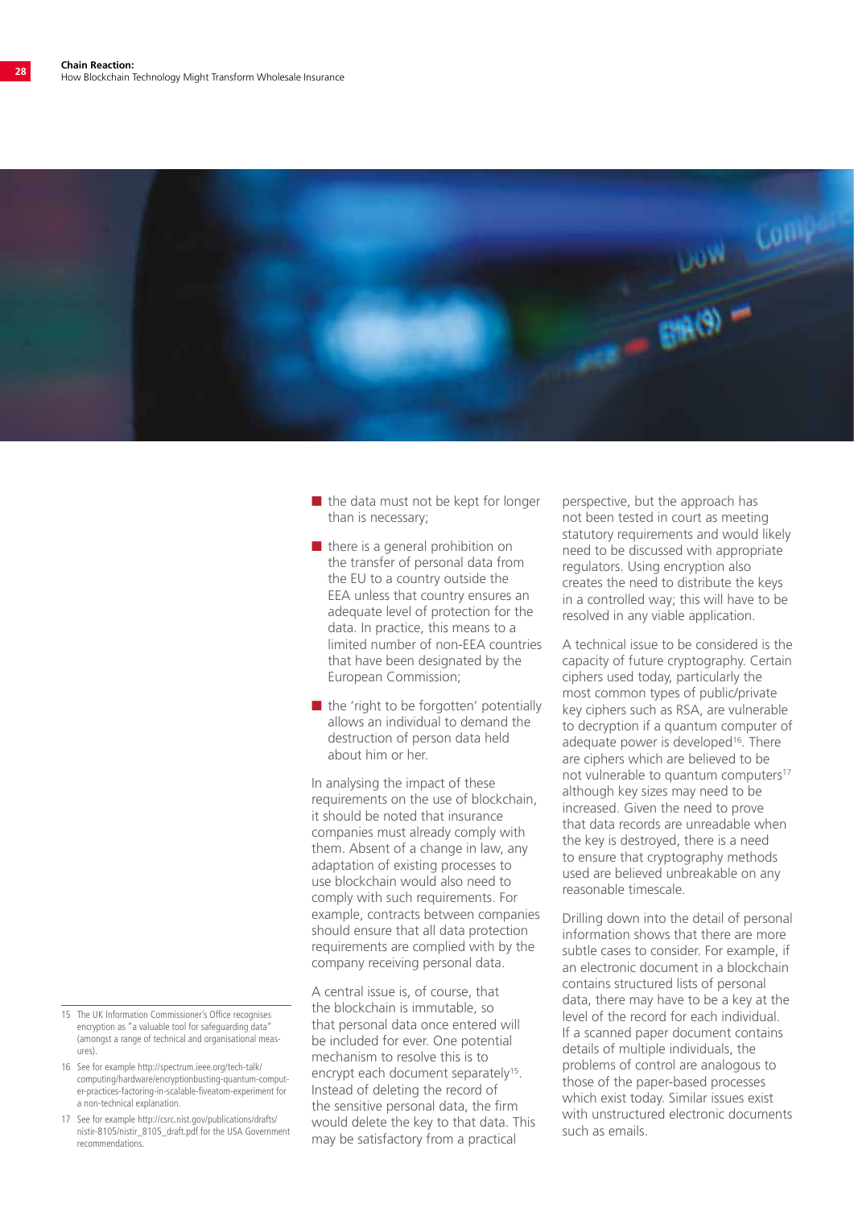- the data must not be kept for longer than is necessary;
- there is a general prohibition on the transfer of personal data from the EU to a country outside the EEA unless that country ensures an adequate level of protection for the data. In practice, this means to a limited number of non-EEA countries that have been designated by the European Commission;
- the 'right to be forgotten' potentially allows an individual to demand the destruction of person data held about him or her.

In analysing the impact of these requirements on the use of blockchain, it should be noted that insurance companies must already comply with them. Absent of a change in law, any adaptation of existing processes to use blockchain would also need to comply with such requirements. For example, contracts between companies should ensure that all data protection requirements are complied with by the company receiving personal data.

A central issue is, of course, that the blockchain is immutable, so that personal data once entered will be included for ever. One potential mechanism to resolve this is to encrypt each document separately[15]. Instead of deleting the record of the sensitive personal data, the firm would delete the key to that data. This may be satisfactory from a practical perspective, but the approach has not been tested in court as meeting statutory requirements and would likely need to be discussed with appropriate regulators. Using encryption also creates the need to distribute the keys in a controlled way; this will have to be resolved in any viable application.

A technical issue to be considered is the capacity of future cryptography. Certain ciphers used today, particularly the most common types of public/private key ciphers such as RSA, are vulnerable to decryption if a quantum computer of adequate power is developed[16]. There are ciphers which are believed to be not vulnerable to quantum computers[17] although key sizes may need to be increased. Given the need to prove that data records are unreadable when the key is destroyed, there is a need to ensure that cryptography methods used are believed unbreakable on any reasonable timescale.

Drilling down into the detail of personal information shows that there are more subtle cases to consider. For example, if an electronic document in a blockchain contains structured lists of personal data, there may have to be a key at the level of the record for each individual. If a scanned paper document contains details of multiple individuals, the problems of control are analogous to those of the paper-based processes which exist today. Similar issues exist with unstructured electronic documents such as emails.

---

15 The UK Information Commissioner's Office recognises encryption as "a valuable tool for safeguarding data" (amongst a range of technical and organisational measures).

16 See for example http://spectrum.ieee.org/tech-talk/computing/hardware/encryptionbusting-quantum-computer-practices-factoring-in-scalable-fiveatom-experiment for a non-technical explanation.

17 See for example http://csrc.nist.gov/publications/drafts/nistir-8105/nistir_8105_draft.pdf for the USA Government recommendations.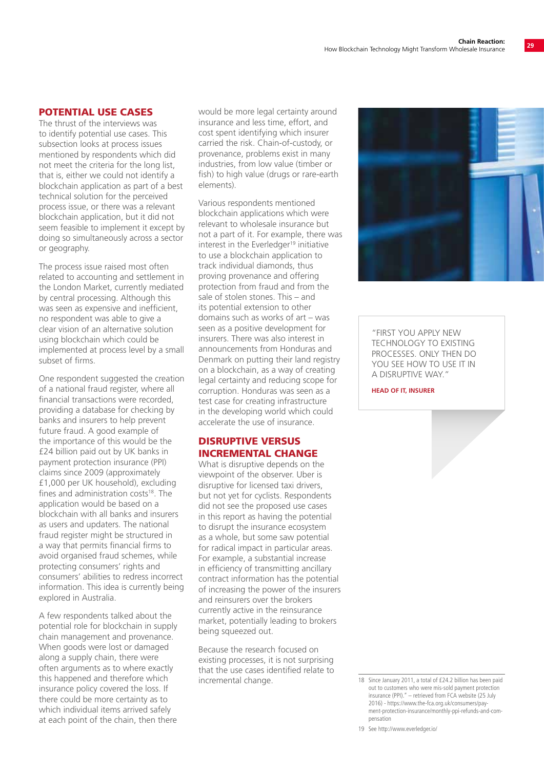## POTENTIAL USE CASES

The thrust of the interviews was to identify potential use cases. This subsection looks at process issues mentioned by respondents which did not meet the criteria for the long list, that is, either we could not identify a blockchain application as part of a best technical solution for the perceived process issue, or there was a relevant blockchain application, but it did not seem feasible to implement it except by doing so simultaneously across a sector or geography.

The process issue raised most often related to accounting and settlement in the London Market, currently mediated by central processing. Although this was seen as expensive and inefficient, no respondent was able to give a clear vision of an alternative solution using blockchain which could be implemented at process level by a small subset of firms.

One respondent suggested the creation of a national fraud register, where all financial transactions were recorded, providing a database for checking by banks and insurers to help prevent future fraud. A good example of the importance of this would be the £24 billion paid out by UK banks in payment protection insurance (PPI) claims since 2009 (approximately £1,000 per UK household), excluding fines and administration costs[18]. The application would be based on a blockchain with all banks and insurers as users and updaters. The national fraud register might be structured in a way that permits financial firms to avoid organised fraud schemes, while protecting consumers' rights and consumers' abilities to redress incorrect information. This idea is currently being explored in Australia.

A few respondents talked about the potential role for blockchain in supply chain management and provenance. When goods were lost or damaged along a supply chain, there were often arguments as to where exactly this happened and therefore which insurance policy covered the loss. If there could be more certainty as to which individual items arrived safely at each point of the chain, then there would be more legal certainty around insurance and less time, effort, and cost spent identifying which insurer carried the risk. Chain-of-custody, or provenance, problems exist in many industries, from low value (timber or fish) to high value (drugs or rare-earth elements).

Various respondents mentioned blockchain applications which were relevant to wholesale insurance but not a part of it. For example, there was interest in the Everledger[19] initiative to use a blockchain application to track individual diamonds, thus proving provenance and offering protection from fraud and from the sale of stolen stones. This – and its potential extension to other domains such as works of art – was seen as a positive development for insurers. There was also interest in announcements from Honduras and Denmark on putting their land registry on a blockchain, as a way of creating legal certainty and reducing scope for corruption. Honduras was seen as a test case for creating infrastructure in the developing world which could accelerate the use of insurance.

## DISRUPTIVE VERSUS INCREMENTAL CHANGE

What is disruptive depends on the viewpoint of the observer. Uber is disruptive for licensed taxi drivers, but not yet for cyclists. Respondents did not see the proposed use cases in this report as having the potential to disrupt the insurance ecosystem as a whole, but some saw potential for radical impact in particular areas. For example, a substantial increase in efficiency of transmitting ancillary contract information has the potential of increasing the power of the insurers and reinsurers over the brokers currently active in the reinsurance market, potentially leading to brokers being squeezed out.

Because the research focused on existing processes, it is not surprising that the use cases identified relate to incremental change.

> "FIRST YOU APPLY NEW TECHNOLOGY TO EXISTING PROCESSES. ONLY THEN DO YOU SEE HOW TO USE IT IN A DISRUPTIVE WAY."
>
> **HEAD OF IT, INSURER**

---

18 Since January 2011, a total of £24.2 billion has been paid out to customers who were mis-sold payment protection insurance (PPI)." – retrieved from FCA website (25 July 2016) - https://www.the-fca.org.uk/consumers/payment-protection-insurance/monthly-ppi-refunds-and-compensation

19 See http://www.everledger.io/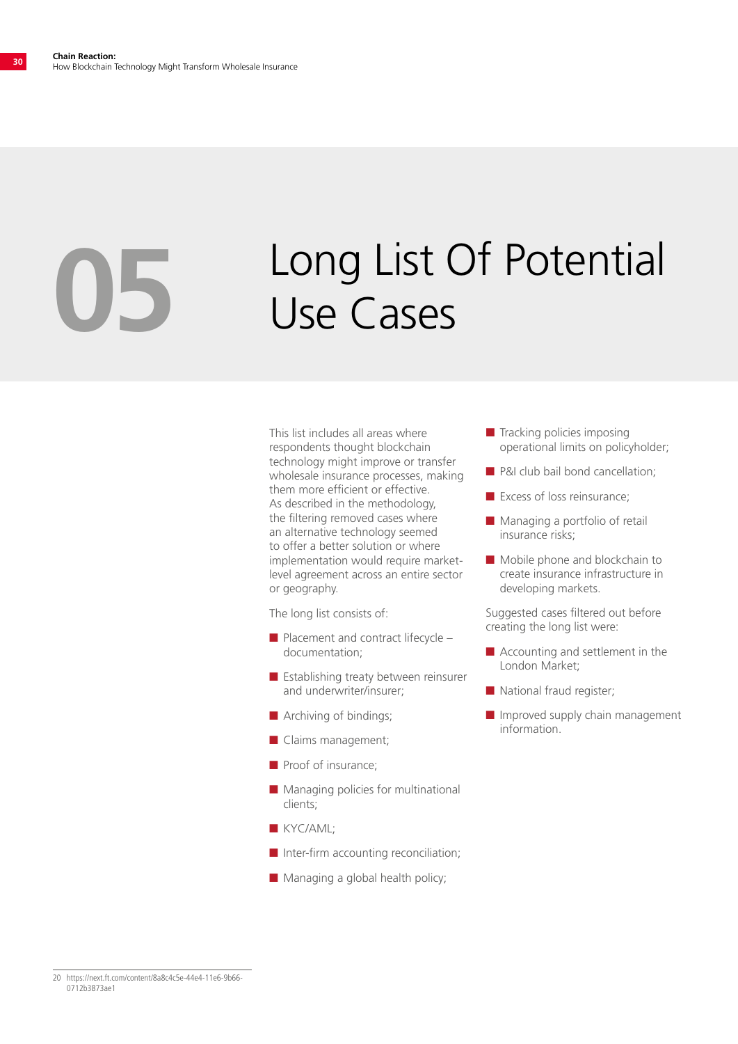# 05 Long List Of Potential Use Cases

This list includes all areas where respondents thought blockchain technology might improve or transfer wholesale insurance processes, making them more efficient or effective. As described in the methodology, the filtering removed cases where an alternative technology seemed to offer a better solution or where implementation would require market-level agreement across an entire sector or geography.

The long list consists of:

- Placement and contract lifecycle – documentation;
- Establishing treaty between reinsurer and underwriter/insurer;
- Archiving of bindings;
- Claims management;
- Proof of insurance;
- Managing policies for multinational clients;
- KYC/AML;
- Inter-firm accounting reconciliation;
- Managing a global health policy;
- Tracking policies imposing operational limits on policyholder;
- P&I club bail bond cancellation;
- Excess of loss reinsurance;
- Managing a portfolio of retail insurance risks;
- Mobile phone and blockchain to create insurance infrastructure in developing markets.

Suggested cases filtered out before creating the long list were:

- Accounting and settlement in the London Market;
- National fraud register;
- Improved supply chain management information.

20 https://next.ft.com/content/8a8c4c5e-44e4-11e6-9b66-0712b3873ae1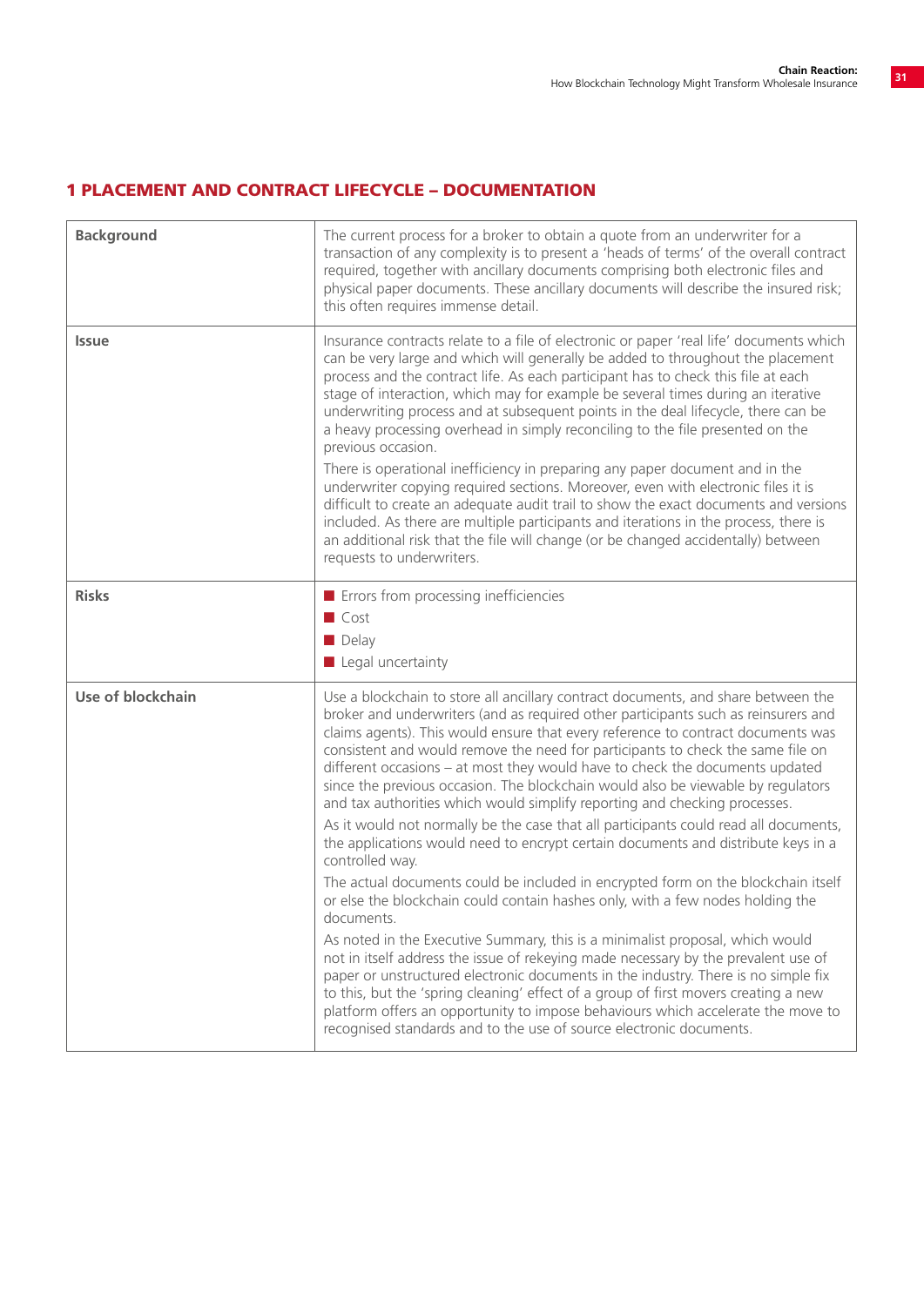## 1 PLACEMENT AND CONTRACT LIFECYCLE – DOCUMENTATION

| | |
|---|---|
| **Background** | The current process for a broker to obtain a quote from an underwriter for a transaction of any complexity is to present a 'heads of terms' of the overall contract required, together with ancillary documents comprising both electronic files and physical paper documents. These ancillary documents will describe the insured risk; this often requires immense detail. |
| **Issue** | Insurance contracts relate to a file of electronic or paper 'real life' documents which can be very large and which will generally be added to throughout the placement process and the contract life. As each participant has to check this file at each stage of interaction, which may for example be several times during an iterative underwriting process and at subsequent points in the deal lifecycle, there can be a heavy processing overhead in simply reconciling to the file presented on the previous occasion.<br><br>There is operational inefficiency in preparing any paper document and in the underwriter copying required sections. Moreover, even with electronic files it is difficult to create an adequate audit trail to show the exact documents and versions included. As there are multiple participants and iterations in the process, there is an additional risk that the file will change (or be changed accidentally) between requests to underwriters. |
| **Risks** | ■ Errors from processing inefficiencies<br>■ Cost<br>■ Delay<br>■ Legal uncertainty |
| **Use of blockchain** | Use a blockchain to store all ancillary contract documents, and share between the broker and underwriters (and as required other participants such as reinsurers and claims agents). This would ensure that every reference to contract documents was consistent and would remove the need for participants to check the same file on different occasions – at most they would have to check the documents updated since the previous occasion. The blockchain would also be viewable by regulators and tax authorities which would simplify reporting and checking processes.<br><br>As it would not normally be the case that all participants could read all documents, the applications would need to encrypt certain documents and distribute keys in a controlled way.<br><br>The actual documents could be included in encrypted form on the blockchain itself or else the blockchain could contain hashes only, with a few nodes holding the documents.<br><br>As noted in the Executive Summary, this is a minimalist proposal, which would not in itself address the issue of rekeying made necessary by the prevalent use of paper or unstructured electronic documents in the industry. There is no simple fix to this, but the 'spring cleaning' effect of a group of first movers creating a new platform offers an opportunity to impose behaviours which accelerate the move to recognised standards and to the use of source electronic documents. |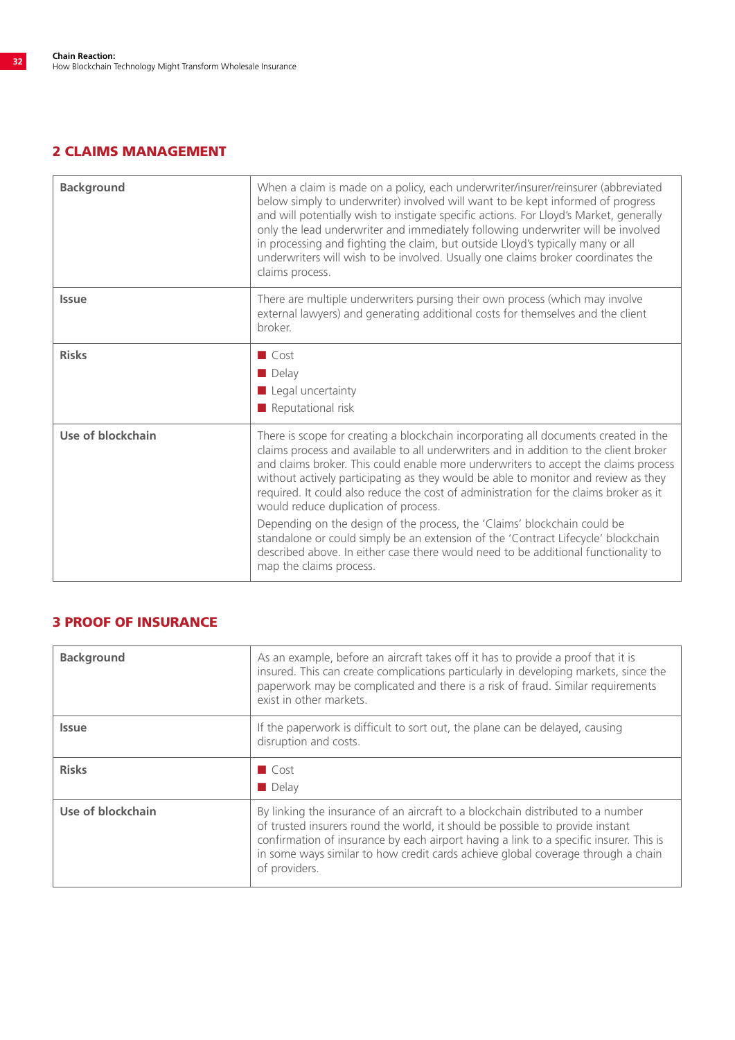## 2 CLAIMS MANAGEMENT

| | |
|---|---|
| **Background** | When a claim is made on a policy, each underwriter/insurer/reinsurer (abbreviated below simply to underwriter) involved will want to be kept informed of progress and will potentially wish to instigate specific actions. For Lloyd's Market, generally only the lead underwriter and immediately following underwriter will be involved in processing and fighting the claim, but outside Lloyd's typically many or all underwriters will wish to be involved. Usually one claims broker coordinates the claims process. |
| **Issue** | There are multiple underwriters pursing their own process (which may involve external lawyers) and generating additional costs for themselves and the client broker. |
| **Risks** | ■ Cost<br>■ Delay<br>■ Legal uncertainty<br>■ Reputational risk |
| **Use of blockchain** | There is scope for creating a blockchain incorporating all documents created in the claims process and available to all underwriters and in addition to the client broker and claims broker. This could enable more underwriters to accept the claims process without actively participating as they would be able to monitor and review as they required. It could also reduce the cost of administration for the claims broker as it would reduce duplication of process.<br><br>Depending on the design of the process, the 'Claims' blockchain could be standalone or could simply be an extension of the 'Contract Lifecycle' blockchain described above. In either case there would need to be additional functionality to map the claims process. |

## 3 PROOF OF INSURANCE

| | |
|---|---|
| **Background** | As an example, before an aircraft takes off it has to provide a proof that it is insured. This can create complications particularly in developing markets, since the paperwork may be complicated and there is a risk of fraud. Similar requirements exist in other markets. |
| **Issue** | If the paperwork is difficult to sort out, the plane can be delayed, causing disruption and costs. |
| **Risks** | ■ Cost<br>■ Delay |
| **Use of blockchain** | By linking the insurance of an aircraft to a blockchain distributed to a number of trusted insurers round the world, it should be possible to provide instant confirmation of insurance by each airport having a link to a specific insurer. This is in some ways similar to how credit cards achieve global coverage through a chain of providers. |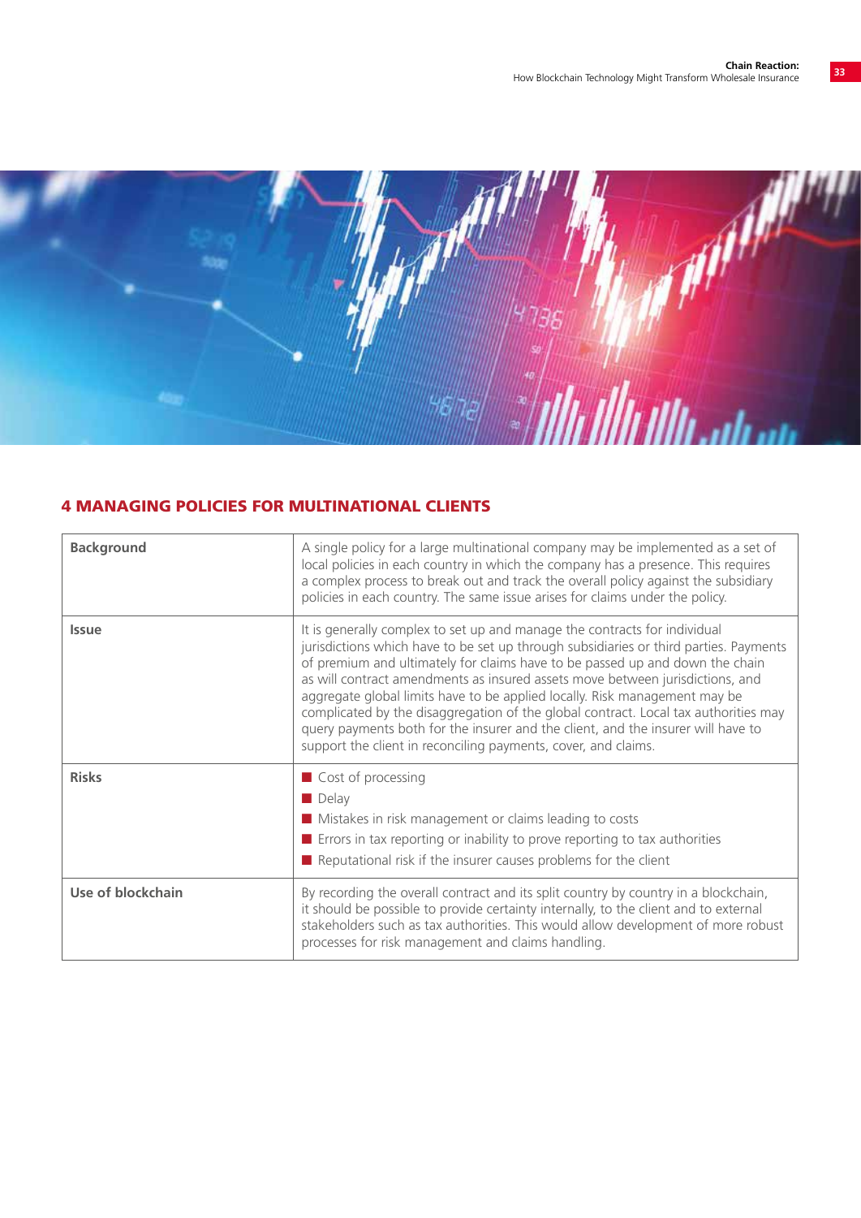## 4 MANAGING POLICIES FOR MULTINATIONAL CLIENTS

| | |
|---|---|
| **Background** | A single policy for a large multinational company may be implemented as a set of local policies in each country in which the company has a presence. This requires a complex process to break out and track the overall policy against the subsidiary policies in each country. The same issue arises for claims under the policy. |
| **Issue** | It is generally complex to set up and manage the contracts for individual jurisdictions which have to be set up through subsidiaries or third parties. Payments of premium and ultimately for claims have to be passed up and down the chain as will contract amendments as insured assets move between jurisdictions, and aggregate global limits have to be applied locally. Risk management may be complicated by the disaggregation of the global contract. Local tax authorities may query payments both for the insurer and the client, and the insurer will have to support the client in reconciling payments, cover, and claims. |
| **Risks** | ■ Cost of processing<br>■ Delay<br>■ Mistakes in risk management or claims leading to costs<br>■ Errors in tax reporting or inability to prove reporting to tax authorities<br>■ Reputational risk if the insurer causes problems for the client |
| **Use of blockchain** | By recording the overall contract and its split country by country in a blockchain, it should be possible to provide certainty internally, to the client and to external stakeholders such as tax authorities. This would allow development of more robust processes for risk management and claims handling. |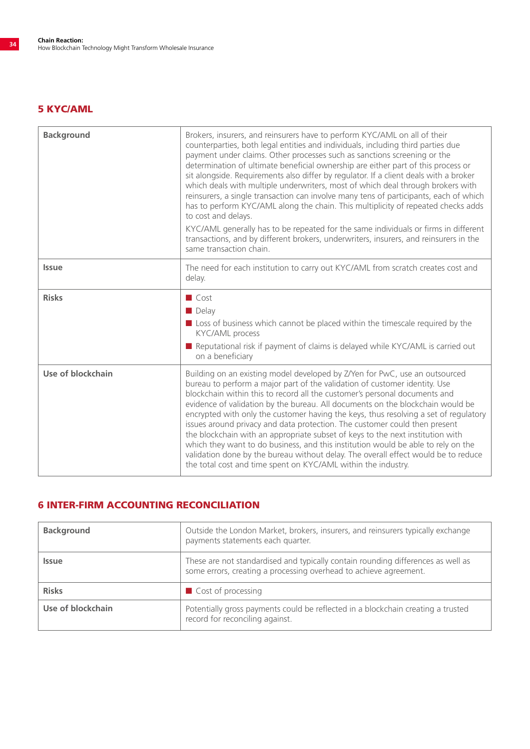## 5 KYC/AML

| | |
|---|---|
| **Background** | Brokers, insurers, and reinsurers have to perform KYC/AML on all of their counterparties, both legal entities and individuals, including third parties due payment under claims. Other processes such as sanctions screening or the determination of ultimate beneficial ownership are either part of this process or sit alongside. Requirements also differ by regulator. If a client deals with a broker which deals with multiple underwriters, most of which deal through brokers with reinsurers, a single transaction can involve many tens of participants, each of which has to perform KYC/AML along the chain. This multiplicity of repeated checks adds to cost and delays.<br><br>KYC/AML generally has to be repeated for the same individuals or firms in different transactions, and by different brokers, underwriters, insurers, and reinsurers in the same transaction chain. |
| **Issue** | The need for each institution to carry out KYC/AML from scratch creates cost and delay. |
| **Risks** | ■ Cost<br>■ Delay<br>■ Loss of business which cannot be placed within the timescale required by the KYC/AML process<br>■ Reputational risk if payment of claims is delayed while KYC/AML is carried out on a beneficiary |
| **Use of blockchain** | Building on an existing model developed by Z/Yen for PwC, use an outsourced bureau to perform a major part of the validation of customer identity. Use blockchain within this to record all the customer's personal documents and evidence of validation by the bureau. All documents on the blockchain would be encrypted with only the customer having the keys, thus resolving a set of regulatory issues around privacy and data protection. The customer could then present the blockchain with an appropriate subset of keys to the next institution with which they want to do business, and this institution would be able to rely on the validation done by the bureau without delay. The overall effect would be to reduce the total cost and time spent on KYC/AML within the industry. |

## 6 INTER-FIRM ACCOUNTING RECONCILIATION

| | |
|---|---|
| **Background** | Outside the London Market, brokers, insurers, and reinsurers typically exchange payments statements each quarter. |
| **Issue** | These are not standardised and typically contain rounding differences as well as some errors, creating a processing overhead to achieve agreement. |
| **Risks** | ■ Cost of processing |
| **Use of blockchain** | Potentially gross payments could be reflected in a blockchain creating a trusted record for reconciling against. |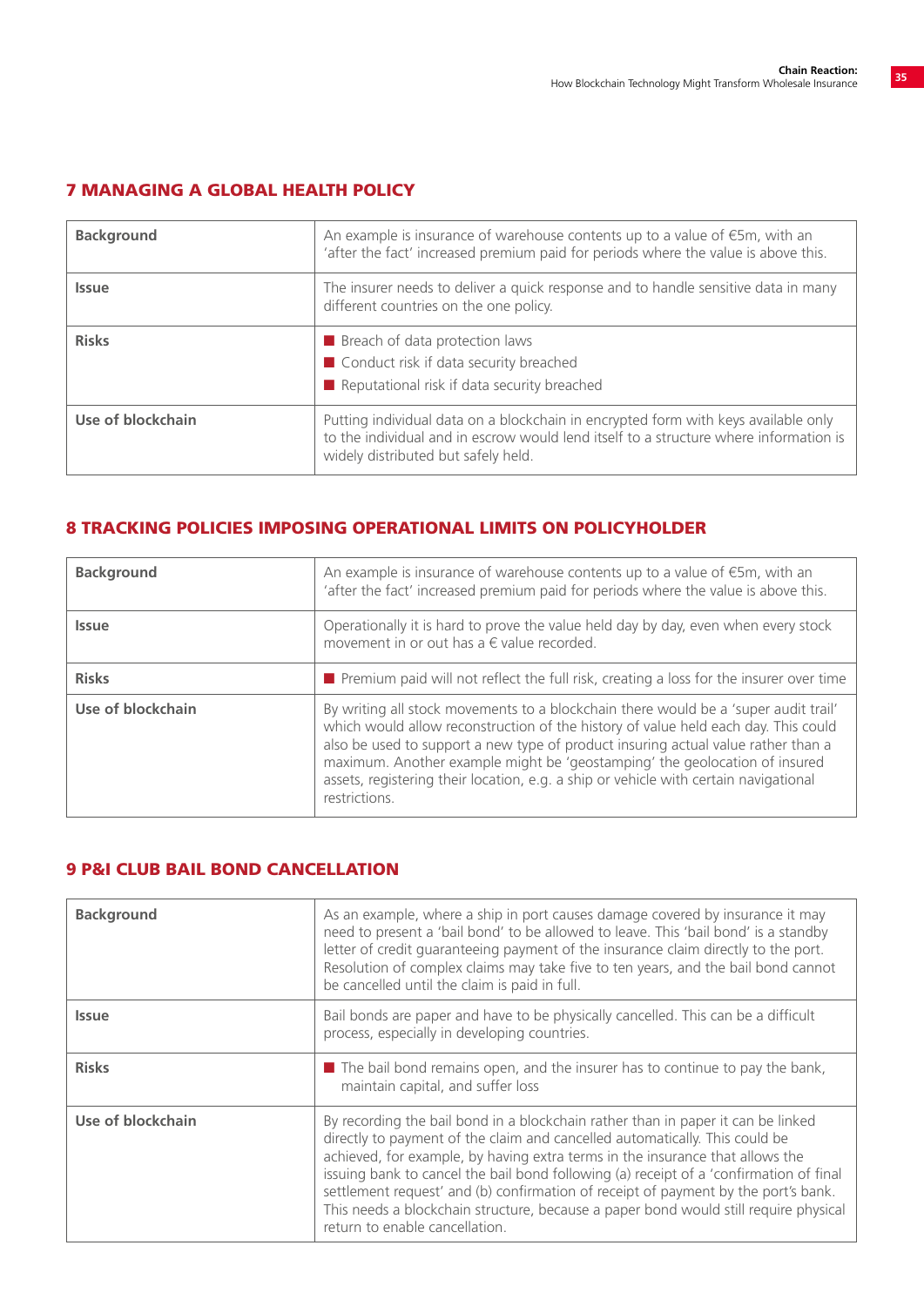## 7 MANAGING A GLOBAL HEALTH POLICY

| | |
|---|---|
| **Background** | An example is insurance of warehouse contents up to a value of €5m, with an 'after the fact' increased premium paid for periods where the value is above this. |
| **Issue** | The insurer needs to deliver a quick response and to handle sensitive data in many different countries on the one policy. |
| **Risks** | ■ Breach of data protection laws<br>■ Conduct risk if data security breached<br>■ Reputational risk if data security breached |
| **Use of blockchain** | Putting individual data on a blockchain in encrypted form with keys available only to the individual and in escrow would lend itself to a structure where information is widely distributed but safely held. |

## 8 TRACKING POLICIES IMPOSING OPERATIONAL LIMITS ON POLICYHOLDER

| | |
|---|---|
| **Background** | An example is insurance of warehouse contents up to a value of €5m, with an 'after the fact' increased premium paid for periods where the value is above this. |
| **Issue** | Operationally it is hard to prove the value held day by day, even when every stock movement in or out has a € value recorded. |
| **Risks** | ■ Premium paid will not reflect the full risk, creating a loss for the insurer over time |
| **Use of blockchain** | By writing all stock movements to a blockchain there would be a 'super audit trail' which would allow reconstruction of the history of value held each day. This could also be used to support a new type of product insuring actual value rather than a maximum. Another example might be 'geostamping' the geolocation of insured assets, registering their location, e.g. a ship or vehicle with certain navigational restrictions. |

## 9 P&I CLUB BAIL BOND CANCELLATION

| | |
|---|---|
| **Background** | As an example, where a ship in port causes damage covered by insurance it may need to present a 'bail bond' to be allowed to leave. This 'bail bond' is a standby letter of credit guaranteeing payment of the insurance claim directly to the port. Resolution of complex claims may take five to ten years, and the bail bond cannot be cancelled until the claim is paid in full. |
| **Issue** | Bail bonds are paper and have to be physically cancelled. This can be a difficult process, especially in developing countries. |
| **Risks** | ■ The bail bond remains open, and the insurer has to continue to pay the bank, maintain capital, and suffer loss |
| **Use of blockchain** | By recording the bail bond in a blockchain rather than in paper it can be linked directly to payment of the claim and cancelled automatically. This could be achieved, for example, by having extra terms in the insurance that allows the issuing bank to cancel the bail bond following (a) receipt of a 'confirmation of final settlement request' and (b) confirmation of receipt of payment by the port's bank. This needs a blockchain structure, because a paper bond would still require physical return to enable cancellation. |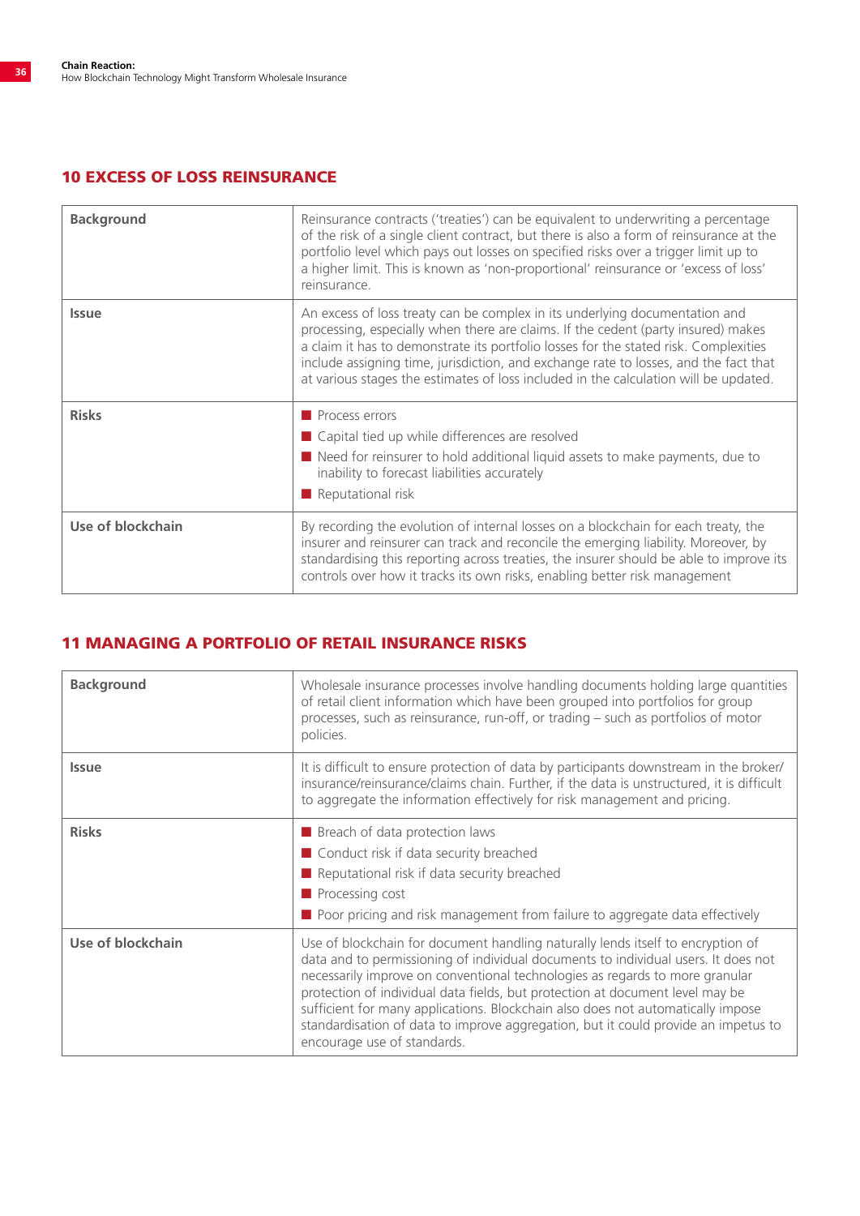## 10 EXCESS OF LOSS REINSURANCE

| | |
|---|---|
| **Background** | Reinsurance contracts ('treaties') can be equivalent to underwriting a percentage of the risk of a single client contract, but there is also a form of reinsurance at the portfolio level which pays out losses on specified risks over a trigger limit up to a higher limit. This is known as 'non-proportional' reinsurance or 'excess of loss' reinsurance. |
| **Issue** | An excess of loss treaty can be complex in its underlying documentation and processing, especially when there are claims. If the cedent (party insured) makes a claim it has to demonstrate its portfolio losses for the stated risk. Complexities include assigning time, jurisdiction, and exchange rate to losses, and the fact that at various stages the estimates of loss included in the calculation will be updated. |
| **Risks** | ■ Process errors<br>■ Capital tied up while differences are resolved<br>■ Need for reinsurer to hold additional liquid assets to make payments, due to inability to forecast liabilities accurately<br>■ Reputational risk |
| **Use of blockchain** | By recording the evolution of internal losses on a blockchain for each treaty, the insurer and reinsurer can track and reconcile the emerging liability. Moreover, by standardising this reporting across treaties, the insurer should be able to improve its controls over how it tracks its own risks, enabling better risk management |

## 11 MANAGING A PORTFOLIO OF RETAIL INSURANCE RISKS

| | |
|---|---|
| **Background** | Wholesale insurance processes involve handling documents holding large quantities of retail client information which have been grouped into portfolios for group processes, such as reinsurance, run-off, or trading – such as portfolios of motor policies. |
| **Issue** | It is difficult to ensure protection of data by participants downstream in the broker/insurance/reinsurance/claims chain. Further, if the data is unstructured, it is difficult to aggregate the information effectively for risk management and pricing. |
| **Risks** | ■ Breach of data protection laws<br>■ Conduct risk if data security breached<br>■ Reputational risk if data security breached<br>■ Processing cost<br>■ Poor pricing and risk management from failure to aggregate data effectively |
| **Use of blockchain** | Use of blockchain for document handling naturally lends itself to encryption of data and to permissioning of individual documents to individual users. It does not necessarily improve on conventional technologies as regards to more granular protection of individual data fields, but protection at document level may be sufficient for many applications. Blockchain also does not automatically impose standardisation of data to improve aggregation, but it could provide an impetus to encourage use of standards. |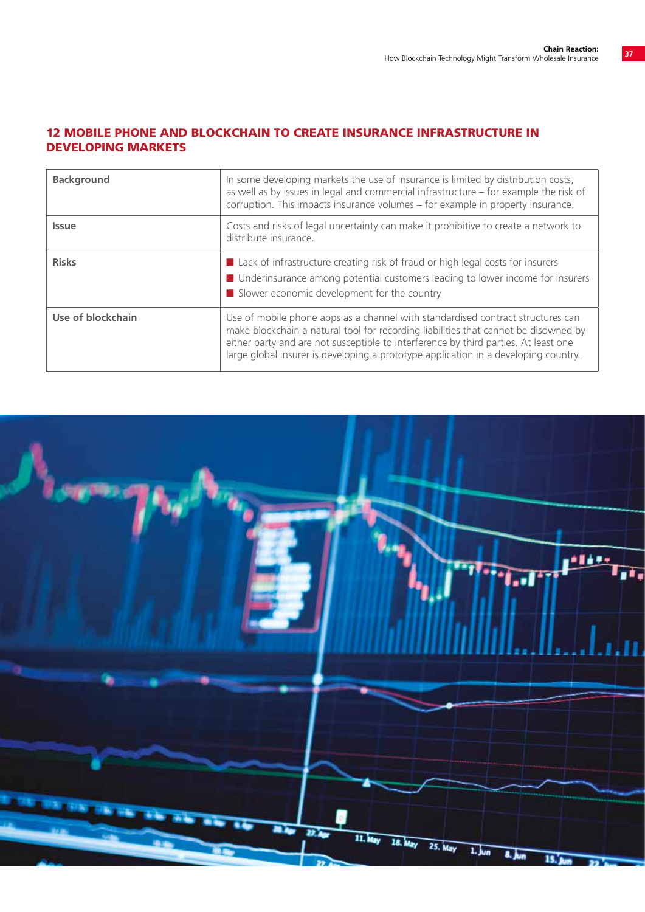## 12 MOBILE PHONE AND BLOCKCHAIN TO CREATE INSURANCE INFRASTRUCTURE IN DEVELOPING MARKETS

| | |
|---|---|
| **Background** | In some developing markets the use of insurance is limited by distribution costs, as well as by issues in legal and commercial infrastructure – for example the risk of corruption. This impacts insurance volumes – for example in property insurance. |
| **Issue** | Costs and risks of legal uncertainty can make it prohibitive to create a network to distribute insurance. |
| **Risks** | ■ Lack of infrastructure creating risk of fraud or high legal costs for insurers<br>■ Underinsurance among potential customers leading to lower income for insurers<br>■ Slower economic development for the country |
| **Use of blockchain** | Use of mobile phone apps as a channel with standardised contract structures can make blockchain a natural tool for recording liabilities that cannot be disowned by either party and are not susceptible to interference by third parties. At least one large global insurer is developing a prototype application in a developing country. |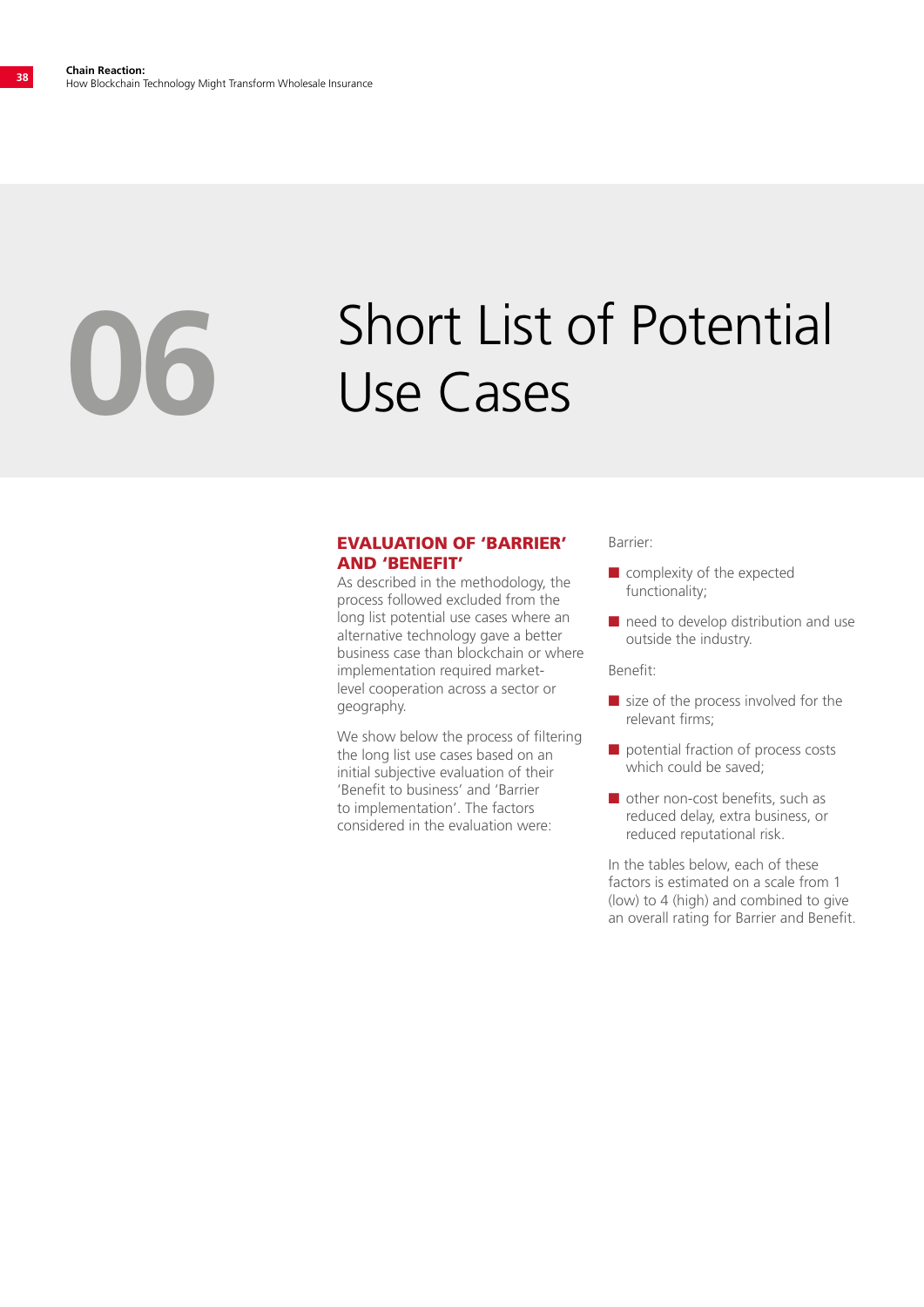# 06 Short List of Potential Use Cases

## EVALUATION OF 'BARRIER' AND 'BENEFIT'

As described in the methodology, the process followed excluded from the long list potential use cases where an alternative technology gave a better business case than blockchain or where implementation required market-level cooperation across a sector or geography.

We show below the process of filtering the long list use cases based on an initial subjective evaluation of their 'Benefit to business' and 'Barrier to implementation'. The factors considered in the evaluation were:

Barrier:

- complexity of the expected functionality;
- need to develop distribution and use outside the industry.

Benefit:

- size of the process involved for the relevant firms;
- potential fraction of process costs which could be saved;
- other non-cost benefits, such as reduced delay, extra business, or reduced reputational risk.

In the tables below, each of these factors is estimated on a scale from 1 (low) to 4 (high) and combined to give an overall rating for Barrier and Benefit.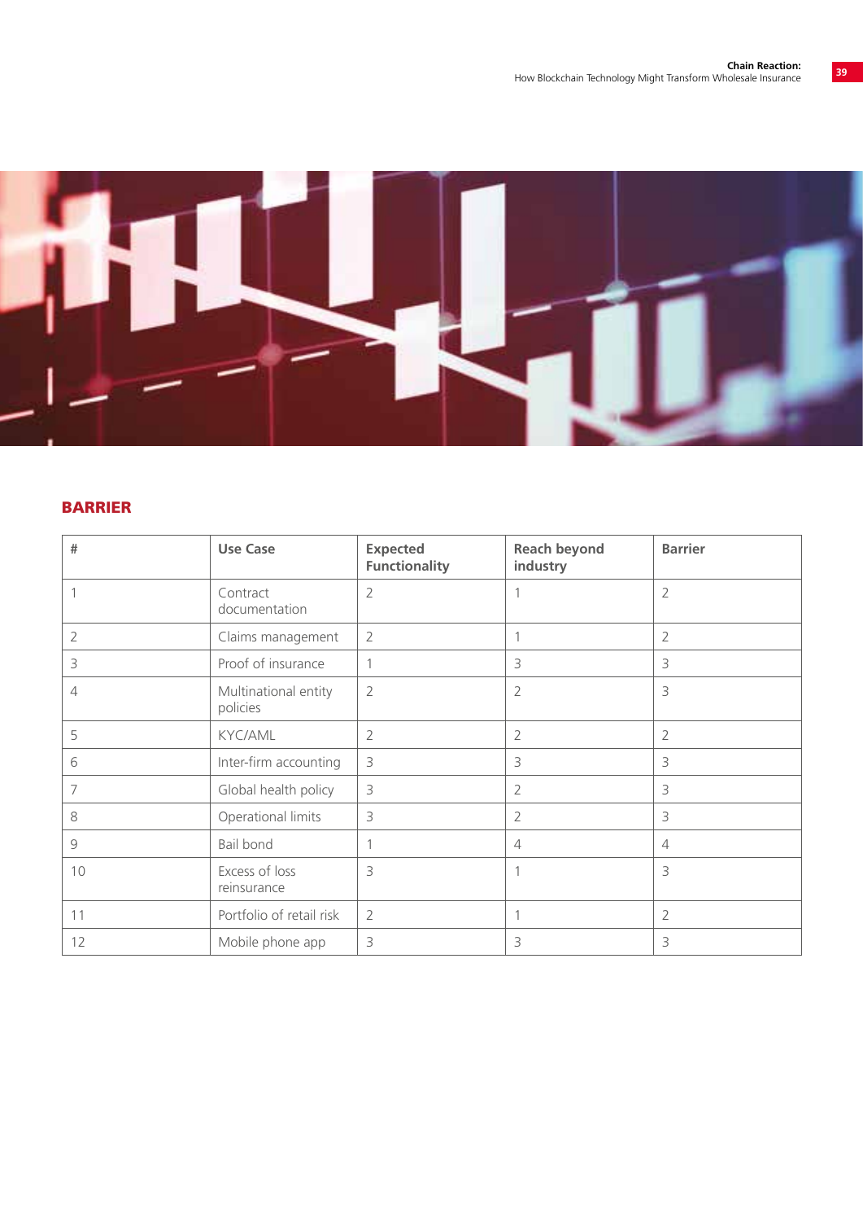## BARRIER

| # | Use Case | Expected Functionality | Reach beyond industry | Barrier |
|---|---|---|---|---|
| 1 | Contract documentation | 2 | 1 | 2 |
| 2 | Claims management | 2 | 1 | 2 |
| 3 | Proof of insurance | 1 | 3 | 3 |
| 4 | Multinational entity policies | 2 | 2 | 3 |
| 5 | KYC/AML | 2 | 2 | 2 |
| 6 | Inter-firm accounting | 3 | 3 | 3 |
| 7 | Global health policy | 3 | 2 | 3 |
| 8 | Operational limits | 3 | 2 | 3 |
| 9 | Bail bond | 1 | 4 | 4 |
| 10 | Excess of loss reinsurance | 3 | 1 | 3 |
| 11 | Portfolio of retail risk | 2 | 1 | 2 |
| 12 | Mobile phone app | 3 | 3 | 3 |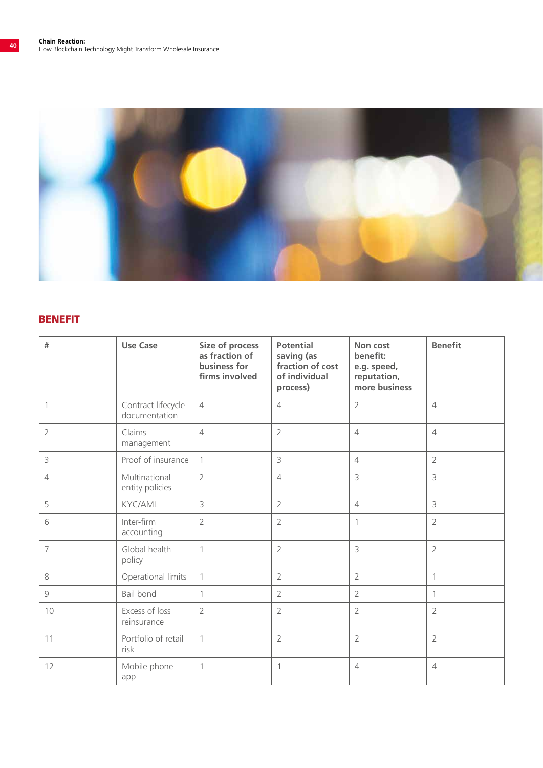## BENEFIT

| # | Use Case | Size of process as fraction of business for firms involved | Potential saving (as fraction of cost of individual process) | Non cost benefit: e.g. speed, reputation, more business | Benefit |
|---|---|---|---|---|---|
| 1 | Contract lifecycle documentation | 4 | 4 | 2 | 4 |
| 2 | Claims management | 4 | 2 | 4 | 4 |
| 3 | Proof of insurance | 1 | 3 | 4 | 2 |
| 4 | Multinational entity policies | 2 | 4 | 3 | 3 |
| 5 | KYC/AML | 3 | 2 | 4 | 3 |
| 6 | Inter-firm accounting | 2 | 2 | 1 | 2 |
| 7 | Global health policy | 1 | 2 | 3 | 2 |
| 8 | Operational limits | 1 | 2 | 2 | 1 |
| 9 | Bail bond | 1 | 2 | 2 | 1 |
| 10 | Excess of loss reinsurance | 2 | 2 | 2 | 2 |
| 11 | Portfolio of retail risk | 1 | 2 | 2 | 2 |
| 12 | Mobile phone app | 1 | 1 | 4 | 4 |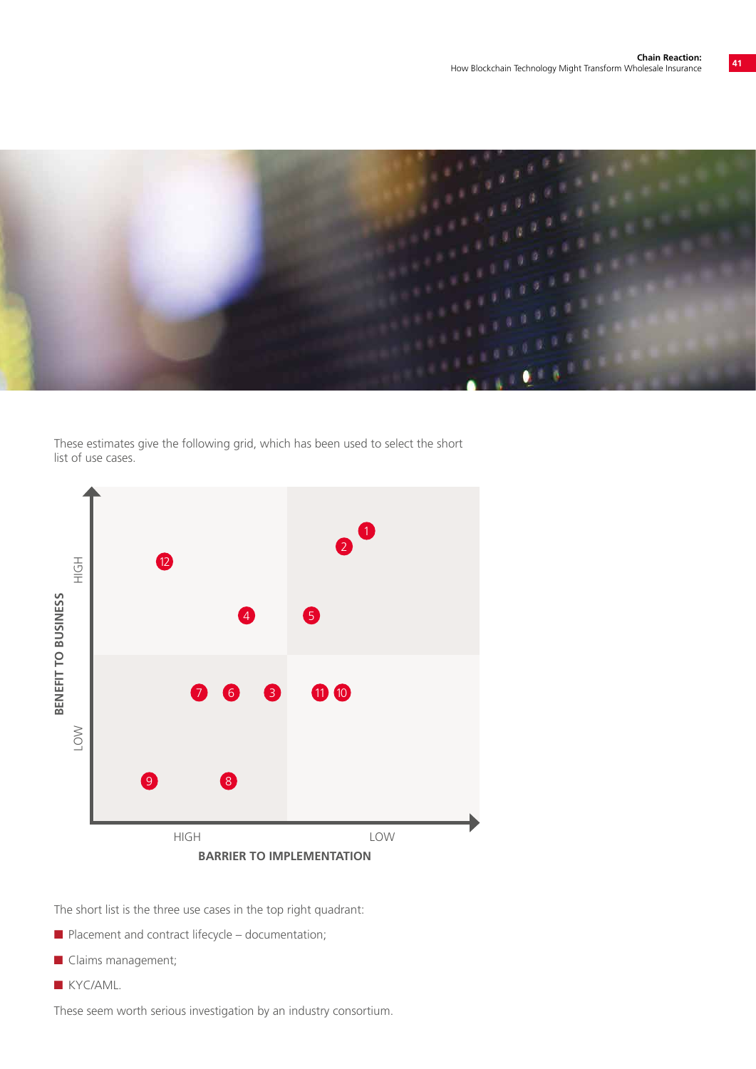These estimates give the following grid, which has been used to select the short list of use cases.

BENEFIT TO BUSINESS (HIGH / LOW)

BARRIER TO IMPLEMENTATION (HIGH / LOW)

The short list is the three use cases in the top right quadrant:

- Placement and contract lifecycle – documentation;
- Claims management;
- KYC/AML.

These seem worth serious investigation by an industry consortium.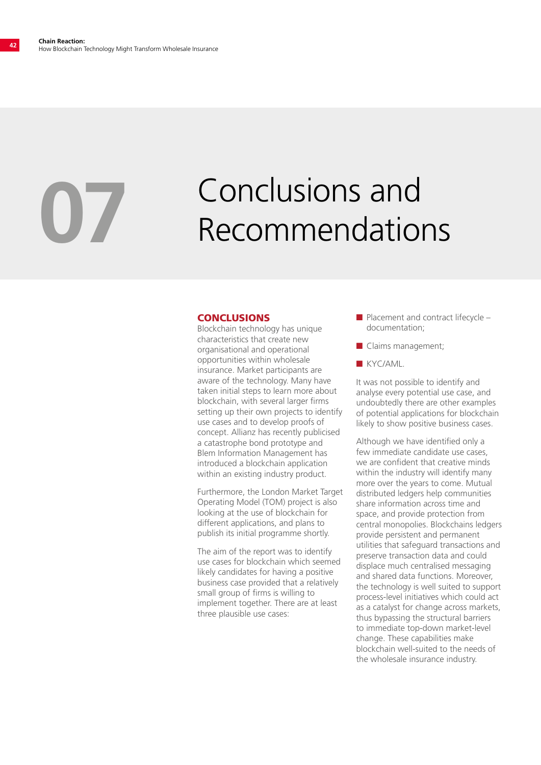# 07 Conclusions and Recommendations

## CONCLUSIONS

Blockchain technology has unique characteristics that create new organisational and operational opportunities within wholesale insurance. Market participants are aware of the technology. Many have taken initial steps to learn more about blockchain, with several larger firms setting up their own projects to identify use cases and to develop proofs of concept. Allianz has recently publicised a catastrophe bond prototype and Blem Information Management has introduced a blockchain application within an existing industry product.

Furthermore, the London Market Target Operating Model (TOM) project is also looking at the use of blockchain for different applications, and plans to publish its initial programme shortly.

The aim of the report was to identify use cases for blockchain which seemed likely candidates for having a positive business case provided that a relatively small group of firms is willing to implement together. There are at least three plausible use cases:

- Placement and contract lifecycle – documentation;
- Claims management;
- KYC/AML.

It was not possible to identify and analyse every potential use case, and undoubtedly there are other examples of potential applications for blockchain likely to show positive business cases.

Although we have identified only a few immediate candidate use cases, we are confident that creative minds within the industry will identify many more over the years to come. Mutual distributed ledgers help communities share information across time and space, and provide protection from central monopolies. Blockchains ledgers provide persistent and permanent utilities that safeguard transactions and preserve transaction data and could displace much centralised messaging and shared data functions. Moreover, the technology is well suited to support process-level initiatives which could act as a catalyst for change across markets, thus bypassing the structural barriers to immediate top-down market-level change. These capabilities make blockchain well-suited to the needs of the wholesale insurance industry.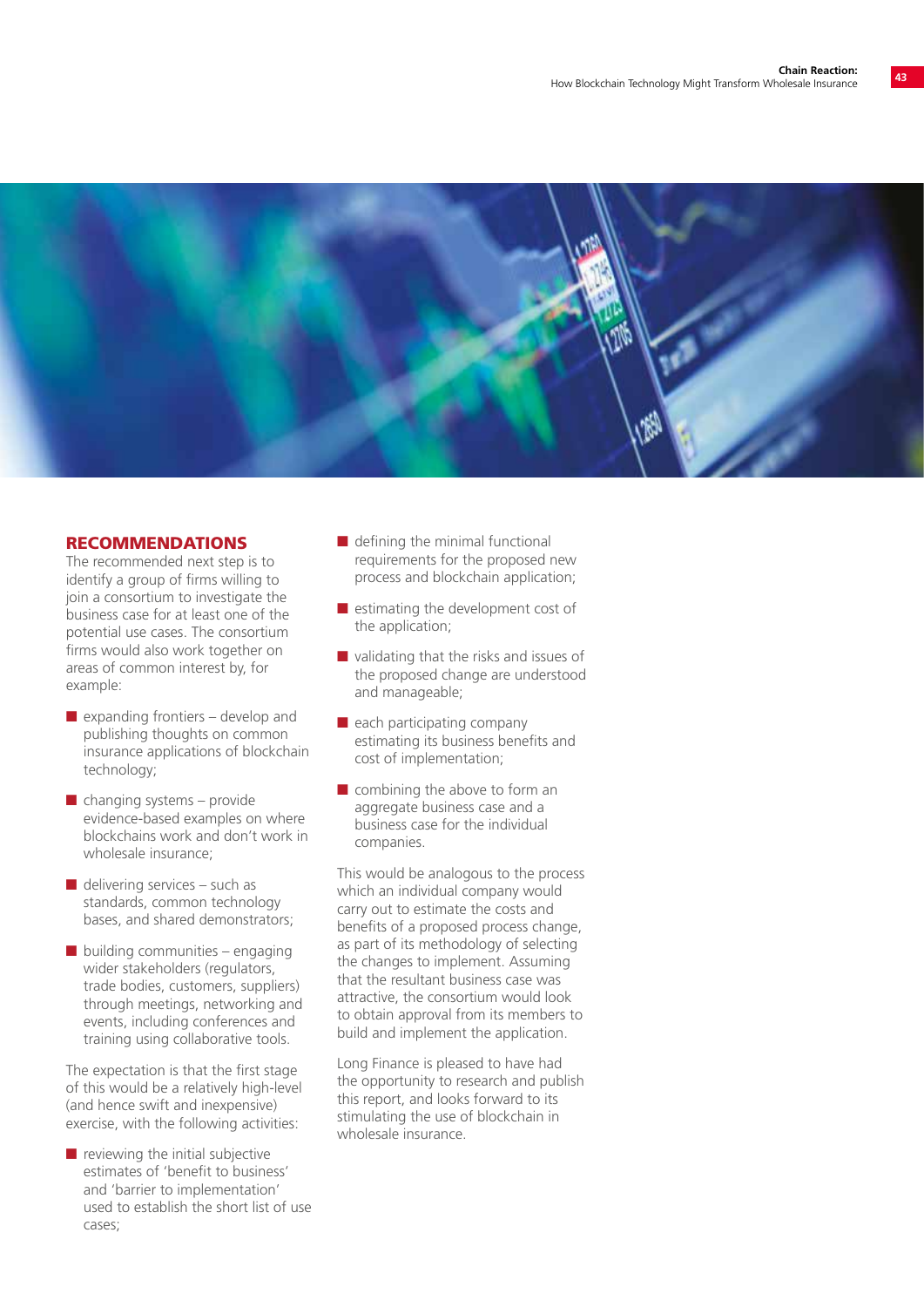## RECOMMENDATIONS

The recommended next step is to identify a group of firms willing to join a consortium to investigate the business case for at least one of the potential use cases. The consortium firms would also work together on areas of common interest by, for example:

- expanding frontiers – develop and publishing thoughts on common insurance applications of blockchain technology;
- changing systems – provide evidence-based examples on where blockchains work and don't work in wholesale insurance;
- delivering services – such as standards, common technology bases, and shared demonstrators;
- building communities – engaging wider stakeholders (regulators, trade bodies, customers, suppliers) through meetings, networking and events, including conferences and training using collaborative tools.

The expectation is that the first stage of this would be a relatively high-level (and hence swift and inexpensive) exercise, with the following activities:

- reviewing the initial subjective estimates of 'benefit to business' and 'barrier to implementation' used to establish the short list of use cases;
- defining the minimal functional requirements for the proposed new process and blockchain application;
- estimating the development cost of the application;
- validating that the risks and issues of the proposed change are understood and manageable;
- each participating company estimating its business benefits and cost of implementation;
- combining the above to form an aggregate business case and a business case for the individual companies.

This would be analogous to the process which an individual company would carry out to estimate the costs and benefits of a proposed process change, as part of its methodology of selecting the changes to implement. Assuming that the resultant business case was attractive, the consortium would look to obtain approval from its members to build and implement the application.

Long Finance is pleased to have had the opportunity to research and publish this report, and looks forward to its stimulating the use of blockchain in wholesale insurance.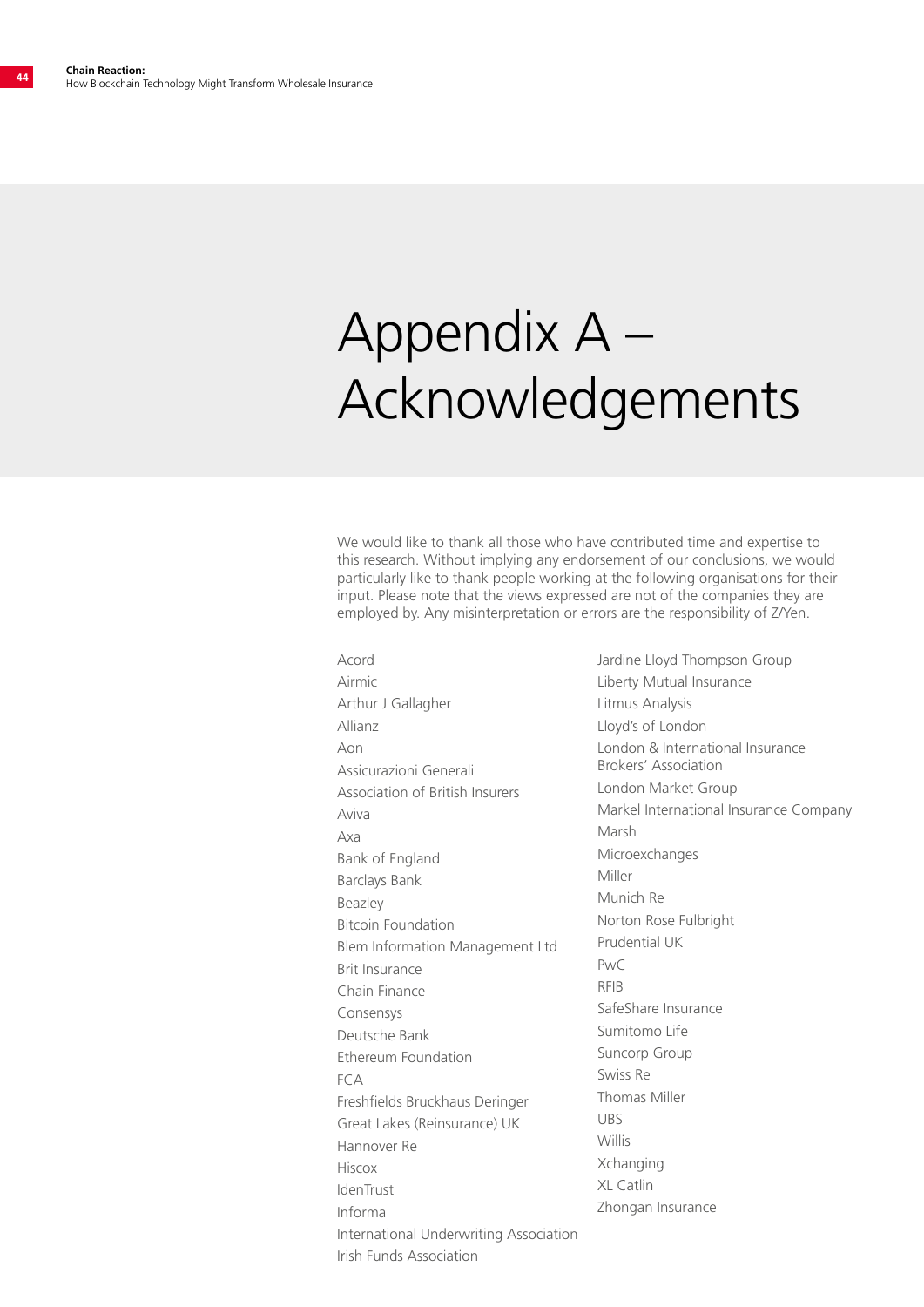# Appendix A – Acknowledgements

We would like to thank all those who have contributed time and expertise to this research. Without implying any endorsement of our conclusions, we would particularly like to thank people working at the following organisations for their input. Please note that the views expressed are not of the companies they are employed by. Any misinterpretation or errors are the responsibility of Z/Yen.

Acord
Airmic
Arthur J Gallagher
Allianz
Aon
Assicurazioni Generali
Association of British Insurers
Aviva
Axa
Bank of England
Barclays Bank
Beazley
Bitcoin Foundation
Blem Information Management Ltd
Brit Insurance
Chain Finance
Consensys
Deutsche Bank
Ethereum Foundation
FCA
Freshfields Bruckhaus Deringer
Great Lakes (Reinsurance) UK
Hannover Re
Hiscox
IdenTrust
Informa
International Underwriting Association
Irish Funds Association
Jardine Lloyd Thompson Group
Liberty Mutual Insurance
Litmus Analysis
Lloyd's of London
London & International Insurance Brokers' Association
London Market Group
Markel International Insurance Company
Marsh
Microexchanges
Miller
Munich Re
Norton Rose Fulbright
Prudential UK
PwC
RFIB
SafeShare Insurance
Sumitomo Life
Suncorp Group
Swiss Re
Thomas Miller
UBS
Willis
Xchanging
XL Catlin
Zhongan Insurance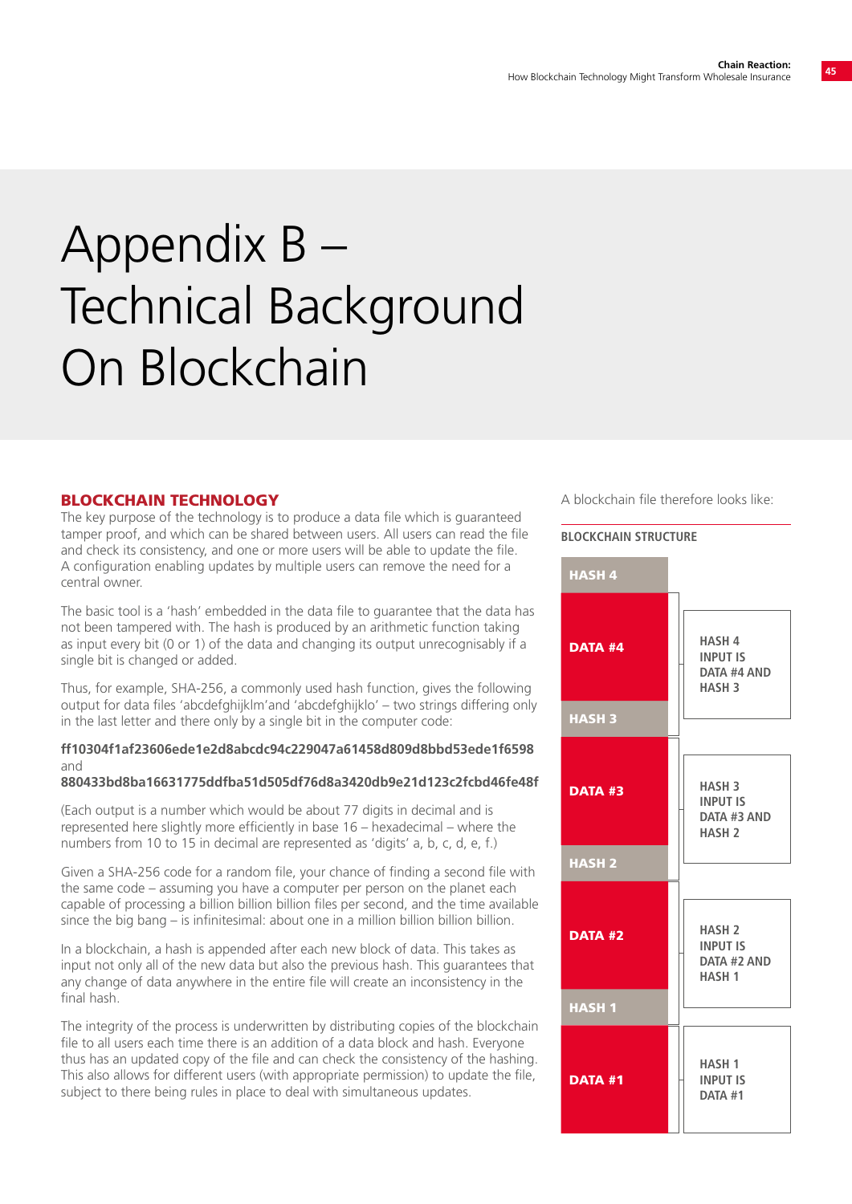# Appendix B – Technical Background On Blockchain

## BLOCKCHAIN TECHNOLOGY

The key purpose of the technology is to produce a data file which is guaranteed tamper proof, and which can be shared between users. All users can read the file and check its consistency, and one or more users will be able to update the file. A configuration enabling updates by multiple users can remove the need for a central owner.

The basic tool is a 'hash' embedded in the data file to guarantee that the data has not been tampered with. The hash is produced by an arithmetic function taking as input every bit (0 or 1) of the data and changing its output unrecognisably if a single bit is changed or added.

Thus, for example, SHA-256, a commonly used hash function, gives the following output for data files 'abcdefghijklm'and 'abcdefghijklo' – two strings differing only in the last letter and there only by a single bit in the computer code:

**ff10304f1af23606ede1e2d8abcdc94c229047a61458d809d8bbd53ede1f6598**
and
**880433bd8ba16631775ddfba51d505df76d8a3420db9e21d123c2fcbd46fe48f**

(Each output is a number which would be about 77 digits in decimal and is represented here slightly more efficiently in base 16 – hexadecimal – where the numbers from 10 to 15 in decimal are represented as 'digits' a, b, c, d, e, f.)

Given a SHA-256 code for a random file, your chance of finding a second file with the same code – assuming you have a computer per person on the planet each capable of processing a billion billion billion files per second, and the time available since the big bang – is infinitesimal: about one in a million billion billion billion.

In a blockchain, a hash is appended after each new block of data. This takes as input not only all of the new data but also the previous hash. This guarantees that any change of data anywhere in the entire file will create an inconsistency in the final hash.

The integrity of the process is underwritten by distributing copies of the blockchain file to all users each time there is an addition of a data block and hash. Everyone thus has an updated copy of the file and can check the consistency of the hashing. This also allows for different users (with appropriate permission) to update the file, subject to there being rules in place to deal with simultaneous updates.

A blockchain file therefore looks like:

**BLOCKCHAIN STRUCTURE**

| Block | Description |
|---|---|
| HASH 4 | |
| DATA #4 | HASH 4 INPUT IS DATA #4 AND HASH 3 |
| HASH 3 | |
| DATA #3 | HASH 3 INPUT IS DATA #3 AND HASH 2 |
| HASH 2 | |
| DATA #2 | HASH 2 INPUT IS DATA #2 AND HASH 1 |
| HASH 1 | |
| DATA #1 | HASH 1 INPUT IS DATA #1 |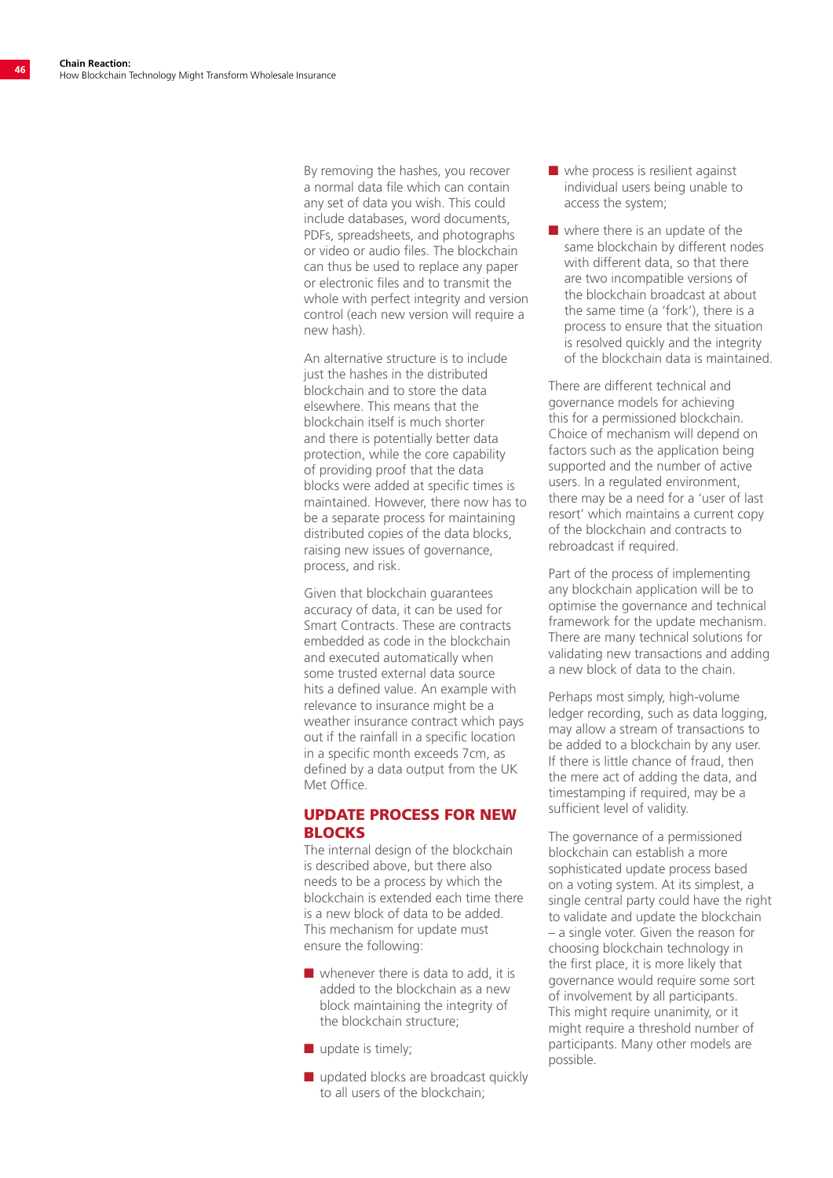By removing the hashes, you recover a normal data file which can contain any set of data you wish. This could include databases, word documents, PDFs, spreadsheets, and photographs or video or audio files. The blockchain can thus be used to replace any paper or electronic files and to transmit the whole with perfect integrity and version control (each new version will require a new hash).

An alternative structure is to include just the hashes in the distributed blockchain and to store the data elsewhere. This means that the blockchain itself is much shorter and there is potentially better data protection, while the core capability of providing proof that the data blocks were added at specific times is maintained. However, there now has to be a separate process for maintaining distributed copies of the data blocks, raising new issues of governance, process, and risk.

Given that blockchain guarantees accuracy of data, it can be used for Smart Contracts. These are contracts embedded as code in the blockchain and executed automatically when some trusted external data source hits a defined value. An example with relevance to insurance might be a weather insurance contract which pays out if the rainfall in a specific location in a specific month exceeds 7cm, as defined by a data output from the UK Met Office.

## UPDATE PROCESS FOR NEW BLOCKS

The internal design of the blockchain is described above, but there also needs to be a process by which the blockchain is extended each time there is a new block of data to be added. This mechanism for update must ensure the following:

- whenever there is data to add, it is added to the blockchain as a new block maintaining the integrity of the blockchain structure;
- update is timely;
- updated blocks are broadcast quickly to all users of the blockchain;
- whe process is resilient against individual users being unable to access the system;
- where there is an update of the same blockchain by different nodes with different data, so that there are two incompatible versions of the blockchain broadcast at about the same time (a 'fork'), there is a process to ensure that the situation is resolved quickly and the integrity of the blockchain data is maintained.

There are different technical and governance models for achieving this for a permissioned blockchain. Choice of mechanism will depend on factors such as the application being supported and the number of active users. In a regulated environment, there may be a need for a 'user of last resort' which maintains a current copy of the blockchain and contracts to rebroadcast if required.

Part of the process of implementing any blockchain application will be to optimise the governance and technical framework for the update mechanism. There are many technical solutions for validating new transactions and adding a new block of data to the chain.

Perhaps most simply, high-volume ledger recording, such as data logging, may allow a stream of transactions to be added to a blockchain by any user. If there is little chance of fraud, then the mere act of adding the data, and timestamping if required, may be a sufficient level of validity.

The governance of a permissioned blockchain can establish a more sophisticated update process based on a voting system. At its simplest, a single central party could have the right to validate and update the blockchain – a single voter. Given the reason for choosing blockchain technology in the first place, it is more likely that governance would require some sort of involvement by all participants. This might require unanimity, or it might require a threshold number of participants. Many other models are possible.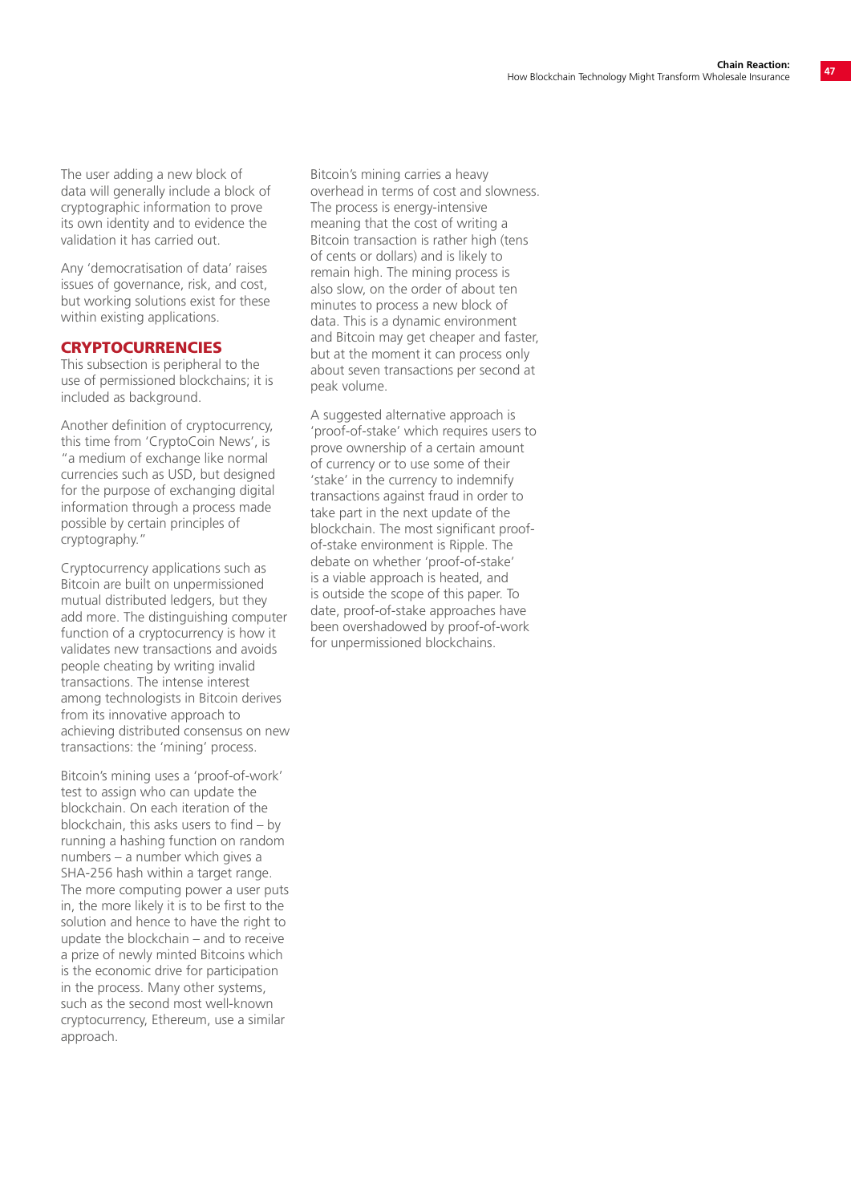The user adding a new block of data will generally include a block of cryptographic information to prove its own identity and to evidence the validation it has carried out.

Any 'democratisation of data' raises issues of governance, risk, and cost, but working solutions exist for these within existing applications.

## CRYPTOCURRENCIES

This subsection is peripheral to the use of permissioned blockchains; it is included as background.

Another definition of cryptocurrency, this time from 'CryptoCoin News', is "a medium of exchange like normal currencies such as USD, but designed for the purpose of exchanging digital information through a process made possible by certain principles of cryptography."

Cryptocurrency applications such as Bitcoin are built on unpermissioned mutual distributed ledgers, but they add more. The distinguishing computer function of a cryptocurrency is how it validates new transactions and avoids people cheating by writing invalid transactions. The intense interest among technologists in Bitcoin derives from its innovative approach to achieving distributed consensus on new transactions: the 'mining' process.

Bitcoin's mining uses a 'proof-of-work' test to assign who can update the blockchain. On each iteration of the blockchain, this asks users to find – by running a hashing function on random numbers – a number which gives a SHA-256 hash within a target range. The more computing power a user puts in, the more likely it is to be first to the solution and hence to have the right to update the blockchain – and to receive a prize of newly minted Bitcoins which is the economic drive for participation in the process. Many other systems, such as the second most well-known cryptocurrency, Ethereum, use a similar approach.

Bitcoin's mining carries a heavy overhead in terms of cost and slowness. The process is energy-intensive meaning that the cost of writing a Bitcoin transaction is rather high (tens of cents or dollars) and is likely to remain high. The mining process is also slow, on the order of about ten minutes to process a new block of data. This is a dynamic environment and Bitcoin may get cheaper and faster, but at the moment it can process only about seven transactions per second at peak volume.

A suggested alternative approach is 'proof-of-stake' which requires users to prove ownership of a certain amount of currency or to use some of their 'stake' in the currency to indemnify transactions against fraud in order to take part in the next update of the blockchain. The most significant proof-of-stake environment is Ripple. The debate on whether 'proof-of-stake' is a viable approach is heated, and is outside the scope of this paper. To date, proof-of-stake approaches have been overshadowed by proof-of-work for unpermissioned blockchains.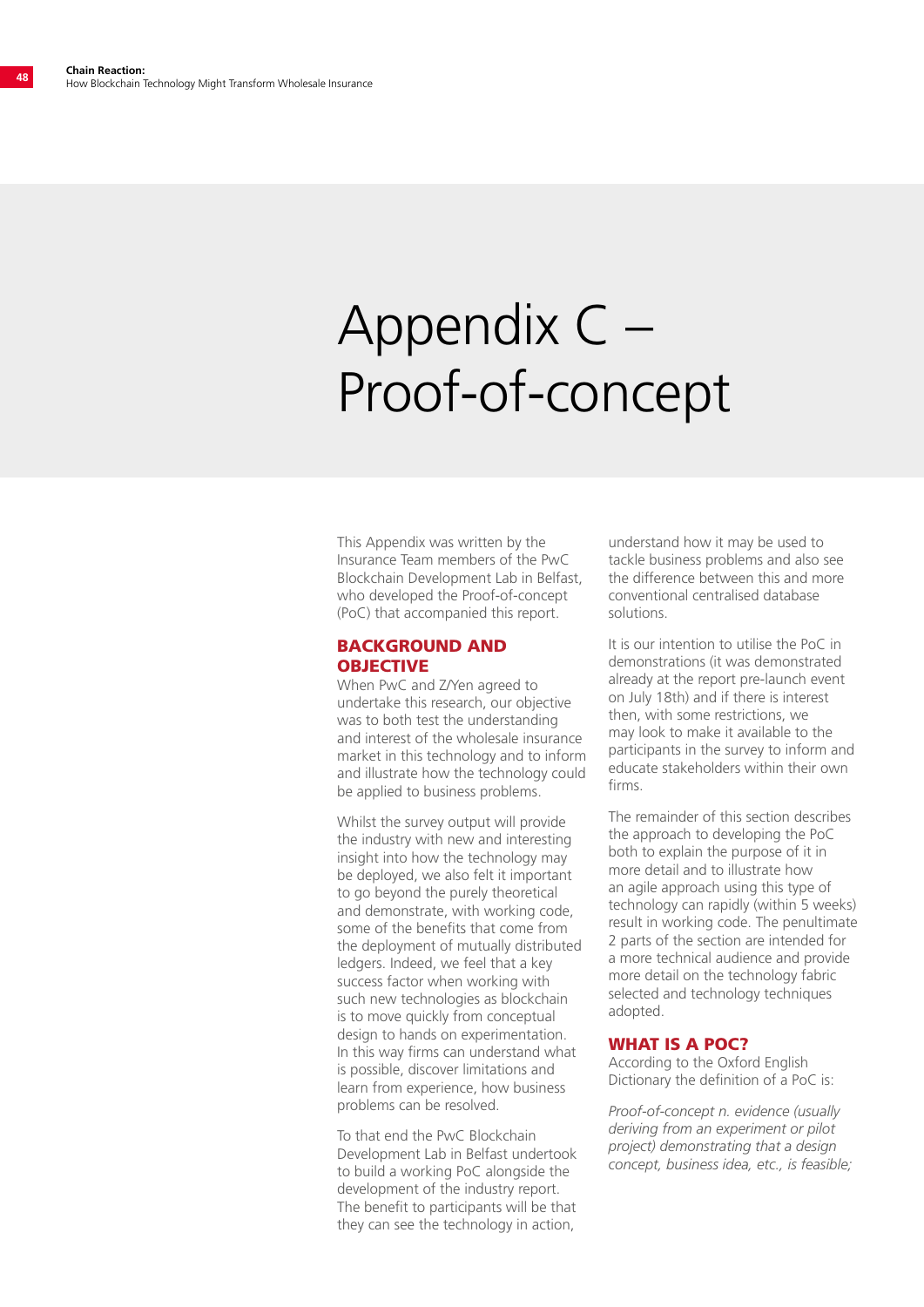# Appendix C – Proof-of-concept

This Appendix was written by the Insurance Team members of the PwC Blockchain Development Lab in Belfast, who developed the Proof-of-concept (PoC) that accompanied this report.

## BACKGROUND AND OBJECTIVE

When PwC and Z/Yen agreed to undertake this research, our objective was to both test the understanding and interest of the wholesale insurance market in this technology and to inform and illustrate how the technology could be applied to business problems.

Whilst the survey output will provide the industry with new and interesting insight into how the technology may be deployed, we also felt it important to go beyond the purely theoretical and demonstrate, with working code, some of the benefits that come from the deployment of mutually distributed ledgers. Indeed, we feel that a key success factor when working with such new technologies as blockchain is to move quickly from conceptual design to hands on experimentation. In this way firms can understand what is possible, discover limitations and learn from experience, how business problems can be resolved.

To that end the PwC Blockchain Development Lab in Belfast undertook to build a working PoC alongside the development of the industry report. The benefit to participants will be that they can see the technology in action, understand how it may be used to tackle business problems and also see the difference between this and more conventional centralised database solutions.

It is our intention to utilise the PoC in demonstrations (it was demonstrated already at the report pre-launch event on July 18th) and if there is interest then, with some restrictions, we may look to make it available to the participants in the survey to inform and educate stakeholders within their own firms.

The remainder of this section describes the approach to developing the PoC both to explain the purpose of it in more detail and to illustrate how an agile approach using this type of technology can rapidly (within 5 weeks) result in working code. The penultimate 2 parts of the section are intended for a more technical audience and provide more detail on the technology fabric selected and technology techniques adopted.

## WHAT IS A POC?

According to the Oxford English Dictionary the definition of a PoC is:

*Proof-of-concept n. evidence (usually deriving from an experiment or pilot project) demonstrating that a design concept, business idea, etc., is feasible;*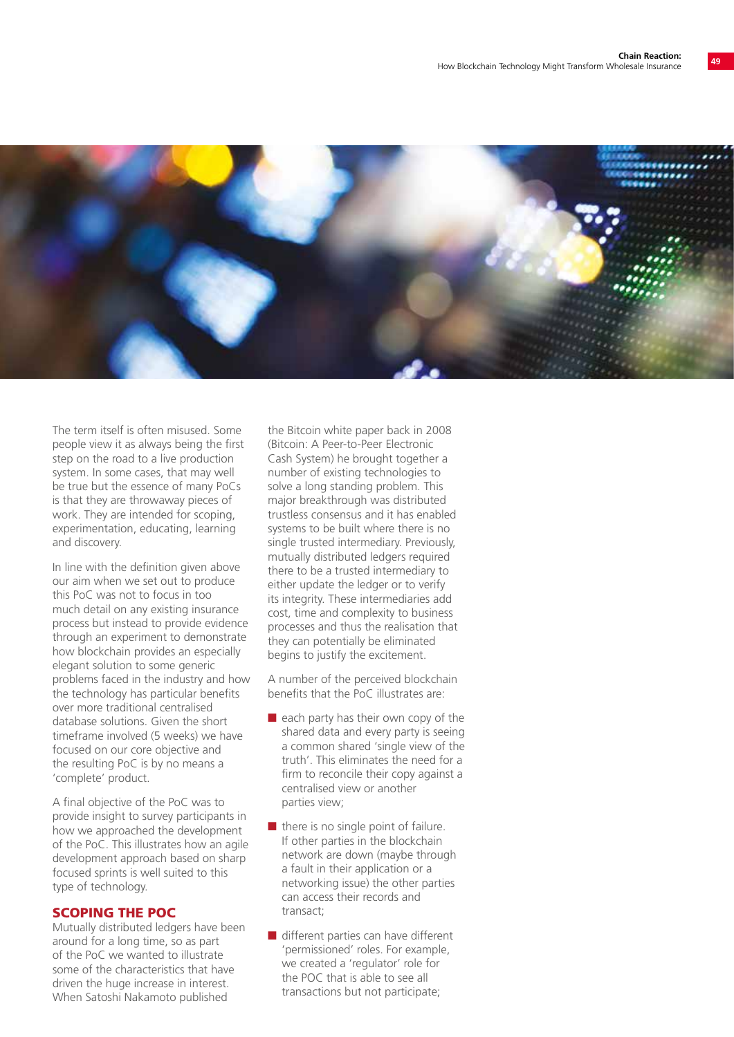The term itself is often misused. Some people view it as always being the first step on the road to a live production system. In some cases, that may well be true but the essence of many PoCs is that they are throwaway pieces of work. They are intended for scoping, experimentation, educating, learning and discovery.

In line with the definition given above our aim when we set out to produce this PoC was not to focus in too much detail on any existing insurance process but instead to provide evidence through an experiment to demonstrate how blockchain provides an especially elegant solution to some generic problems faced in the industry and how the technology has particular benefits over more traditional centralised database solutions. Given the short timeframe involved (5 weeks) we have focused on our core objective and the resulting PoC is by no means a 'complete' product.

A final objective of the PoC was to provide insight to survey participants in how we approached the development of the PoC. This illustrates how an agile development approach based on sharp focused sprints is well suited to this type of technology.

## SCOPING THE POC

Mutually distributed ledgers have been around for a long time, so as part of the PoC we wanted to illustrate some of the characteristics that have driven the huge increase in interest. When Satoshi Nakamoto published the Bitcoin white paper back in 2008 (Bitcoin: A Peer-to-Peer Electronic Cash System) he brought together a number of existing technologies to solve a long standing problem. This major breakthrough was distributed trustless consensus and it has enabled systems to be built where there is no single trusted intermediary. Previously, mutually distributed ledgers required there to be a trusted intermediary to either update the ledger or to verify its integrity. These intermediaries add cost, time and complexity to business processes and thus the realisation that they can potentially be eliminated begins to justify the excitement.

A number of the perceived blockchain benefits that the PoC illustrates are:

- each party has their own copy of the shared data and every party is seeing a common shared 'single view of the truth'. This eliminates the need for a firm to reconcile their copy against a centralised view or another parties view;
- there is no single point of failure. If other parties in the blockchain network are down (maybe through a fault in their application or a networking issue) the other parties can access their records and transact;
- different parties can have different 'permissioned' roles. For example, we created a 'regulator' role for the POC that is able to see all transactions but not participate;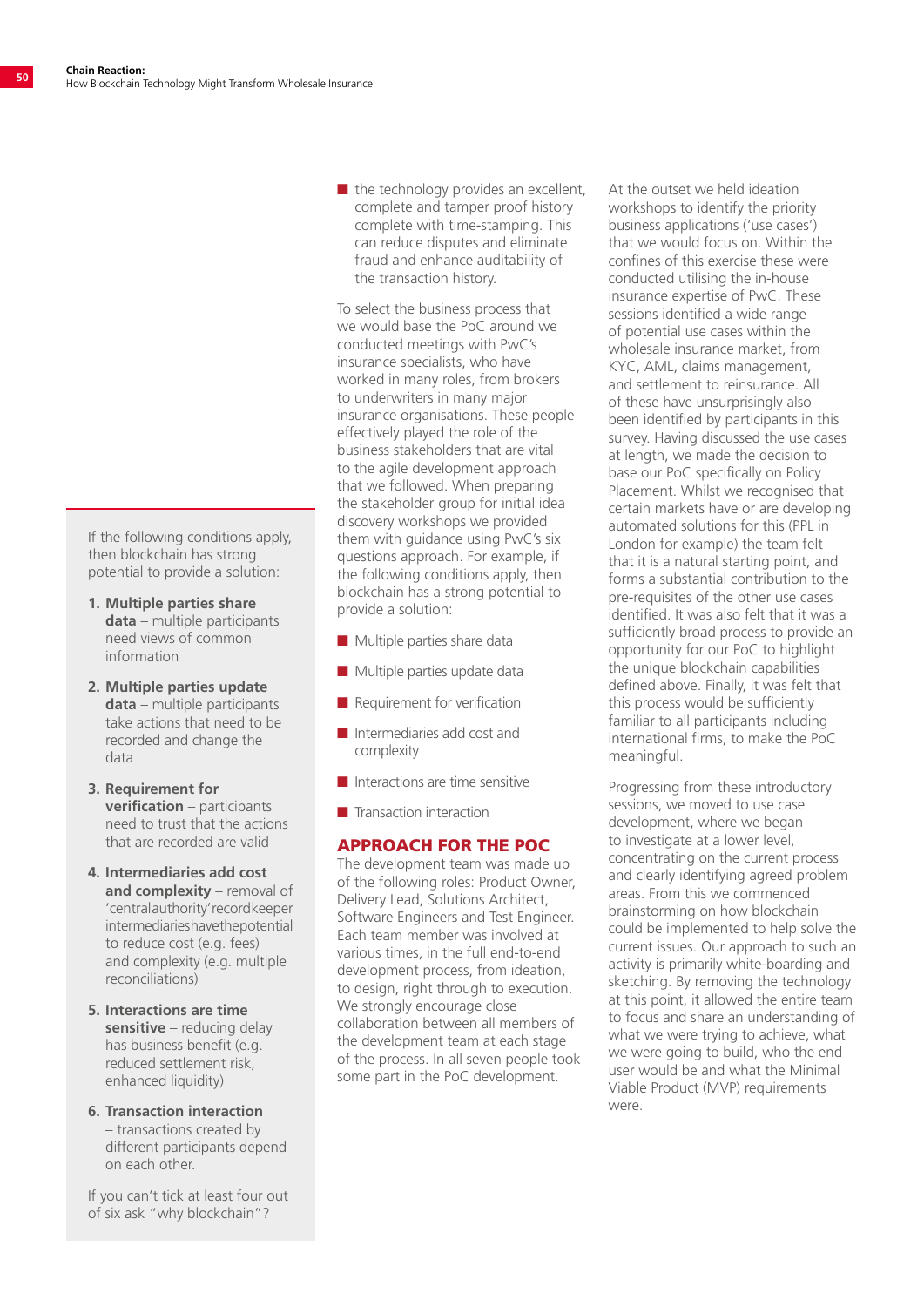- the technology provides an excellent, complete and tamper proof history complete with time-stamping. This can reduce disputes and eliminate fraud and enhance auditability of the transaction history.

To select the business process that we would base the PoC around we conducted meetings with PwC's insurance specialists, who have worked in many roles, from brokers to underwriters in many major insurance organisations. These people effectively played the role of the business stakeholders that are vital to the agile development approach that we followed. When preparing the stakeholder group for initial idea discovery workshops we provided them with guidance using PwC's six questions approach. For example, if the following conditions apply, then blockchain has a strong potential to provide a solution:

- Multiple parties share data
- Multiple parties update data
- Requirement for verification
- Intermediaries add cost and complexity
- Interactions are time sensitive
- Transaction interaction

## APPROACH FOR THE POC

The development team was made up of the following roles: Product Owner, Delivery Lead, Solutions Architect, Software Engineers and Test Engineer. Each team member was involved at various times, in the full end-to-end development process, from ideation, to design, right through to execution. We strongly encourage close collaboration between all members of the development team at each stage of the process. In all seven people took some part in the PoC development.

At the outset we held ideation workshops to identify the priority business applications ('use cases') that we would focus on. Within the confines of this exercise these were conducted utilising the in-house insurance expertise of PwC. These sessions identified a wide range of potential use cases within the wholesale insurance market, from KYC, AML, claims management, and settlement to reinsurance. All of these have unsurprisingly also been identified by participants in this survey. Having discussed the use cases at length, we made the decision to base our PoC specifically on Policy Placement. Whilst we recognised that certain markets have or are developing automated solutions for this (PPL in London for example) the team felt that it is a natural starting point, and forms a substantial contribution to the pre-requisites of the other use cases identified. It was also felt that it was a sufficiently broad process to provide an opportunity for our PoC to highlight the unique blockchain capabilities defined above. Finally, it was felt that this process would be sufficiently familiar to all participants including international firms, to make the PoC meaningful.

Progressing from these introductory sessions, we moved to use case development, where we began to investigate at a lower level, concentrating on the current process and clearly identifying agreed problem areas. From this we commenced brainstorming on how blockchain could be implemented to help solve the current issues. Our approach to such an activity is primarily white-boarding and sketching. By removing the technology at this point, it allowed the entire team to focus and share an understanding of what we were trying to achieve, what we were going to build, who the end user would be and what the Minimal Viable Product (MVP) requirements were.

---

If the following conditions apply, then blockchain has strong potential to provide a solution:

1. **Multiple parties share data** – multiple participants need views of common information
2. **Multiple parties update data** – multiple participants take actions that need to be recorded and change the data
3. **Requirement for verification** – participants need to trust that the actions that are recorded are valid
4. **Intermediaries add cost and complexity** – removal of 'central authority' record keeper intermediaries have the potential to reduce cost (e.g. fees) and complexity (e.g. multiple reconciliations)
5. **Interactions are time sensitive** – reducing delay has business benefit (e.g. reduced settlement risk, enhanced liquidity)
6. **Transaction interaction** – transactions created by different participants depend on each other.

If you can't tick at least four out of six ask "why blockchain"?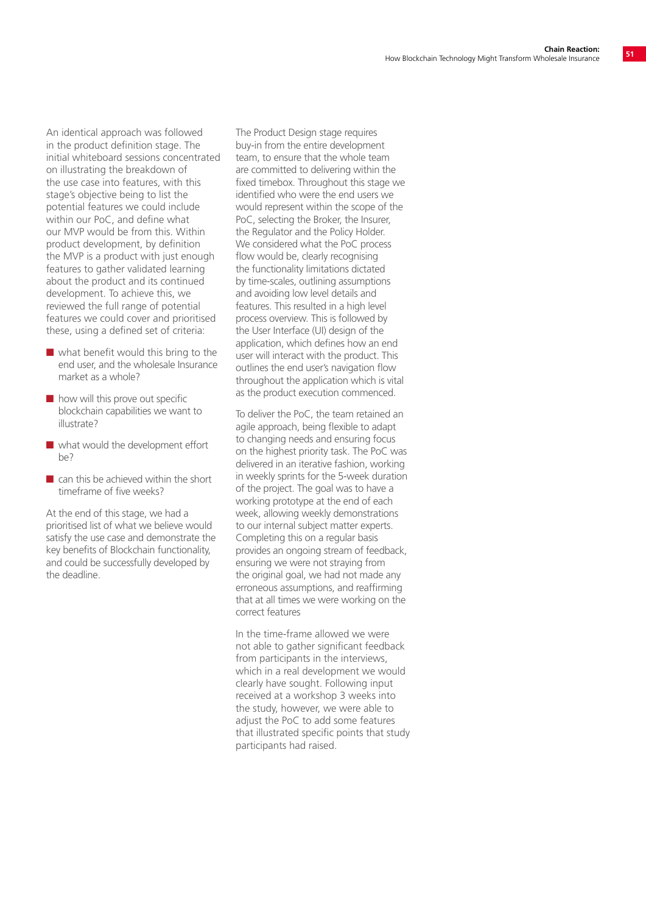An identical approach was followed in the product definition stage. The initial whiteboard sessions concentrated on illustrating the breakdown of the use case into features, with this stage's objective being to list the potential features we could include within our PoC, and define what our MVP would be from this. Within product development, by definition the MVP is a product with just enough features to gather validated learning about the product and its continued development. To achieve this, we reviewed the full range of potential features we could cover and prioritised these, using a defined set of criteria:

- what benefit would this bring to the end user, and the wholesale Insurance market as a whole?
- how will this prove out specific blockchain capabilities we want to illustrate?
- what would the development effort be?
- can this be achieved within the short timeframe of five weeks?

At the end of this stage, we had a prioritised list of what we believe would satisfy the use case and demonstrate the key benefits of Blockchain functionality, and could be successfully developed by the deadline.

The Product Design stage requires buy-in from the entire development team, to ensure that the whole team are committed to delivering within the fixed timebox. Throughout this stage we identified who were the end users we would represent within the scope of the PoC, selecting the Broker, the Insurer, the Regulator and the Policy Holder. We considered what the PoC process flow would be, clearly recognising the functionality limitations dictated by time-scales, outlining assumptions and avoiding low level details and features. This resulted in a high level process overview. This is followed by the User Interface (UI) design of the application, which defines how an end user will interact with the product. This outlines the end user's navigation flow throughout the application which is vital as the product execution commenced.

To deliver the PoC, the team retained an agile approach, being flexible to adapt to changing needs and ensuring focus on the highest priority task. The PoC was delivered in an iterative fashion, working in weekly sprints for the 5-week duration of the project. The goal was to have a working prototype at the end of each week, allowing weekly demonstrations to our internal subject matter experts. Completing this on a regular basis provides an ongoing stream of feedback, ensuring we were not straying from the original goal, we had not made any erroneous assumptions, and reaffirming that at all times we were working on the correct features

In the time-frame allowed we were not able to gather significant feedback from participants in the interviews, which in a real development we would clearly have sought. Following input received at a workshop 3 weeks into the study, however, we were able to adjust the PoC to add some features that illustrated specific points that study participants had raised.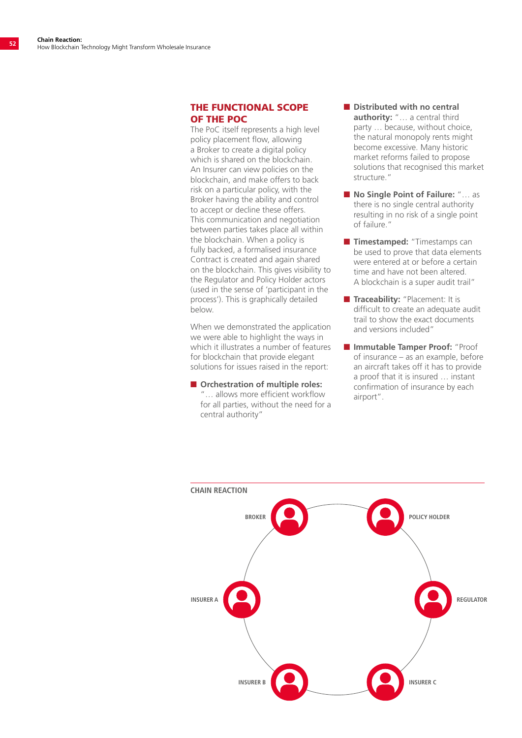## THE FUNCTIONAL SCOPE OF THE POC

The PoC itself represents a high level policy placement flow, allowing a Broker to create a digital policy which is shared on the blockchain. An Insurer can view policies on the blockchain, and make offers to back risk on a particular policy, with the Broker having the ability and control to accept or decline these offers. This communication and negotiation between parties takes place all within the blockchain. When a policy is fully backed, a formalised insurance Contract is created and again shared on the blockchain. This gives visibility to the Regulator and Policy Holder actors (used in the sense of 'participant in the process'). This is graphically detailed below.

When we demonstrated the application we were able to highlight the ways in which it illustrates a number of features for blockchain that provide elegant solutions for issues raised in the report:

- **Orchestration of multiple roles:** "… allows more efficient workflow for all parties, without the need for a central authority"
- **Distributed with no central authority:** "… a central third party … because, without choice, the natural monopoly rents might become excessive. Many historic market reforms failed to propose solutions that recognised this market structure."
- **No Single Point of Failure:** "… as there is no single central authority resulting in no risk of a single point of failure."
- **Timestamped:** "Timestamps can be used to prove that data elements were entered at or before a certain time and have not been altered. A blockchain is a super audit trail"
- **Traceability:** "Placement: It is difficult to create an adequate audit trail to show the exact documents and versions included"
- **Immutable Tamper Proof:** "Proof of insurance – as an example, before an aircraft takes off it has to provide a proof that it is insured … instant confirmation of insurance by each airport".

**CHAIN REACTION**

BROKER, POLICY HOLDER, INSURER A, REGULATOR, INSURER B, INSURER C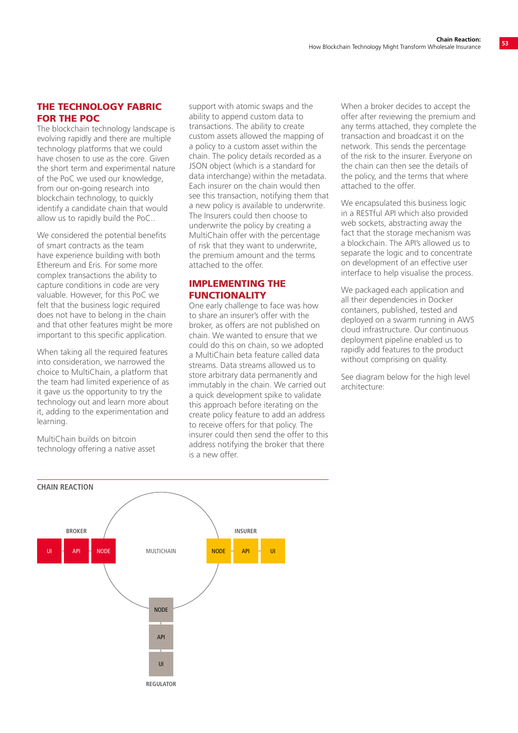## THE TECHNOLOGY FABRIC FOR THE POC

The blockchain technology landscape is evolving rapidly and there are multiple technology platforms that we could have chosen to use as the core. Given the short term and experimental nature of the PoC we used our knowledge, from our on-going research into blockchain technology, to quickly identify a candidate chain that would allow us to rapidly build the PoC..

We considered the potential benefits of smart contracts as the team have experience building with both Ethereum and Eris. For some more complex transactions the ability to capture conditions in code are very valuable. However, for this PoC we felt that the business logic required does not have to belong in the chain and that other features might be more important to this specific application.

When taking all the required features into consideration, we narrowed the choice to MultiChain, a platform that the team had limited experience of as it gave us the opportunity to try the technology out and learn more about it, adding to the experimentation and learning.

MultiChain builds on bitcoin technology offering a native asset support with atomic swaps and the ability to append custom data to transactions. The ability to create custom assets allowed the mapping of a policy to a custom asset within the chain. The policy details recorded as a JSON object (which is a standard for data interchange) within the metadata. Each insurer on the chain would then see this transaction, notifying them that a new policy is available to underwrite. The Insurers could then choose to underwrite the policy by creating a MultiChain offer with the percentage of risk that they want to underwrite, the premium amount and the terms attached to the offer.

## IMPLEMENTING THE FUNCTIONALITY

One early challenge to face was how to share an insurer's offer with the broker, as offers are not published on chain. We wanted to ensure that we could do this on chain, so we adopted a MultiChain beta feature called data streams. Data streams allowed us to store arbitrary data permanently and immutably in the chain. We carried out a quick development spike to validate this approach before iterating on the create policy feature to add an address to receive offers for that policy. The insurer could then send the offer to this address notifying the broker that there is a new offer.

When a broker decides to accept the offer after reviewing the premium and any terms attached, they complete the transaction and broadcast it on the network. This sends the percentage of the risk to the insurer. Everyone on the chain can then see the details of the policy, and the terms that where attached to the offer.

We encapsulated this business logic in a RESTful API which also provided web sockets, abstracting away the fact that the storage mechanism was a blockchain. The API's allowed us to separate the logic and to concentrate on development of an effective user interface to help visualise the process.

We packaged each application and all their dependencies in Docker containers, published, tested and deployed on a swarm running in AWS cloud infrastructure. Our continuous deployment pipeline enabled us to rapidly add features to the product without comprising on quality.

See diagram below for the high level architecture:

**CHAIN REACTION**

BROKER: UI – API – NODE

MULTICHAIN

INSURER: NODE – API – UI

REGULATOR: NODE – API – UI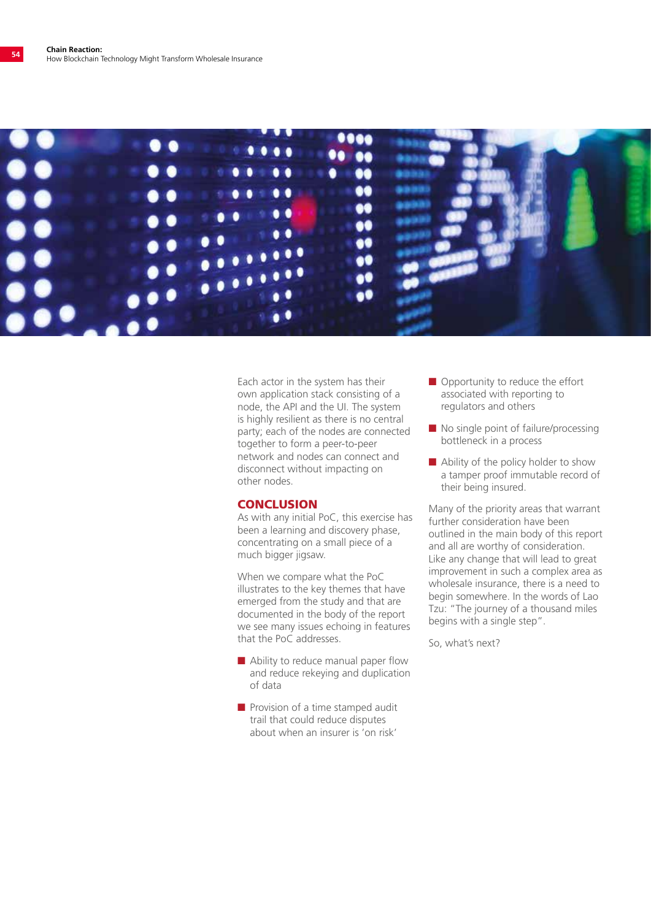Each actor in the system has their own application stack consisting of a node, the API and the UI. The system is highly resilient as there is no central party; each of the nodes are connected together to form a peer-to-peer network and nodes can connect and disconnect without impacting on other nodes.

## CONCLUSION

As with any initial PoC, this exercise has been a learning and discovery phase, concentrating on a small piece of a much bigger jigsaw.

When we compare what the PoC illustrates to the key themes that have emerged from the study and that are documented in the body of the report we see many issues echoing in features that the PoC addresses.

- Ability to reduce manual paper flow and reduce rekeying and duplication of data
- Provision of a time stamped audit trail that could reduce disputes about when an insurer is 'on risk'
- Opportunity to reduce the effort associated with reporting to regulators and others
- No single point of failure/processing bottleneck in a process
- Ability of the policy holder to show a tamper proof immutable record of their being insured.

Many of the priority areas that warrant further consideration have been outlined in the main body of this report and all are worthy of consideration. Like any change that will lead to great improvement in such a complex area as wholesale insurance, there is a need to begin somewhere. In the words of Lao Tzu: "The journey of a thousand miles begins with a single step".

So, what's next?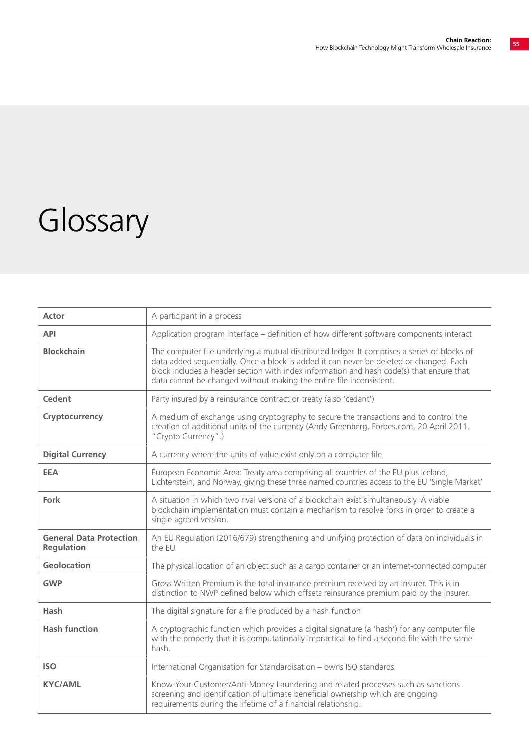# Glossary

| | |
|---|---|
| **Actor** | A participant in a process |
| **API** | Application program interface – definition of how different software components interact |
| **Blockchain** | The computer file underlying a mutual distributed ledger. It comprises a series of blocks of data added sequentially. Once a block is added it can never be deleted or changed. Each block includes a header section with index information and hash code(s) that ensure that data cannot be changed without making the entire file inconsistent. |
| **Cedent** | Party insured by a reinsurance contract or treaty (also 'cedant') |
| **Cryptocurrency** | A medium of exchange using cryptography to secure the transactions and to control the creation of additional units of the currency (Andy Greenberg, Forbes.com, 20 April 2011. "Crypto Currency".) |
| **Digital Currency** | A currency where the units of value exist only on a computer file |
| **EEA** | European Economic Area: Treaty area comprising all countries of the EU plus Iceland, Lichtenstein, and Norway, giving these three named countries access to the EU 'Single Market' |
| **Fork** | A situation in which two rival versions of a blockchain exist simultaneously. A viable blockchain implementation must contain a mechanism to resolve forks in order to create a single agreed version. |
| **General Data Protection Regulation** | An EU Regulation (2016/679) strengthening and unifying protection of data on individuals in the EU |
| **Geolocation** | The physical location of an object such as a cargo container or an internet-connected computer |
| **GWP** | Gross Written Premium is the total insurance premium received by an insurer. This is in distinction to NWP defined below which offsets reinsurance premium paid by the insurer. |
| **Hash** | The digital signature for a file produced by a hash function |
| **Hash function** | A cryptographic function which provides a digital signature (a 'hash') for any computer file with the property that it is computationally impractical to find a second file with the same hash. |
| **ISO** | International Organisation for Standardisation – owns ISO standards |
| **KYC/AML** | Know-Your-Customer/Anti-Money-Laundering and related processes such as sanctions screening and identification of ultimate beneficial ownership which are ongoing requirements during the lifetime of a financial relationship. |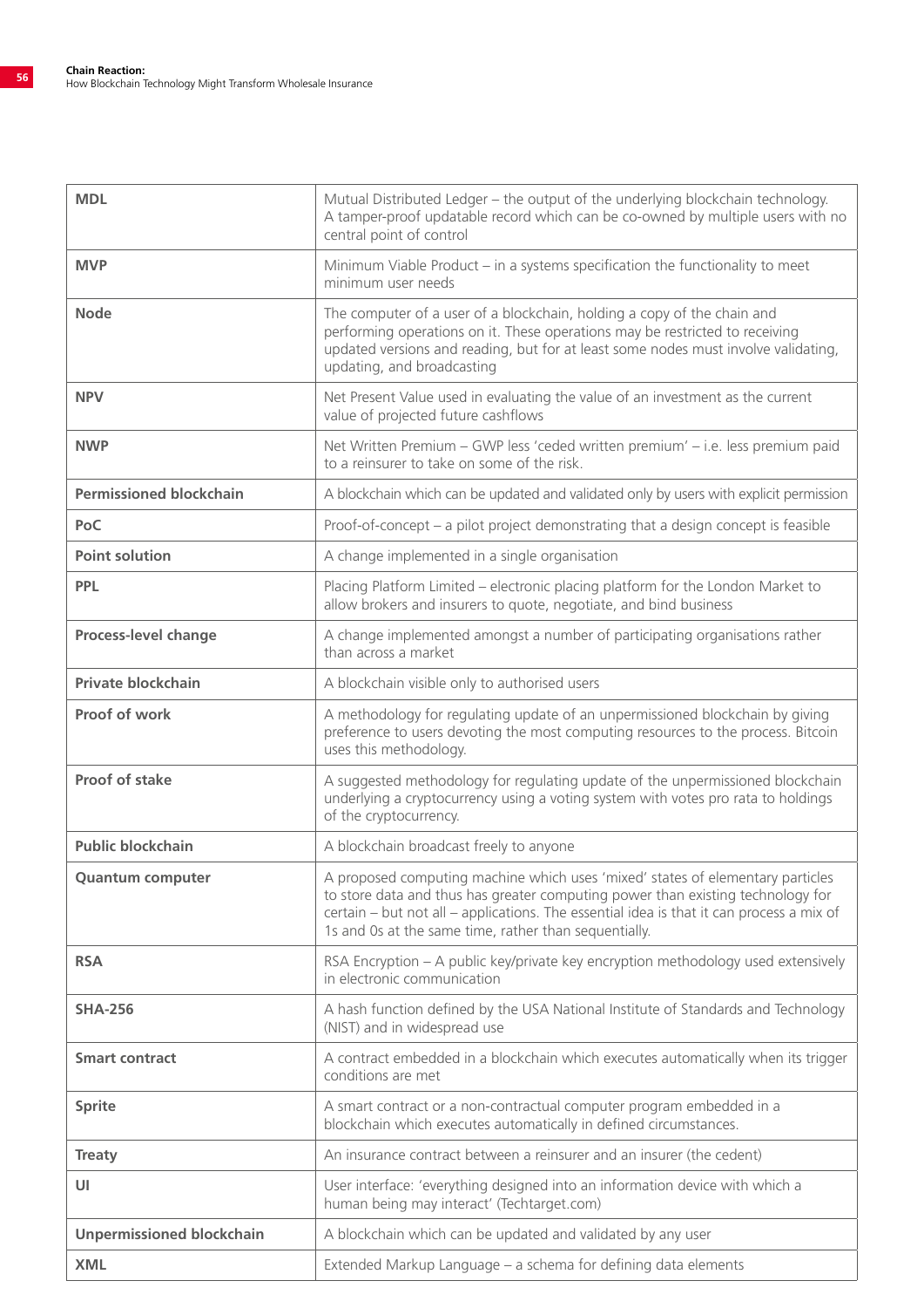| | |
|---|---|
| **MDL** | Mutual Distributed Ledger – the output of the underlying blockchain technology. A tamper-proof updatable record which can be co-owned by multiple users with no central point of control |
| **MVP** | Minimum Viable Product – in a systems specification the functionality to meet minimum user needs |
| **Node** | The computer of a user of a blockchain, holding a copy of the chain and performing operations on it. These operations may be restricted to receiving updated versions and reading, but for at least some nodes must involve validating, updating, and broadcasting |
| **NPV** | Net Present Value used in evaluating the value of an investment as the current value of projected future cashflows |
| **NWP** | Net Written Premium – GWP less 'ceded written premium' – i.e. less premium paid to a reinsurer to take on some of the risk. |
| **Permissioned blockchain** | A blockchain which can be updated and validated only by users with explicit permission |
| **PoC** | Proof-of-concept – a pilot project demonstrating that a design concept is feasible |
| **Point solution** | A change implemented in a single organisation |
| **PPL** | Placing Platform Limited – electronic placing platform for the London Market to allow brokers and insurers to quote, negotiate, and bind business |
| **Process-level change** | A change implemented amongst a number of participating organisations rather than across a market |
| **Private blockchain** | A blockchain visible only to authorised users |
| **Proof of work** | A methodology for regulating update of an unpermissioned blockchain by giving preference to users devoting the most computing resources to the process. Bitcoin uses this methodology. |
| **Proof of stake** | A suggested methodology for regulating update of the unpermissioned blockchain underlying a cryptocurrency using a voting system with votes pro rata to holdings of the cryptocurrency. |
| **Public blockchain** | A blockchain broadcast freely to anyone |
| **Quantum computer** | A proposed computing machine which uses 'mixed' states of elementary particles to store data and thus has greater computing power than existing technology for certain – but not all – applications. The essential idea is that it can process a mix of 1s and 0s at the same time, rather than sequentially. |
| **RSA** | RSA Encryption – A public key/private key encryption methodology used extensively in electronic communication |
| **SHA-256** | A hash function defined by the USA National Institute of Standards and Technology (NIST) and in widespread use |
| **Smart contract** | A contract embedded in a blockchain which executes automatically when its trigger conditions are met |
| **Sprite** | A smart contract or a non-contractual computer program embedded in a blockchain which executes automatically in defined circumstances. |
| **Treaty** | An insurance contract between a reinsurer and an insurer (the cedent) |
| **UI** | User interface: 'everything designed into an information device with which a human being may interact' (Techtarget.com) |
| **Unpermissioned blockchain** | A blockchain which can be updated and validated by any user |
| **XML** | Extended Markup Language – a schema for defining data elements |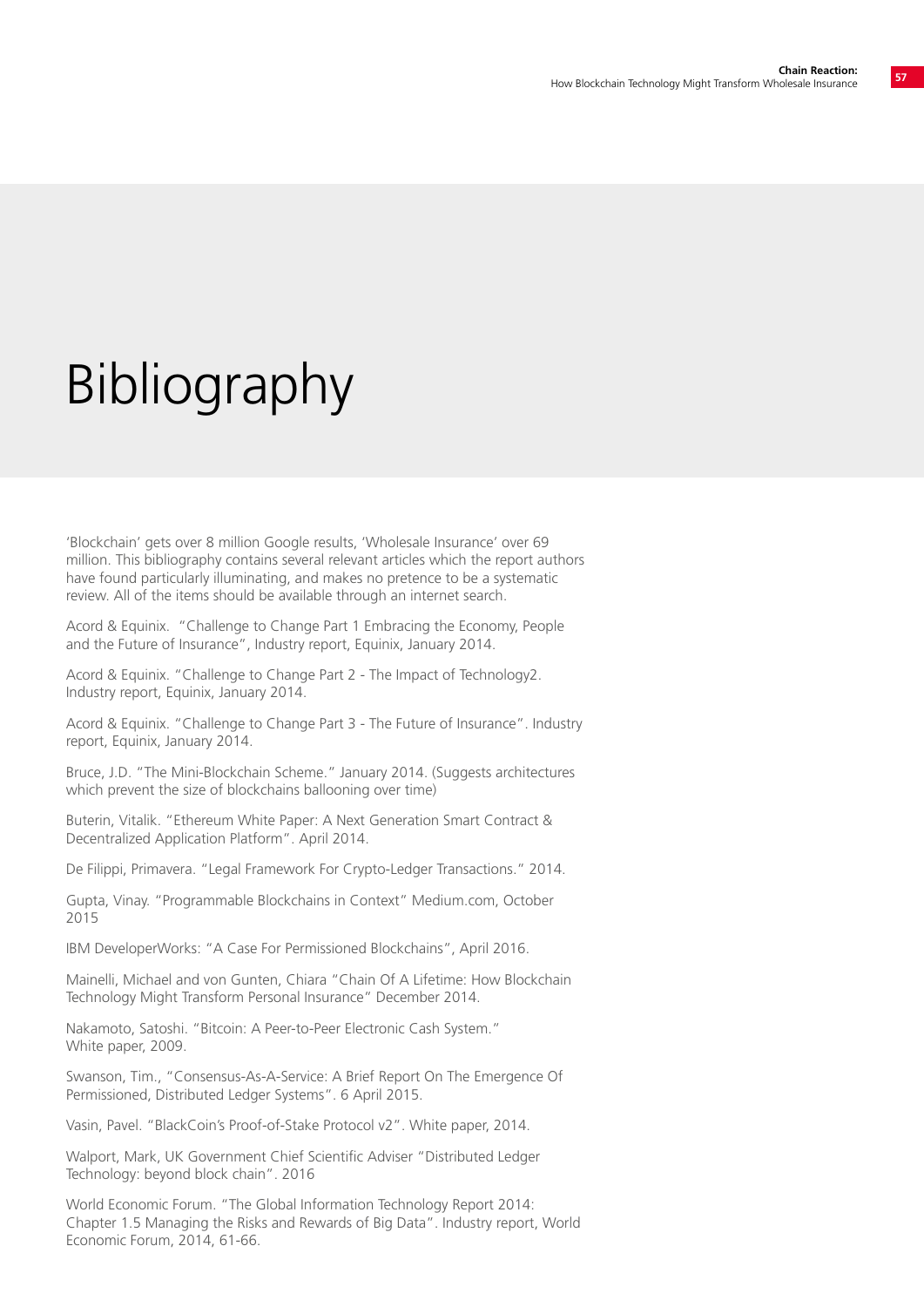# Bibliography

'Blockchain' gets over 8 million Google results, 'Wholesale Insurance' over 69 million. This bibliography contains several relevant articles which the report authors have found particularly illuminating, and makes no pretence to be a systematic review. All of the items should be available through an internet search.

Acord & Equinix. "Challenge to Change Part 1 Embracing the Economy, People and the Future of Insurance", Industry report, Equinix, January 2014.

Acord & Equinix. "Challenge to Change Part 2 - The Impact of Technology2. Industry report, Equinix, January 2014.

Acord & Equinix. "Challenge to Change Part 3 - The Future of Insurance". Industry report, Equinix, January 2014.

Bruce, J.D. "The Mini-Blockchain Scheme." January 2014. (Suggests architectures which prevent the size of blockchains ballooning over time)

Buterin, Vitalik. "Ethereum White Paper: A Next Generation Smart Contract & Decentralized Application Platform". April 2014.

De Filippi, Primavera. "Legal Framework For Crypto-Ledger Transactions." 2014.

Gupta, Vinay. "Programmable Blockchains in Context" Medium.com, October 2015

IBM DeveloperWorks: "A Case For Permissioned Blockchains", April 2016.

Mainelli, Michael and von Gunten, Chiara "Chain Of A Lifetime: How Blockchain Technology Might Transform Personal Insurance" December 2014.

Nakamoto, Satoshi. "Bitcoin: A Peer-to-Peer Electronic Cash System." White paper, 2009.

Swanson, Tim., "Consensus-As-A-Service: A Brief Report On The Emergence Of Permissioned, Distributed Ledger Systems". 6 April 2015.

Vasin, Pavel. "BlackCoin's Proof-of-Stake Protocol v2". White paper, 2014.

Walport, Mark, UK Government Chief Scientific Adviser "Distributed Ledger Technology: beyond block chain". 2016

World Economic Forum. "The Global Information Technology Report 2014: Chapter 1.5 Managing the Risks and Rewards of Big Data". Industry report, World Economic Forum, 2014, 61-66.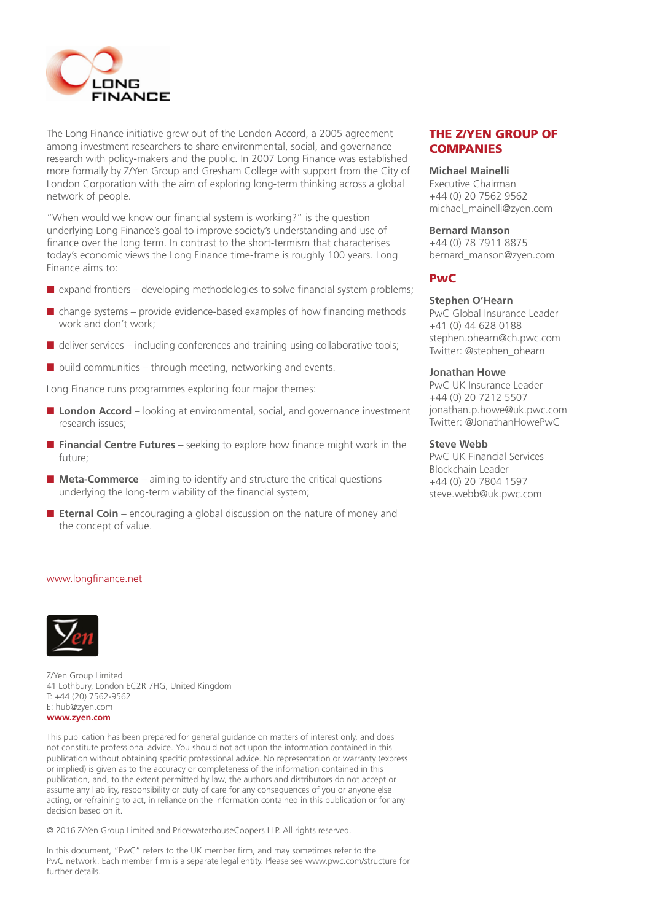LONG FINANCE

The Long Finance initiative grew out of the London Accord, a 2005 agreement among investment researchers to share environmental, social, and governance research with policy-makers and the public. In 2007 Long Finance was established more formally by Z/Yen Group and Gresham College with support from the City of London Corporation with the aim of exploring long-term thinking across a global network of people.

"When would we know our financial system is working?" is the question underlying Long Finance's goal to improve society's understanding and use of finance over the long term. In contrast to the short-termism that characterises today's economic views the Long Finance time-frame is roughly 100 years. Long Finance aims to:

- expand frontiers – developing methodologies to solve financial system problems;
- change systems – provide evidence-based examples of how financing methods work and don't work;
- deliver services – including conferences and training using collaborative tools;
- build communities – through meeting, networking and events.

Long Finance runs programmes exploring four major themes:

- **London Accord** – looking at environmental, social, and governance investment research issues;
- **Financial Centre Futures** – seeking to explore how finance might work in the future;
- **Meta-Commerce** – aiming to identify and structure the critical questions underlying the long-term viability of the financial system;
- **Eternal Coin** – encouraging a global discussion on the nature of money and the concept of value.

www.longfinance.net

Z/Yen Group Limited
41 Lothbury, London EC2R 7HG, United Kingdom
T: +44 (20) 7562-9562
E: hub@zyen.com
**www.zyen.com**

## THE Z/YEN GROUP OF COMPANIES

**Michael Mainelli**
Executive Chairman
+44 (0) 20 7562 9562
michael_mainelli@zyen.com

**Bernard Manson**
+44 (0) 78 7911 8875
bernard_manson@zyen.com

## PwC

**Stephen O'Hearn**
PwC Global Insurance Leader
+41 (0) 44 628 0188
stephen.ohearn@ch.pwc.com
Twitter: @stephen_ohearn

**Jonathan Howe**
PwC UK Insurance Leader
+44 (0) 20 7212 5507
jonathan.p.howe@uk.pwc.com
Twitter: @JonathanHowePwC

**Steve Webb**
PwC UK Financial Services Blockchain Leader
+44 (0) 20 7804 1597
steve.webb@uk.pwc.com

This publication has been prepared for general guidance on matters of interest only, and does not constitute professional advice. You should not act upon the information contained in this publication without obtaining specific professional advice. No representation or warranty (express or implied) is given as to the accuracy or completeness of the information contained in this publication, and, to the extent permitted by law, the authors and distributors do not accept or assume any liability, responsibility or duty of care for any consequences of you or anyone else acting, or refraining to act, in reliance on the information contained in this publication or for any decision based on it.

© 2016 Z/Yen Group Limited and PricewaterhouseCoopers LLP. All rights reserved.

In this document, "PwC" refers to the UK member firm, and may sometimes refer to the PwC network. Each member firm is a separate legal entity. Please see www.pwc.com/structure for further details.